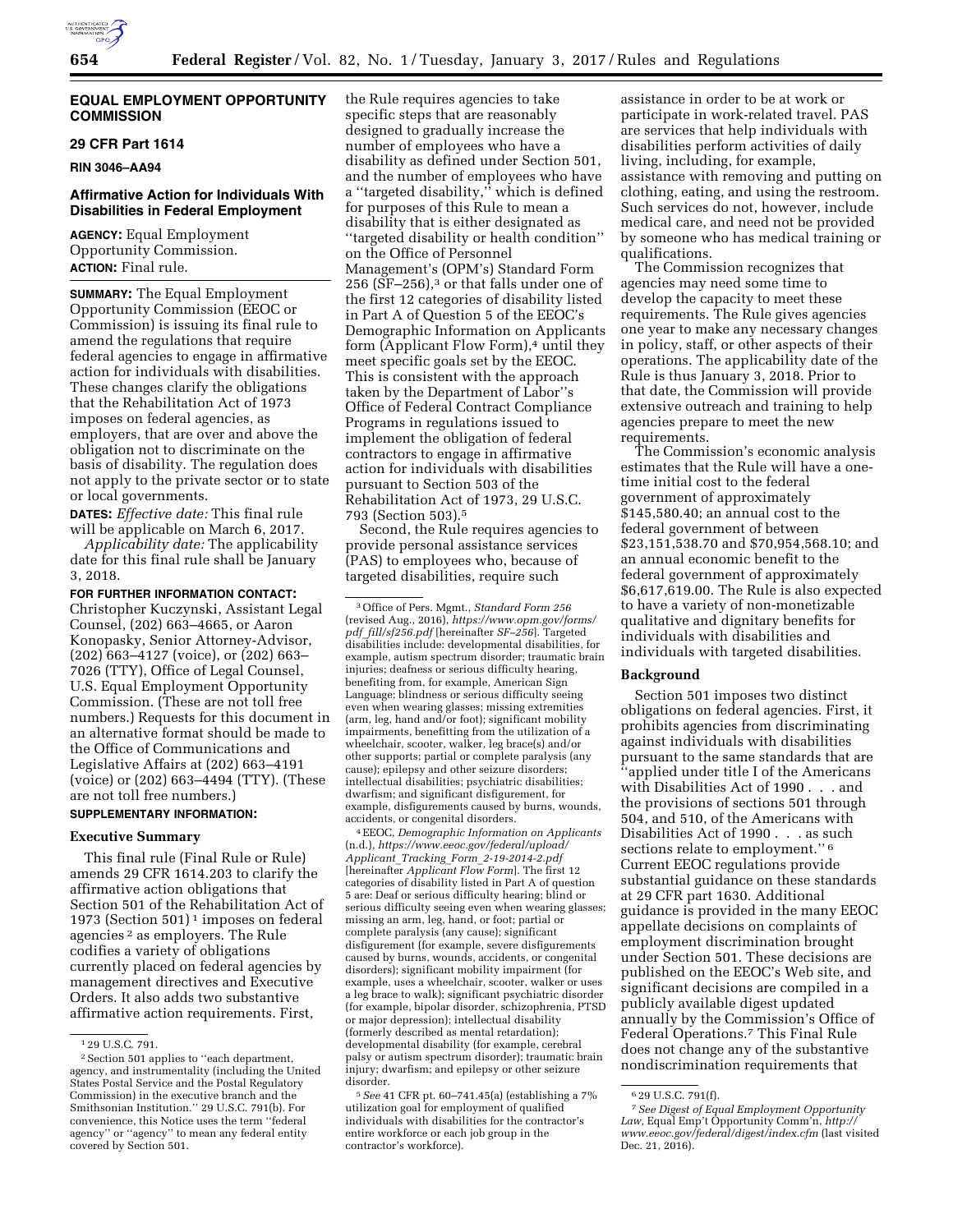## EQUAL EMPLOYMENT OPPORTUNITY COMMISSION

### 29 CFR Part 1614

**RIN 3046–AA94**

### Affirmative Action for Individuals With Disabilities in Federal Employment

**AGENCY:** Equal Employment Opportunity Commission.

**ACTION:** Final rule.

**SUMMARY:** The Equal Employment Opportunity Commission (EEOC or Commission) is issuing its final rule to amend the regulations that require federal agencies to engage in affirmative action for individuals with disabilities. These changes clarify the obligations that the Rehabilitation Act of 1973 imposes on federal agencies, as employers, that are over and above the obligation not to discriminate on the basis of disability. The regulation does not apply to the private sector or to state or local governments.

**DATES:** *Effective date:* This final rule will be applicable on March 6, 2017.

*Applicability date:* The applicability date for this final rule shall be January 3, 2018.

**FOR FURTHER INFORMATION CONTACT:** Christopher Kuczynski, Assistant Legal Counsel, (202) 663–4665, or Aaron Konopasky, Senior Attorney-Advisor, (202) 663–4127 (voice), or (202) 663–7026 (TTY), Office of Legal Counsel, U.S. Equal Employment Opportunity Commission. (These are not toll free numbers.) Requests for this document in an alternative format should be made to the Office of Communications and Legislative Affairs at (202) 663–4191 (voice) or (202) 663–4494 (TTY). (These are not toll free numbers.)

**SUPPLEMENTARY INFORMATION:**

#### Executive Summary

This final rule (Final Rule or Rule) amends 29 CFR 1614.203 to clarify the affirmative action obligations that Section 501 of the Rehabilitation Act of 1973 (Section 501) [1] imposes on federal agencies [2] as employers. The Rule codifies a variety of obligations currently placed on federal agencies by management directives and Executive Orders. It also adds two substantive affirmative action requirements. First, the Rule requires agencies to take specific steps that are reasonably designed to gradually increase the number of employees who have a disability as defined under Section 501, and the number of employees who have a "targeted disability," which is defined for purposes of this Rule to mean a disability that is either designated as "targeted disability or health condition" on the Office of Personnel Management's (OPM's) Standard Form 256 (SF–256),[3] or that falls under one of the first 12 categories of disability listed in Part A of Question 5 of the EEOC's Demographic Information on Applicants form (Applicant Flow Form),[4] until they meet specific goals set by the EEOC. This is consistent with the approach taken by the Department of Labor''s Office of Federal Contract Compliance Programs in regulations issued to implement the obligation of federal contractors to engage in affirmative action for individuals with disabilities pursuant to Section 503 of the Rehabilitation Act of 1973, 29 U.S.C. 793 (Section 503).[5]

Second, the Rule requires agencies to provide personal assistance services (PAS) to employees who, because of targeted disabilities, require such assistance in order to be at work or participate in work-related travel. PAS are services that help individuals with disabilities perform activities of daily living, including, for example, assistance with removing and putting on clothing, eating, and using the restroom. Such services do not, however, include medical care, and need not be provided by someone who has medical training or qualifications.

The Commission recognizes that agencies may need some time to develop the capacity to meet these requirements. The Rule gives agencies one year to make any necessary changes in policy, staff, or other aspects of their operations. The applicability date of the Rule is thus January 3, 2018. Prior to that date, the Commission will provide extensive outreach and training to help agencies prepare to meet the new requirements.

The Commission's economic analysis estimates that the Rule will have a one-time initial cost to the federal government of approximately $145,580.40; an annual cost to the federal government of between $23,151,538.70 and $70,954,568.10; and an annual economic benefit to the federal government of approximately $6,617,619.00. The Rule is also expected to have a variety of non-monetizable qualitative and dignitary benefits for individuals with disabilities and individuals with targeted disabilities.

#### Background

Section 501 imposes two distinct obligations on federal agencies. First, it prohibits agencies from discriminating against individuals with disabilities pursuant to the same standards that are "applied under title I of the Americans with Disabilities Act of 1990 . . . and the provisions of sections 501 through 504, and 510, of the Americans with Disabilities Act of 1990 . . . as such sections relate to employment." [6] Current EEOC regulations provide substantial guidance on these standards at 29 CFR part 1630. Additional guidance is provided in the many EEOC appellate decisions on complaints of employment discrimination brought under Section 501. These decisions are published on the EEOC's Web site, and significant decisions are compiled in a publicly available digest updated annually by the Commission's Office of Federal Operations.[7] This Final Rule does not change any of the substantive nondiscrimination requirements that

---

[1] 29 U.S.C. 791.

[2] Section 501 applies to "each department, agency, and instrumentality (including the United States Postal Service and the Postal Regulatory Commission) in the executive branch and the Smithsonian Institution." 29 U.S.C. 791(b). For convenience, this Notice uses the term "federal agency" or "agency" to mean any federal entity covered by Section 501.

[3] Office of Pers. Mgmt., *Standard Form 256* (revised Aug., 2016), *https://www.opm.gov/forms/pdf_fill/sf256.pdf* [hereinafter *SF–256*]. Targeted disabilities include: developmental disabilities, for example, autism spectrum disorder; traumatic brain injuries; deafness or serious difficulty hearing, benefiting from, for example, American Sign Language; blindness or serious difficulty seeing even when wearing glasses; missing extremities (arm, leg, hand and/or foot); significant mobility impairments, benefitting from the utilization of a wheelchair, scooter, walker, leg brace(s) and/or other supports; partial or complete paralysis (any cause); epilepsy and other seizure disorders; intellectual disabilities; psychiatric disabilities; dwarfism; and significant disfigurement, for example, disfigurements caused by burns, wounds, accidents, or congenital disorders.

[4] EEOC, *Demographic Information on Applicants* (n.d.), *https://www.eeoc.gov/federal/upload/Applicant_Tracking_Form_2-19-2014-2.pdf* [hereinafter *Applicant Flow Form*]. The first 12 categories of disability listed in Part A of question 5 are: Deaf or serious difficulty hearing; blind or serious difficulty seeing even when wearing glasses; missing an arm, leg, hand, or foot; partial or complete paralysis (any cause); significant disfigurement (for example, severe disfigurements caused by burns, wounds, accidents, or congenital disorders); significant mobility impairment (for example, uses a wheelchair, scooter, walker or uses a leg brace to walk); significant psychiatric disorder (for example, bipolar disorder, schizophrenia, PTSD or major depression); intellectual disability (formerly described as mental retardation); developmental disability (for example, cerebral palsy or autism spectrum disorder); traumatic brain injury; dwarfism; and epilepsy or other seizure disorder.

[5] *See* 41 CFR pt. 60–741.45(a) (establishing a 7% utilization goal for employment of qualified individuals with disabilities for the contractor's entire workforce or each job group in the contractor's workforce).

[6] 29 U.S.C. 791(f).

[7] *See Digest of Equal Employment Opportunity Law*, Equal Emp't Opportunity Comm'n, *http://www.eeoc.gov/federal/digest/index.cfm* (last visited Dec. 21, 2016).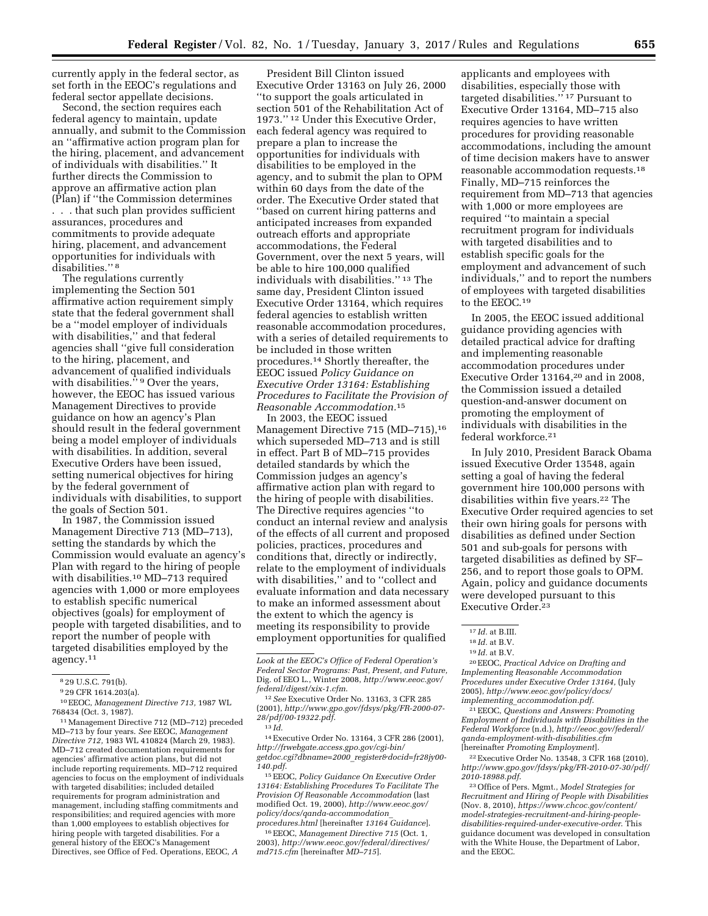currently apply in the federal sector, as set forth in the EEOC's regulations and federal sector appellate decisions.

Second, the section requires each federal agency to maintain, update annually, and submit to the Commission an ''affirmative action program plan for the hiring, placement, and advancement of individuals with disabilities.'' It further directs the Commission to approve an affirmative action plan (Plan) if ''the Commission determines . . . that such plan provides sufficient assurances, procedures and commitments to provide adequate hiring, placement, and advancement opportunities for individuals with disabilities.'' [8]

The regulations currently implementing the Section 501 affirmative action requirement simply state that the federal government shall be a ''model employer of individuals with disabilities,'' and that federal agencies shall ''give full consideration to the hiring, placement, and advancement of qualified individuals with disabilities.'' [9] Over the years, however, the EEOC has issued various Management Directives to provide guidance on how an agency's Plan should result in the federal government being a model employer of individuals with disabilities. In addition, several Executive Orders have been issued, setting numerical objectives for hiring by the federal government of individuals with disabilities, to support the goals of Section 501.

In 1987, the Commission issued Management Directive 713 (MD–713), setting the standards by which the Commission would evaluate an agency's Plan with regard to the hiring of people with disabilities.[10] MD–713 required agencies with 1,000 or more employees to establish specific numerical objectives (goals) for employment of people with targeted disabilities, and to report the number of people with targeted disabilities employed by the agency.[11]

President Bill Clinton issued Executive Order 13163 on July 26, 2000 ''to support the goals articulated in section 501 of the Rehabilitation Act of 1973.'' [12] Under this Executive Order, each federal agency was required to prepare a plan to increase the opportunities for individuals with disabilities to be employed in the agency, and to submit the plan to OPM within 60 days from the date of the order. The Executive Order stated that ''based on current hiring patterns and anticipated increases from expanded outreach efforts and appropriate accommodations, the Federal Government, over the next 5 years, will be able to hire 100,000 qualified individuals with disabilities.'' [13] The same day, President Clinton issued Executive Order 13164, which requires federal agencies to establish written reasonable accommodation procedures, with a series of detailed requirements to be included in those written procedures.[14] Shortly thereafter, the EEOC issued *Policy Guidance on Executive Order 13164: Establishing Procedures to Facilitate the Provision of Reasonable Accommodation*.[15]

In 2003, the EEOC issued Management Directive 715 (MD–715),[16] which superseded MD–713 and is still in effect. Part B of MD–715 provides detailed standards by which the Commission judges an agency's affirmative action plan with regard to the hiring of people with disabilities. The Directive requires agencies ''to conduct an internal review and analysis of the effects of all current and proposed policies, practices, procedures and conditions that, directly or indirectly, relate to the employment of individuals with disabilities,'' and to ''collect and evaluate information and data necessary to make an informed assessment about the extent to which the agency is meeting its responsibility to provide employment opportunities for qualified applicants and employees with disabilities, especially those with targeted disabilities.'' [17] Pursuant to Executive Order 13164, MD–715 also requires agencies to have written procedures for providing reasonable accommodations, including the amount of time decision makers have to answer reasonable accommodation requests.[18] Finally, MD–715 reinforces the requirement from MD–713 that agencies with 1,000 or more employees are required ''to maintain a special recruitment program for individuals with targeted disabilities and to establish specific goals for the employment and advancement of such individuals,'' and to report the numbers of employees with targeted disabilities to the EEOC.[19]

In 2005, the EEOC issued additional guidance providing agencies with detailed practical advice for drafting and implementing reasonable accommodation procedures under Executive Order 13164,[20] and in 2008, the Commission issued a detailed question-and-answer document on promoting the employment of individuals with disabilities in the federal workforce.[21]

In July 2010, President Barack Obama issued Executive Order 13548, again setting a goal of having the federal government hire 100,000 persons with disabilities within five years.[22] The Executive Order required agencies to set their own hiring goals for persons with disabilities as defined under Section 501 and sub-goals for persons with targeted disabilities as defined by SF–256, and to report those goals to OPM. Again, policy and guidance documents were developed pursuant to this Executive Order.[23]

---

[8] 29 U.S.C. 791(b).

[9] 29 CFR 1614.203(a).

[10] EEOC, *Management Directive 713,* 1987 WL 768434 (Oct. 3, 1987).

[11] Management Directive 712 (MD–712) preceded MD–713 by four years. *See* EEOC, *Management Directive 712,* 1983 WL 410824 (March 29, 1983). MD–712 created documentation requirements for agencies' affirmative action plans, but did not include reporting requirements. MD–712 required agencies to focus on the employment of individuals with targeted disabilities; included detailed requirements for program administration and management, including staffing commitments and responsibilities; and required agencies with more than 1,000 employees to establish objectives for hiring people with targeted disabilities. For a general history of the EEOC's Management Directives, see Office of Fed. Operations, EEOC, *A Look at the EEOC's Office of Federal Operation's Federal Sector Programs: Past, Present, and Future,* Dig. of EEO L., Winter 2008, *http://www.eeoc.gov/federal/digest/xix-1.cfm.*

[12] *See* Executive Order No. 13163, 3 CFR 285 (2001), *http://www.gpo.gov/fdsys/pkg/FR-2000-07-28/pdf/00-19322.pdf.*

[13] *Id.*

[14] Executive Order No. 13164, 3 CFR 286 (2001), *http://frwebgate.access.gpo.gov/cgi-bin/getdoc.cgi?dbname=2000_register&docid=fr28jy00-140.pdf.*

[15] EEOC, *Policy Guidance On Executive Order 13164: Establishing Procedures To Facilitate The Provision Of Reasonable Accommodation* (last modified Oct. 19, 2000), *http://www.eeoc.gov/policy/docs/qanda-accommodation_procedures.html* [hereinafter *13164 Guidance*].

[16] EEOC, *Management Directive 715* (Oct. 1, 2003), *http://www.eeoc.gov/federal/directives/md715.cfm* [hereinafter *MD–715*].

[17] *Id.* at B.III.

[18] *Id.* at B.V.

[19] *Id.* at B.V.

[20] EEOC, *Practical Advice on Drafting and Implementing Reasonable Accommodation Procedures under Executive Order 13164,* (July 2005), *http://www.eeoc.gov/policy/docs/implementing_accommodation.pdf.*

[21] EEOC, *Questions and Answers: Promoting Employment of Individuals with Disabilities in the Federal Workforce* (n.d.), *http://eeoc.gov/federal/qanda-employment-with-disabilities.cfm* [hereinafter *Promoting Employment*].

[22] Executive Order No. 13548, 3 CFR 168 (2010), *http://www.gpo.gov/fdsys/pkg/FR-2010-07-30/pdf/2010-18988.pdf.*

[23] Office of Pers. Mgmt., *Model Strategies for Recruitment and Hiring of People with Disabilities* (Nov. 8, 2010), *https://www.chcoc.gov/content/model-strategies-recruitment-and-hiring-people-disabilities-required-under-executive-order.* This guidance document was developed in consultation with the White House, the Department of Labor, and the EEOC.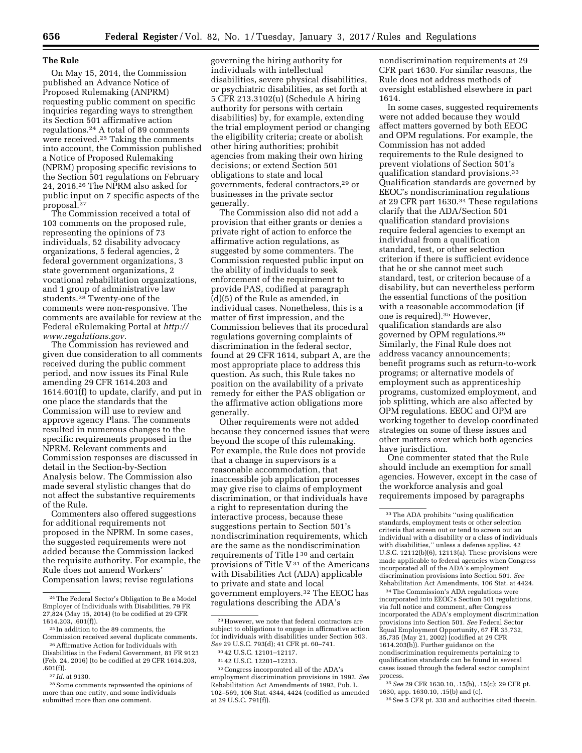### The Rule

On May 15, 2014, the Commission published an Advance Notice of Proposed Rulemaking (ANPRM) requesting public comment on specific inquiries regarding ways to strengthen its Section 501 affirmative action regulations.[24] A total of 89 comments were received.[25] Taking the comments into account, the Commission published a Notice of Proposed Rulemaking (NPRM) proposing specific revisions to the Section 501 regulations on February 24, 2016.[26] The NPRM also asked for public input on 7 specific aspects of the proposal.[27]

The Commission received a total of 103 comments on the proposed rule, representing the opinions of 73 individuals, 52 disability advocacy organizations, 5 federal agencies, 2 federal government organizations, 3 state government organizations, 2 vocational rehabilitation organizations, and 1 group of administrative law students.[28] Twenty-one of the comments were non-responsive. The comments are available for review at the Federal eRulemaking Portal at *http://www.regulations.gov*.

The Commission has reviewed and given due consideration to all comments received during the public comment period, and now issues its Final Rule amending 29 CFR 1614.203 and 1614.601(f) to update, clarify, and put in one place the standards that the Commission will use to review and approve agency Plans. The comments resulted in numerous changes to the specific requirements proposed in the NPRM. Relevant comments and Commission responses are discussed in detail in the Section-by-Section Analysis below. The Commission also made several stylistic changes that do not affect the substantive requirements of the Rule.

Commenters also offered suggestions for additional requirements not proposed in the NPRM. In some cases, the suggested requirements were not added because the Commission lacked the requisite authority. For example, the Rule does not amend Workers' Compensation laws; revise regulations governing the hiring authority for individuals with intellectual disabilities, severe physical disabilities, or psychiatric disabilities, as set forth at 5 CFR 213.3102(u) (Schedule A hiring authority for persons with certain disabilities) by, for example, extending the trial employment period or changing the eligibility criteria; create or abolish other hiring authorities; prohibit agencies from making their own hiring decisions; or extend Section 501 obligations to state and local governments, federal contractors,[29] or businesses in the private sector generally.

The Commission also did not add a provision that either grants or denies a private right of action to enforce the affirmative action regulations, as suggested by some commenters. The Commission requested public input on the ability of individuals to seek enforcement of the requirement to provide PAS, codified at paragraph (d)(5) of the Rule as amended, in individual cases. Nonetheless, this is a matter of first impression, and the Commission believes that its procedural regulations governing complaints of discrimination in the federal sector, found at 29 CFR 1614, subpart A, are the most appropriate place to address this question. As such, this Rule takes no position on the availability of a private remedy for either the PAS obligation or the affirmative action obligations more generally.

Other requirements were not added because they concerned issues that were beyond the scope of this rulemaking. For example, the Rule does not provide that a change in supervisors is a reasonable accommodation, that inaccessible job application processes may give rise to claims of employment discrimination, or that individuals have a right to representation during the interactive process, because these suggestions pertain to Section 501's nondiscrimination requirements, which are the same as the nondiscrimination requirements of Title I[30] and certain provisions of Title V[31] of the Americans with Disabilities Act (ADA) applicable to private and state and local government employers.[32] The EEOC has regulations describing the ADA's nondiscrimination requirements at 29 CFR part 1630. For similar reasons, the Rule does not address methods of oversight established elsewhere in part 1614.

In some cases, suggested requirements were not added because they would affect matters governed by both EEOC and OPM regulations. For example, the Commission has not added requirements to the Rule designed to prevent violations of Section 501's qualification standard provisions.[33] Qualification standards are governed by EEOC's nondiscrimination regulations at 29 CFR part 1630.[34] These regulations clarify that the ADA/Section 501 qualification standard provisions require federal agencies to exempt an individual from a qualification standard, test, or other selection criterion if there is sufficient evidence that he or she cannot meet such standard, test, or criterion because of a disability, but can nevertheless perform the essential functions of the position with a reasonable accommodation (if one is required).[35] However, qualification standards are also governed by OPM regulations.[36] Similarly, the Final Rule does not address vacancy announcements; benefit programs such as return-to-work programs; or alternative models of employment such as apprenticeship programs, customized employment, and job splitting, which are also affected by OPM regulations. EEOC and OPM are working together to develop coordinated strategies on some of these issues and other matters over which both agencies have jurisdiction.

One commenter stated that the Rule should include an exemption for small agencies. However, except in the case of the workforce analysis and goal requirements imposed by paragraphs

---

[24] The Federal Sector's Obligation to Be a Model Employer of Individuals with Disabilities, 79 FR 27,824 (May 15, 2014) (to be codified at 29 CFR 1614.203, .601(f)).

[25] In addition to the 89 comments, the Commission received several duplicate comments.

[26] Affirmative Action for Individuals with Disabilities in the Federal Government, 81 FR 9123 (Feb. 24, 2016) (to be codified at 29 CFR 1614.203, .601(f)).

[27] *Id.* at 9130.

[28] Some comments represented the opinions of more than one entity, and some individuals submitted more than one comment.

[29] However, we note that federal contractors are subject to obligations to engage in affirmative action for individuals with disabilities under Section 503. *See* 29 U.S.C. 793(d); 41 CFR pt. 60–741.

[30] 42 U.S.C. 12101–12117.

[31] 42 U.S.C. 12201–12213.

[32] Congress incorporated all of the ADA's employment discrimination provisions in 1992. *See* Rehabilitation Act Amendments of 1992, Pub. L. 102–569, 106 Stat. 4344, 4424 (codified as amended at 29 U.S.C. 791(f)).

[33] The ADA prohibits "using qualification standards, employment tests or other selection criteria that screen out or tend to screen out an individual with a disability or a class of individuals with disabilities," unless a defense applies. 42 U.S.C. 12112(b)(6), 12113(a). These provisions were made applicable to federal agencies when Congress incorporated all of the ADA's employment discrimination provisions into Section 501. *See* Rehabilitation Act Amendments, 106 Stat. at 4424.

[34] The Commission's ADA regulations were incorporated into EEOC's Section 501 regulations, via full notice and comment, after Congress incorporated the ADA's employment discrimination provisions into Section 501. *See* Federal Sector Equal Employment Opportunity, 67 FR 35,732, 35,735 (May 21, 2002) (codified at 29 CFR 1614.203(b)). Further guidance on the nondiscrimination requirements pertaining to qualification standards can be found in several cases issued through the federal sector complaint process.

[35] *See* 29 CFR 1630.10, .15(b), .15(c); 29 CFR pt. 1630, app. 1630.10, .15(b) and (c).

[36] See 5 CFR pt. 338 and authorities cited therein.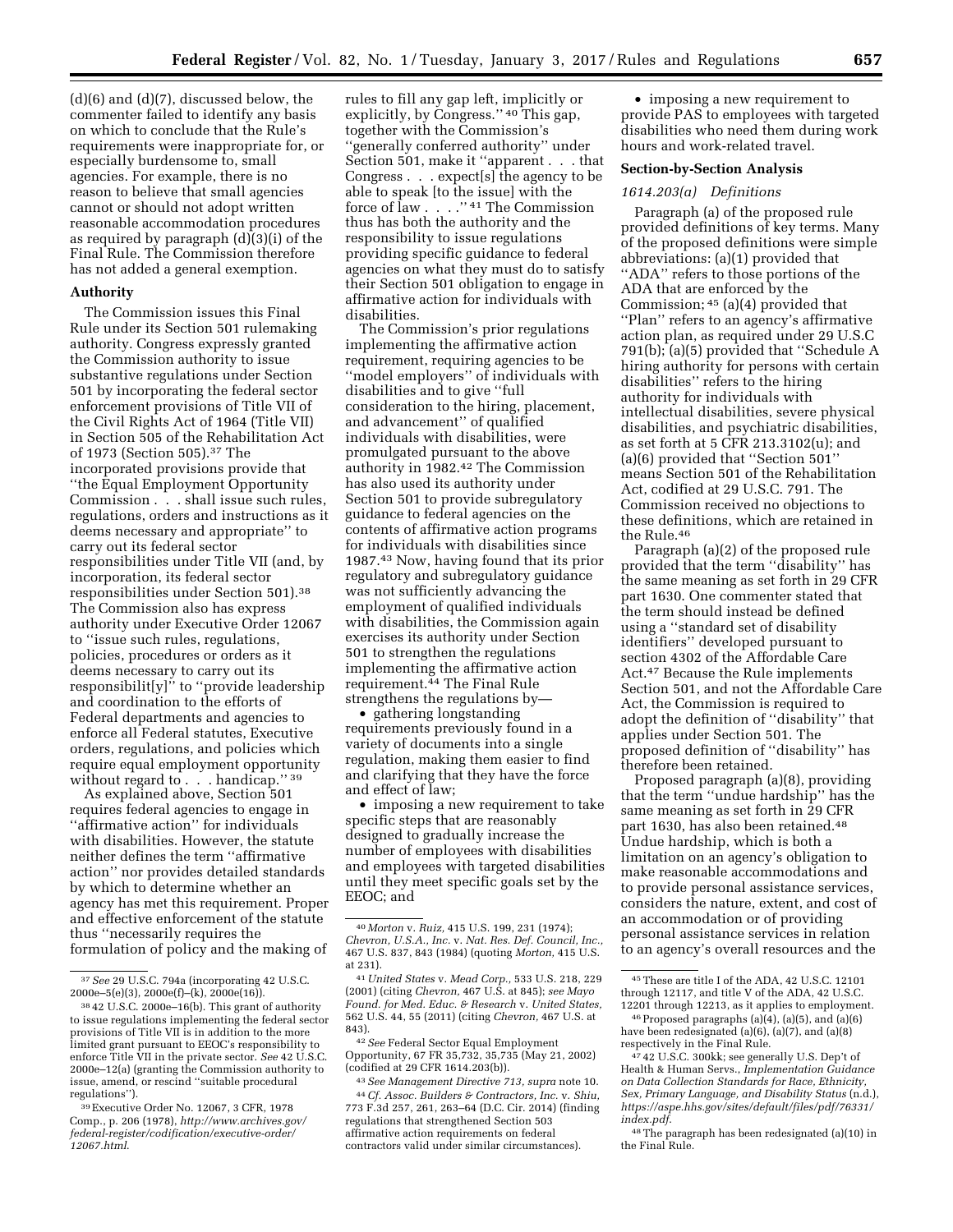(d)(6) and (d)(7), discussed below, the commenter failed to identify any basis on which to conclude that the Rule's requirements were inappropriate for, or especially burdensome to, small agencies. For example, there is no reason to believe that small agencies cannot or should not adopt written reasonable accommodation procedures as required by paragraph (d)(3)(i) of the Final Rule. The Commission therefore has not added a general exemption.

**Authority**

The Commission issues this Final Rule under its Section 501 rulemaking authority. Congress expressly granted the Commission authority to issue substantive regulations under Section 501 by incorporating the federal sector enforcement provisions of Title VII of the Civil Rights Act of 1964 (Title VII) in Section 505 of the Rehabilitation Act of 1973 (Section 505).[37] The incorporated provisions provide that ''the Equal Employment Opportunity Commission . . . shall issue such rules, regulations, orders and instructions as it deems necessary and appropriate'' to carry out its federal sector responsibilities under Title VII (and, by incorporation, its federal sector responsibilities under Section 501).[38] The Commission also has express authority under Executive Order 12067 to ''issue such rules, regulations, policies, procedures or orders as it deems necessary to carry out its responsibilit[y]'' to ''provide leadership and coordination to the efforts of Federal departments and agencies to enforce all Federal statutes, Executive orders, regulations, and policies which require equal employment opportunity without regard to . . . handicap.''[39]

As explained above, Section 501 requires federal agencies to engage in ''affirmative action'' for individuals with disabilities. However, the statute neither defines the term ''affirmative action'' nor provides detailed standards by which to determine whether an agency has met this requirement. Proper and effective enforcement of the statute thus ''necessarily requires the formulation of policy and the making of rules to fill any gap left, implicitly or explicitly, by Congress.''[40] This gap, together with the Commission's ''generally conferred authority'' under Section 501, make it ''apparent . . . that Congress . . . expect[s] the agency to be able to speak [to the issue] with the force of law . . . .''[41] The Commission thus has both the authority and the responsibility to issue regulations providing specific guidance to federal agencies on what they must do to satisfy their Section 501 obligation to engage in affirmative action for individuals with disabilities.

The Commission's prior regulations implementing the affirmative action requirement, requiring agencies to be ''model employers'' of individuals with disabilities and to give ''full consideration to the hiring, placement, and advancement'' of qualified individuals with disabilities, were promulgated pursuant to the above authority in 1982.[42] The Commission has also used its authority under Section 501 to provide subregulatory guidance to federal agencies on the contents of affirmative action programs for individuals with disabilities since 1987.[43] Now, having found that its prior regulatory and subregulatory guidance was not sufficiently advancing the employment of qualified individuals with disabilities, the Commission again exercises its authority under Section 501 to strengthen the regulations implementing the affirmative action requirement.[44] The Final Rule strengthens the regulations by—

- gathering longstanding requirements previously found in a variety of documents into a single regulation, making them easier to find and clarifying that they have the force and effect of law;
- imposing a new requirement to take specific steps that are reasonably designed to gradually increase the number of employees with disabilities and employees with targeted disabilities until they meet specific goals set by the EEOC; and
- imposing a new requirement to provide PAS to employees with targeted disabilities who need them during work hours and work-related travel.

**Section-by-Section Analysis**

*1614.203(a) Definitions*

Paragraph (a) of the proposed rule provided definitions of key terms. Many of the proposed definitions were simple abbreviations: (a)(1) provided that ''ADA'' refers to those portions of the ADA that are enforced by the Commission;[45] (a)(4) provided that ''Plan'' refers to an agency's affirmative action plan, as required under 29 U.S.C 791(b); (a)(5) provided that ''Schedule A hiring authority for persons with certain disabilities'' refers to the hiring authority for individuals with intellectual disabilities, severe physical disabilities, and psychiatric disabilities, as set forth at 5 CFR 213.3102(u); and (a)(6) provided that ''Section 501'' means Section 501 of the Rehabilitation Act, codified at 29 U.S.C. 791. The Commission received no objections to these definitions, which are retained in the Rule.[46]

Paragraph (a)(2) of the proposed rule provided that the term ''disability'' has the same meaning as set forth in 29 CFR part 1630. One commenter stated that the term should instead be defined using a ''standard set of disability identifiers'' developed pursuant to section 4302 of the Affordable Care Act.[47] Because the Rule implements Section 501, and not the Affordable Care Act, the Commission is required to adopt the definition of ''disability'' that applies under Section 501. The proposed definition of ''disability'' has therefore been retained.

Proposed paragraph (a)(8), providing that the term ''undue hardship'' has the same meaning as set forth in 29 CFR part 1630, has also been retained.[48] Undue hardship, which is both a limitation on an agency's obligation to make reasonable accommodations and to provide personal assistance services, considers the nature, extent, and cost of an accommodation or of providing personal assistance services in relation to an agency's overall resources and the

---

[37] *See* 29 U.S.C. 794a (incorporating 42 U.S.C. 2000e–5(e)(3), 2000e(f)–(k), 2000e(16)).

[38] 42 U.S.C. 2000e–16(b). This grant of authority to issue regulations implementing the federal sector provisions of Title VII is in addition to the more limited grant pursuant to EEOC's responsibility to enforce Title VII in the private sector. *See* 42 U.S.C. 2000e–12(a) (granting the Commission authority to issue, amend, or rescind ''suitable procedural regulations'').

[39] Executive Order No. 12067, 3 CFR, 1978 Comp., p. 206 (1978), *http://www.archives.gov/federal-register/codification/executive-order/12067.html*.

[40] *Morton* v. *Ruiz*, 415 U.S. 199, 231 (1974); *Chevron, U.S.A., Inc.* v. *Nat. Res. Def. Council, Inc.*, 467 U.S. 837, 843 (1984) (quoting *Morton*, 415 U.S. at 231).

[41] *United States* v. *Mead Corp.*, 533 U.S. 218, 229 (2001) (citing *Chevron*, 467 U.S. at 845); *see Mayo Found. for Med. Educ. & Research* v. *United States*, 562 U.S. 44, 55 (2011) (citing *Chevron*, 467 U.S. at 843).

[42] *See* Federal Sector Equal Employment Opportunity, 67 FR 35,732, 35,735 (May 21, 2002) (codified at 29 CFR 1614.203(b)).

[43] *See Management Directive 713*, *supra* note 10.

[44] *Cf. Assoc. Builders & Contractors, Inc.* v. *Shiu*, 773 F.3d 257, 261, 263–64 (D.C. Cir. 2014) (finding regulations that strengthened Section 503 affirmative action requirements on federal contractors valid under similar circumstances).

[45] These are title I of the ADA, 42 U.S.C. 12101 through 12117, and title V of the ADA, 42 U.S.C. 12201 through 12213, as it applies to employment.

[46] Proposed paragraphs (a)(4), (a)(5), and (a)(6) have been redesignated (a)(6), (a)(7), and (a)(8) respectively in the Final Rule.

[47] 42 U.S.C. 300kk; see generally U.S. Dep't of Health & Human Servs., *Implementation Guidance on Data Collection Standards for Race, Ethnicity, Sex, Primary Language, and Disability Status* (n.d.), *https://aspe.hhs.gov/sites/default/files/pdf/76331/index.pdf*.

[48] The paragraph has been redesignated (a)(10) in the Final Rule.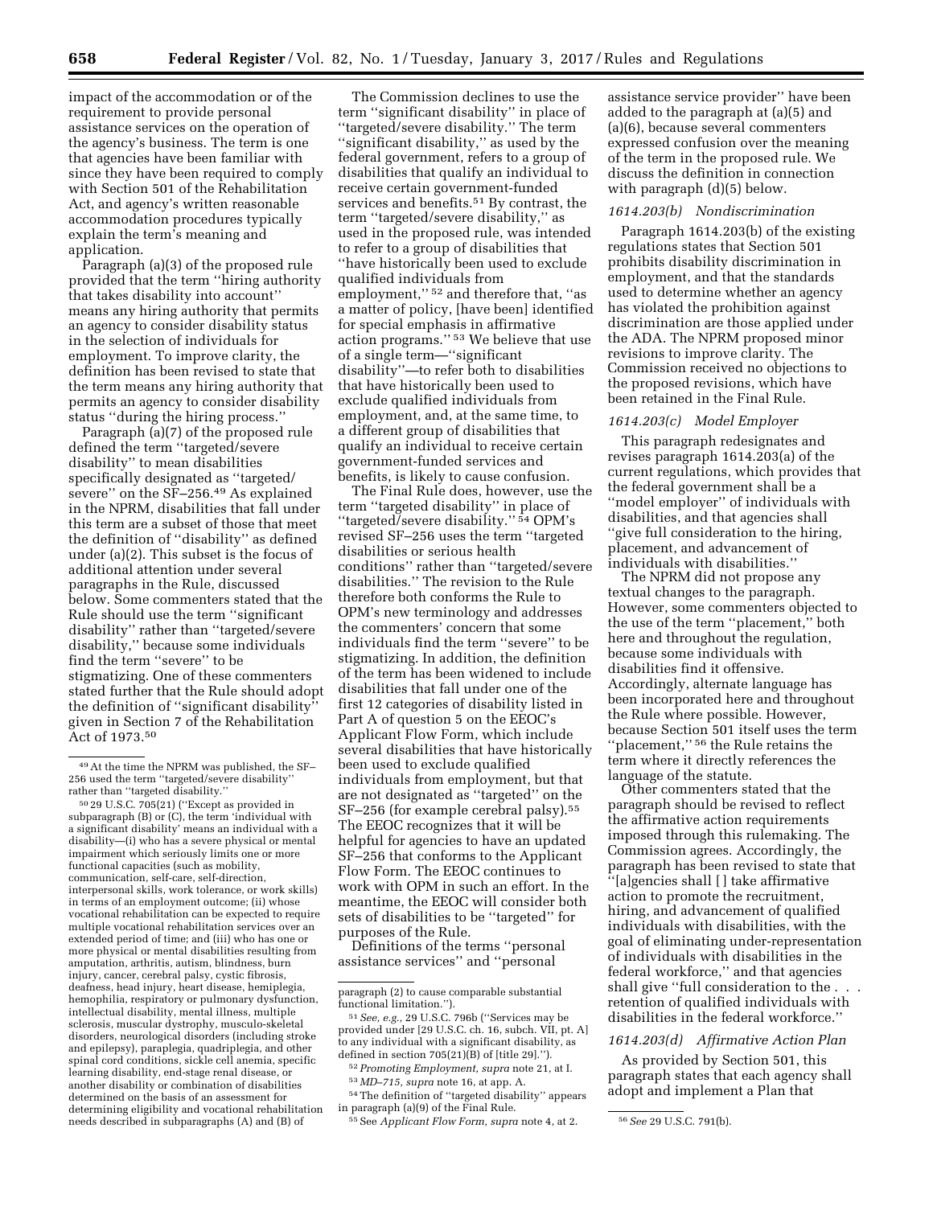impact of the accommodation or of the requirement to provide personal assistance services on the operation of the agency's business. The term is one that agencies have been familiar with since they have been required to comply with Section 501 of the Rehabilitation Act, and agency's written reasonable accommodation procedures typically explain the term's meaning and application.

Paragraph (a)(3) of the proposed rule provided that the term ''hiring authority that takes disability into account'' means any hiring authority that permits an agency to consider disability status in the selection of individuals for employment. To improve clarity, the definition has been revised to state that the term means any hiring authority that permits an agency to consider disability status ''during the hiring process.''

Paragraph (a)(7) of the proposed rule defined the term ''targeted/severe disability'' to mean disabilities specifically designated as ''targeted/severe'' on the SF–256.[49] As explained in the NPRM, disabilities that fall under this term are a subset of those that meet the definition of ''disability'' as defined under (a)(2). This subset is the focus of additional attention under several paragraphs in the Rule, discussed below. Some commenters stated that the Rule should use the term ''significant disability'' rather than ''targeted/severe disability,'' because some individuals find the term ''severe'' to be stigmatizing. One of these commenters stated further that the Rule should adopt the definition of ''significant disability'' given in Section 7 of the Rehabilitation Act of 1973.[50]

The Commission declines to use the term ''significant disability'' in place of ''targeted/severe disability.'' The term ''significant disability,'' as used by the federal government, refers to a group of disabilities that qualify an individual to receive certain government-funded services and benefits.[51] By contrast, the term ''targeted/severe disability,'' as used in the proposed rule, was intended to refer to a group of disabilities that ''have historically been used to exclude qualified individuals from employment,'' [52] and therefore that, ''as a matter of policy, [have been] identified for special emphasis in affirmative action programs.'' [53] We believe that use of a single term—''significant disability''—to refer both to disabilities that have historically been used to exclude qualified individuals from employment, and, at the same time, to a different group of disabilities that qualify an individual to receive certain government-funded services and benefits, is likely to cause confusion.

The Final Rule does, however, use the term ''targeted disability'' in place of ''targeted/severe disability.'' [54] OPM's revised SF–256 uses the term ''targeted disabilities or serious health conditions'' rather than ''targeted/severe disabilities.'' The revision to the Rule therefore both conforms the Rule to OPM's new terminology and addresses the commenters' concern that some individuals find the term ''severe'' to be stigmatizing. In addition, the definition of the term has been widened to include disabilities that fall under one of the first 12 categories of disability listed in Part A of question 5 on the EEOC's Applicant Flow Form, which include several disabilities that have historically been used to exclude qualified individuals from employment, but that are not designated as ''targeted'' on the SF–256 (for example cerebral palsy).[55] The EEOC recognizes that it will be helpful for agencies to have an updated SF–256 that conforms to the Applicant Flow Form. The EEOC continues to work with OPM in such an effort. In the meantime, the EEOC will consider both sets of disabilities to be ''targeted'' for purposes of the Rule.

Definitions of the terms ''personal assistance services'' and ''personal assistance service provider'' have been added to the paragraph at (a)(5) and (a)(6), because several commenters expressed confusion over the meaning of the term in the proposed rule. We discuss the definition in connection with paragraph (d)(5) below.

### *1614.203(b) Nondiscrimination*

Paragraph 1614.203(b) of the existing regulations states that Section 501 prohibits disability discrimination in employment, and that the standards used to determine whether an agency has violated the prohibition against discrimination are those applied under the ADA. The NPRM proposed minor revisions to improve clarity. The Commission received no objections to the proposed revisions, which have been retained in the Final Rule.

### *1614.203(c) Model Employer*

This paragraph redesignates and revises paragraph 1614.203(a) of the current regulations, which provides that the federal government shall be a ''model employer'' of individuals with disabilities, and that agencies shall ''give full consideration to the hiring, placement, and advancement of individuals with disabilities.''

The NPRM did not propose any textual changes to the paragraph. However, some commenters objected to the use of the term ''placement,'' both here and throughout the regulation, because some individuals with disabilities find it offensive. Accordingly, alternate language has been incorporated here and throughout the Rule where possible. However, because Section 501 itself uses the term ''placement,'' [56] the Rule retains the term where it directly references the language of the statute.

Other commenters stated that the paragraph should be revised to reflect the affirmative action requirements imposed through this rulemaking. The Commission agrees. Accordingly, the paragraph has been revised to state that ''[a]gencies shall [ ] take affirmative action to promote the recruitment, hiring, and advancement of qualified individuals with disabilities, with the goal of eliminating under-representation of individuals with disabilities in the federal workforce,'' and that agencies shall give ''full consideration to the . . . retention of qualified individuals with disabilities in the federal workforce.''

### *1614.203(d) Affirmative Action Plan*

As provided by Section 501, this paragraph states that each agency shall adopt and implement a Plan that

---

[49] At the time the NPRM was published, the SF–256 used the term ''targeted/severe disability'' rather than ''targeted disability.''

[50] 29 U.S.C. 705(21) (''Except as provided in subparagraph (B) or (C), the term 'individual with a significant disability' means an individual with a disability—(i) who has a severe physical or mental impairment which seriously limits one or more functional capacities (such as mobility, communication, self-care, self-direction, interpersonal skills, work tolerance, or work skills) in terms of an employment outcome; (ii) whose vocational rehabilitation can be expected to require multiple vocational rehabilitation services over an extended period of time; and (iii) who has one or more physical or mental disabilities resulting from amputation, arthritis, autism, blindness, burn injury, cancer, cerebral palsy, cystic fibrosis, deafness, head injury, heart disease, hemiplegia, hemophilia, respiratory or pulmonary dysfunction, intellectual disability, mental illness, multiple sclerosis, muscular dystrophy, musculo-skeletal disorders, neurological disorders (including stroke and epilepsy), paraplegia, quadriplegia, and other spinal cord conditions, sickle cell anemia, specific learning disability, end-stage renal disease, or another disability or combination of disabilities determined on the basis of an assessment for determining eligibility and vocational rehabilitation needs described in subparagraphs (A) and (B) of paragraph (2) to cause comparable substantial functional limitation.'').

[51] *See, e.g.,* 29 U.S.C. 796b (''Services may be provided under [29 U.S.C. ch. 16, subch. VII, pt. A] to any individual with a significant disability, as defined in section 705(21)(B) of [title 29].'').

[52] *Promoting Employment, supra* note 21, at I.

[53] *MD–715, supra* note 16, at app. A.

[54] The definition of ''targeted disability'' appears in paragraph (a)(9) of the Final Rule.

[55] See *Applicant Flow Form, supra* note 4, at 2.

[56] *See* 29 U.S.C. 791(b).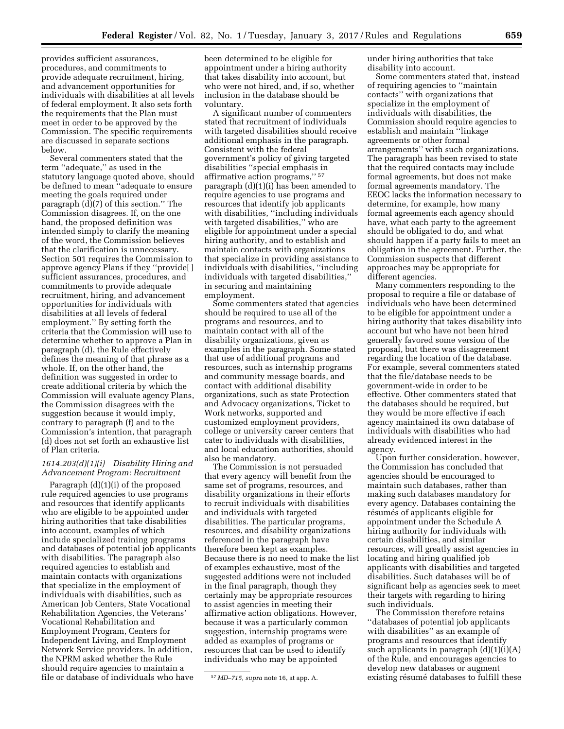provides sufficient assurances, procedures, and commitments to provide adequate recruitment, hiring, and advancement opportunities for individuals with disabilities at all levels of federal employment. It also sets forth the requirements that the Plan must meet in order to be approved by the Commission. The specific requirements are discussed in separate sections below.

Several commenters stated that the term ''adequate,'' as used in the statutory language quoted above, should be defined to mean ''adequate to ensure meeting the goals required under paragraph (d)(7) of this section.'' The Commission disagrees. If, on the one hand, the proposed definition was intended simply to clarify the meaning of the word, the Commission believes that the clarification is unnecessary. Section 501 requires the Commission to approve agency Plans if they ''provide[ ] sufficient assurances, procedures, and commitments to provide adequate recruitment, hiring, and advancement opportunities for individuals with disabilities at all levels of federal employment.'' By setting forth the criteria that the Commission will use to determine whether to approve a Plan in paragraph (d), the Rule effectively defines the meaning of that phrase as a whole. If, on the other hand, the definition was suggested in order to create additional criteria by which the Commission will evaluate agency Plans, the Commission disagrees with the suggestion because it would imply, contrary to paragraph (f) and to the Commission's intention, that paragraph (d) does not set forth an exhaustive list of Plan criteria.

### *1614.203(d)(1)(i) Disability Hiring and Advancement Program: Recruitment*

Paragraph (d)(1)(i) of the proposed rule required agencies to use programs and resources that identify applicants who are eligible to be appointed under hiring authorities that take disabilities into account, examples of which include specialized training programs and databases of potential job applicants with disabilities. The paragraph also required agencies to establish and maintain contacts with organizations that specialize in the employment of individuals with disabilities, such as American Job Centers, State Vocational Rehabilitation Agencies, the Veterans' Vocational Rehabilitation and Employment Program, Centers for Independent Living, and Employment Network Service providers. In addition, the NPRM asked whether the Rule should require agencies to maintain a file or database of individuals who have been determined to be eligible for appointment under a hiring authority that takes disability into account, but who were not hired, and, if so, whether inclusion in the database should be voluntary.

A significant number of commenters stated that recruitment of individuals with targeted disabilities should receive additional emphasis in the paragraph. Consistent with the federal government's policy of giving targeted disabilities ''special emphasis in affirmative action programs,''[57] paragraph (d)(1)(i) has been amended to require agencies to use programs and resources that identify job applicants with disabilities, ''including individuals with targeted disabilities,'' who are eligible for appointment under a special hiring authority, and to establish and maintain contacts with organizations that specialize in providing assistance to individuals with disabilities, ''including individuals with targeted disabilities,'' in securing and maintaining employment.

Some commenters stated that agencies should be required to use all of the programs and resources, and to maintain contact with all of the disability organizations, given as examples in the paragraph. Some stated that use of additional programs and resources, such as internship programs and community message boards, and contact with additional disability organizations, such as state Protection and Advocacy organizations, Ticket to Work networks, supported and customized employment providers, college or university career centers that cater to individuals with disabilities, and local education authorities, should also be mandatory.

The Commission is not persuaded that every agency will benefit from the same set of programs, resources, and disability organizations in their efforts to recruit individuals with disabilities and individuals with targeted disabilities. The particular programs, resources, and disability organizations referenced in the paragraph have therefore been kept as examples. Because there is no need to make the list of examples exhaustive, most of the suggested additions were not included in the final paragraph, though they certainly may be appropriate resources to assist agencies in meeting their affirmative action obligations. However, because it was a particularly common suggestion, internship programs were added as examples of programs or resources that can be used to identify individuals who may be appointed under hiring authorities that take disability into account.

Some commenters stated that, instead of requiring agencies to ''maintain contacts'' with organizations that specialize in the employment of individuals with disabilities, the Commission should require agencies to establish and maintain ''linkage agreements or other formal arrangements'' with such organizations. The paragraph has been revised to state that the required contacts may include formal agreements, but does not make formal agreements mandatory. The EEOC lacks the information necessary to determine, for example, how many formal agreements each agency should have, what each party to the agreement should be obligated to do, and what should happen if a party fails to meet an obligation in the agreement. Further, the Commission suspects that different approaches may be appropriate for different agencies.

Many commenters responding to the proposal to require a file or database of individuals who have been determined to be eligible for appointment under a hiring authority that takes disability into account but who have not been hired generally favored some version of the proposal, but there was disagreement regarding the location of the database. For example, several commenters stated that the file/database needs to be government-wide in order to be effective. Other commenters stated that the databases should be required, but they would be more effective if each agency maintained its own database of individuals with disabilities who had already evidenced interest in the agency.

Upon further consideration, however, the Commission has concluded that agencies should be encouraged to maintain such databases, rather than making such databases mandatory for every agency. Databases containing the résumés of applicants eligible for appointment under the Schedule A hiring authority for individuals with certain disabilities, and similar resources, will greatly assist agencies in locating and hiring qualified job applicants with disabilities and targeted disabilities. Such databases will be of significant help as agencies seek to meet their targets with regarding to hiring such individuals.

The Commission therefore retains ''databases of potential job applicants with disabilities'' as an example of programs and resources that identify such applicants in paragraph (d)(1)(i)(A) of the Rule, and encourages agencies to develop new databases or augment existing résumé databases to fulfill these

[57] *MD–715, supra* note 16, at app. A.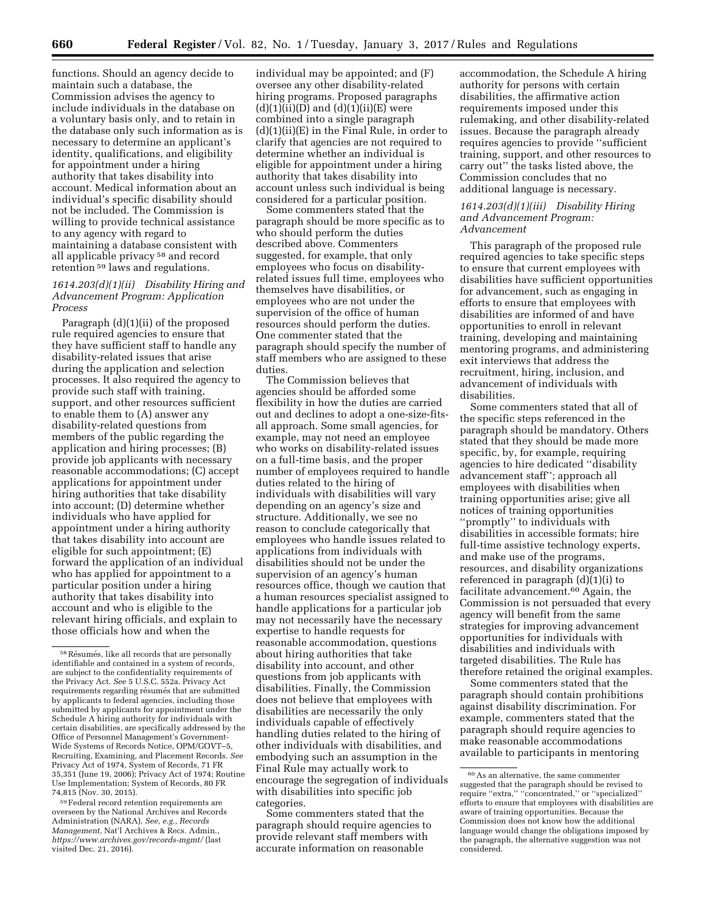functions. Should an agency decide to maintain such a database, the Commission advises the agency to include individuals in the database on a voluntary basis only, and to retain in the database only such information as is necessary to determine an applicant's identity, qualifications, and eligibility for appointment under a hiring authority that takes disability into account. Medical information about an individual's specific disability should not be included. The Commission is willing to provide technical assistance to any agency with regard to maintaining a database consistent with all applicable privacy [58] and record retention [59] laws and regulations.

### *1614.203(d)(1)(ii) Disability Hiring and Advancement Program: Application Process*

Paragraph (d)(1)(ii) of the proposed rule required agencies to ensure that they have sufficient staff to handle any disability-related issues that arise during the application and selection processes. It also required the agency to provide such staff with training, support, and other resources sufficient to enable them to (A) answer any disability-related questions from members of the public regarding the application and hiring processes; (B) provide job applicants with necessary reasonable accommodations; (C) accept applications for appointment under hiring authorities that take disability into account; (D) determine whether individuals who have applied for appointment under a hiring authority that takes disability into account are eligible for such appointment; (E) forward the application of an individual who has applied for appointment to a particular position under a hiring authority that takes disability into account and who is eligible to the relevant hiring officials, and explain to those officials how and when the individual may be appointed; and (F) oversee any other disability-related hiring programs. Proposed paragraphs (d)(1)(ii)(D) and (d)(1)(ii)(E) were combined into a single paragraph (d)(1)(ii)(E) in the Final Rule, in order to clarify that agencies are not required to determine whether an individual is eligible for appointment under a hiring authority that takes disability into account unless such individual is being considered for a particular position.

Some commenters stated that the paragraph should be more specific as to who should perform the duties described above. Commenters suggested, for example, that only employees who focus on disability-related issues full time, employees who themselves have disabilities, or employees who are not under the supervision of the office of human resources should perform the duties. One commenter stated that the paragraph should specify the number of staff members who are assigned to these duties.

The Commission believes that agencies should be afforded some flexibility in how the duties are carried out and declines to adopt a one-size-fits-all approach. Some small agencies, for example, may not need an employee who works on disability-related issues on a full-time basis, and the proper number of employees required to handle duties related to the hiring of individuals with disabilities will vary depending on an agency's size and structure. Additionally, we see no reason to conclude categorically that employees who handle issues related to applications from individuals with disabilities should not be under the supervision of an agency's human resources office, though we caution that a human resources specialist assigned to handle applications for a particular job may not necessarily have the necessary expertise to handle requests for reasonable accommodation, questions about hiring authorities that take disability into account, and other questions from job applicants with disabilities. Finally, the Commission does not believe that employees with disabilities are necessarily the only individuals capable of effectively handling duties related to the hiring of other individuals with disabilities, and embodying such an assumption in the Final Rule may actually work to encourage the segregation of individuals with disabilities into specific job categories.

Some commenters stated that the paragraph should require agencies to provide relevant staff members with accurate information on reasonable accommodation, the Schedule A hiring authority for persons with certain disabilities, the affirmative action requirements imposed under this rulemaking, and other disability-related issues. Because the paragraph already requires agencies to provide "sufficient training, support, and other resources to carry out" the tasks listed above, the Commission concludes that no additional language is necessary.

### *1614.203(d)(1)(iii) Disability Hiring and Advancement Program: Advancement*

This paragraph of the proposed rule required agencies to take specific steps to ensure that current employees with disabilities have sufficient opportunities for advancement, such as engaging in efforts to ensure that employees with disabilities are informed of and have opportunities to enroll in relevant training, developing and maintaining mentoring programs, and administering exit interviews that address the recruitment, hiring, inclusion, and advancement of individuals with disabilities.

Some commenters stated that all of the specific steps referenced in the paragraph should be mandatory. Others stated that they should be made more specific, by, for example, requiring agencies to hire dedicated "disability advancement staff"; approach all employees with disabilities when training opportunities arise; give all notices of training opportunities "promptly" to individuals with disabilities in accessible formats; hire full-time assistive technology experts, and make use of the programs, resources, and disability organizations referenced in paragraph (d)(1)(i) to facilitate advancement.[60] Again, the Commission is not persuaded that every agency will benefit from the same strategies for improving advancement opportunities for individuals with disabilities and individuals with targeted disabilities. The Rule has therefore retained the original examples.

Some commenters stated that the paragraph should contain prohibitions against disability discrimination. For example, commenters stated that the paragraph should require agencies to make reasonable accommodations available to participants in mentoring

---

[58] Résumés, like all records that are personally identifiable and contained in a system of records, are subject to the confidentiality requirements of the Privacy Act. *See* 5 U.S.C. 552a. Privacy Act requirements regarding résumés that are submitted by applicants to federal agencies, including those submitted by applicants for appointment under the Schedule A hiring authority for individuals with certain disabilities, are specifically addressed by the Office of Personnel Management's Government-Wide Systems of Records Notice, OPM/GOVT–5, Recruiting, Examining, and Placement Records. *See* Privacy Act of 1974, System of Records, 71 FR 35,351 (June 19, 2006); Privacy Act of 1974; Routine Use Implementation; System of Records, 80 FR 74,815 (Nov. 30, 2015).

[59] Federal record retention requirements are overseen by the National Archives and Records Administration (NARA). *See, e.g., Records Management,* Nat'l Archives & Recs. Admin., *https://www.archives.gov/records-mgmt/* (last visited Dec. 21, 2016).

[60] As an alternative, the same commenter suggested that the paragraph should be revised to require "extra," "concentrated," or "specialized" efforts to ensure that employees with disabilities are aware of training opportunities. Because the Commission does not know how the additional language would change the obligations imposed by the paragraph, the alternative suggestion was not considered.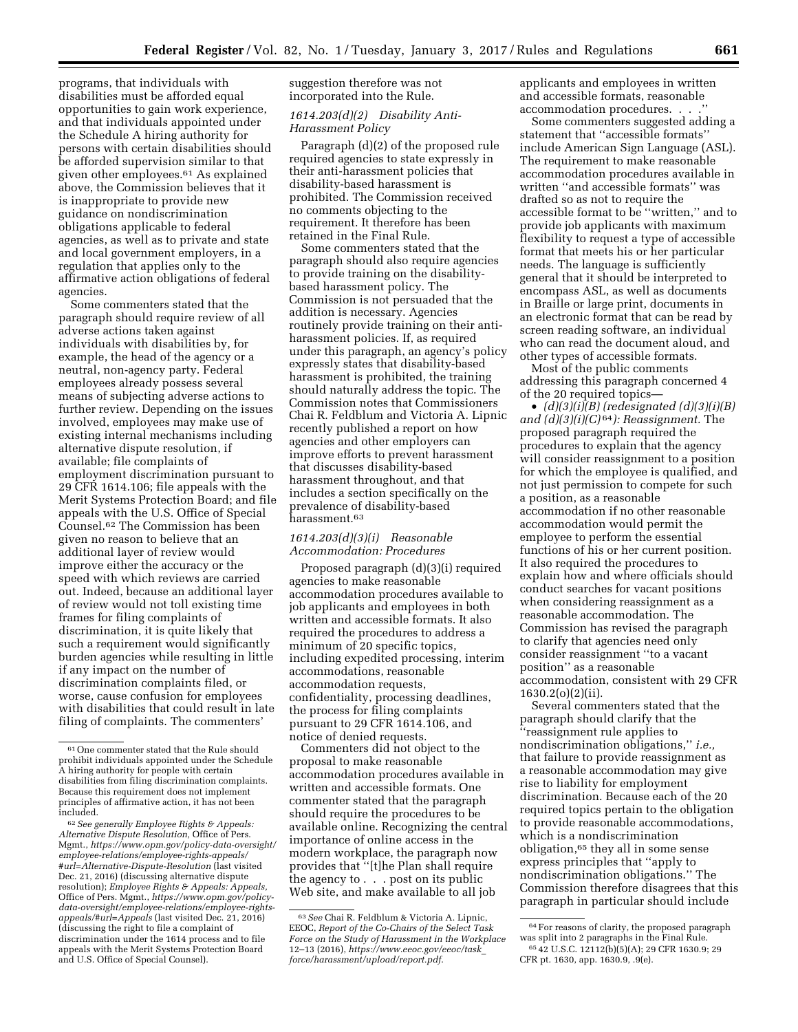programs, that individuals with disabilities must be afforded equal opportunities to gain work experience, and that individuals appointed under the Schedule A hiring authority for persons with certain disabilities should be afforded supervision similar to that given other employees.[61] As explained above, the Commission believes that it is inappropriate to provide new guidance on nondiscrimination obligations applicable to federal agencies, as well as to private and state and local government employers, in a regulation that applies only to the affirmative action obligations of federal agencies.

Some commenters stated that the paragraph should require review of all adverse actions taken against individuals with disabilities by, for example, the head of the agency or a neutral, non-agency party. Federal employees already possess several means of subjecting adverse actions to further review. Depending on the issues involved, employees may make use of existing internal mechanisms including alternative dispute resolution, if available; file complaints of employment discrimination pursuant to 29 CFR 1614.106; file appeals with the Merit Systems Protection Board; and file appeals with the U.S. Office of Special Counsel.[62] The Commission has been given no reason to believe that an additional layer of review would improve either the accuracy or the speed with which reviews are carried out. Indeed, because an additional layer of review would not toll existing time frames for filing complaints of discrimination, it is quite likely that such a requirement would significantly burden agencies while resulting in little if any impact on the number of discrimination complaints filed, or worse, cause confusion for employees with disabilities that could result in late filing of complaints. The commenters' suggestion therefore was not incorporated into the Rule.

### *1614.203(d)(2) Disability Anti-Harassment Policy*

Paragraph (d)(2) of the proposed rule required agencies to state expressly in their anti-harassment policies that disability-based harassment is prohibited. The Commission received no comments objecting to the requirement. It therefore has been retained in the Final Rule.

Some commenters stated that the paragraph should also require agencies to provide training on the disability-based harassment policy. The Commission is not persuaded that the addition is necessary. Agencies routinely provide training on their anti-harassment policies. If, as required under this paragraph, an agency's policy expressly states that disability-based harassment is prohibited, the training should naturally address the topic. The Commission notes that Commissioners Chai R. Feldblum and Victoria A. Lipnic recently published a report on how agencies and other employers can improve efforts to prevent harassment that discusses disability-based harassment throughout, and that includes a section specifically on the prevalence of disability-based harassment.[63]

### *1614.203(d)(3)(i) Reasonable Accommodation: Procedures*

Proposed paragraph (d)(3)(i) required agencies to make reasonable accommodation procedures available to job applicants and employees in both written and accessible formats. It also required the procedures to address a minimum of 20 specific topics, including expedited processing, interim accommodations, reasonable accommodation requests, confidentiality, processing deadlines, the process for filing complaints pursuant to 29 CFR 1614.106, and notice of denied requests.

Commenters did not object to the proposal to make reasonable accommodation procedures available in written and accessible formats. One commenter stated that the paragraph should require the procedures to be available online. Recognizing the central importance of online access in the modern workplace, the paragraph now provides that ''[t]he Plan shall require the agency to . . . post on its public Web site, and make available to all job applicants and employees in written and accessible formats, reasonable accommodation procedures. . . .''

Some commenters suggested adding a statement that ''accessible formats'' include American Sign Language (ASL). The requirement to make reasonable accommodation procedures available in written ''and accessible formats'' was drafted so as not to require the accessible format to be ''written,'' and to provide job applicants with maximum flexibility to request a type of accessible format that meets his or her particular needs. The language is sufficiently general that it should be interpreted to encompass ASL, as well as documents in Braille or large print, documents in an electronic format that can be read by screen reading software, an individual who can read the document aloud, and other types of accessible formats.

Most of the public comments addressing this paragraph concerned 4 of the 20 required topics—

- *(d)(3)(i)(B) (redesignated (d)(3)(i)(B) and (d)(3)(i)(C)*[64]*): Reassignment.* The proposed paragraph required the procedures to explain that the agency will consider reassignment to a position for which the employee is qualified, and not just permission to compete for such a position, as a reasonable accommodation if no other reasonable accommodation would permit the employee to perform the essential functions of his or her current position. It also required the procedures to explain how and where officials should conduct searches for vacant positions when considering reassignment as a reasonable accommodation. The Commission has revised the paragraph to clarify that agencies need only consider reassignment ''to a vacant position'' as a reasonable accommodation, consistent with 29 CFR 1630.2(o)(2)(ii).

Several commenters stated that the paragraph should clarify that the ''reassignment rule applies to nondiscrimination obligations,'' *i.e.,* that failure to provide reassignment as a reasonable accommodation may give rise to liability for employment discrimination. Because each of the 20 required topics pertain to the obligation to provide reasonable accommodations, which is a nondiscrimination obligation,[65] they all in some sense express principles that ''apply to nondiscrimination obligations.'' The Commission therefore disagrees that this paragraph in particular should include

---

[61] One commenter stated that the Rule should prohibit individuals appointed under the Schedule A hiring authority for people with certain disabilities from filing discrimination complaints. Because this requirement does not implement principles of affirmative action, it has not been included.

[62] *See generally Employee Rights & Appeals: Alternative Dispute Resolution,* Office of Pers. Mgmt., *https://www.opm.gov/policy-data-oversight/employee-relations/employee-rights-appeals/#url=Alternative-Dispute-Resolution* (last visited Dec. 21, 2016) (discussing alternative dispute resolution); *Employee Rights & Appeals: Appeals,* Office of Pers. Mgmt., *https://www.opm.gov/policy-data-oversight/employee-relations/employee-rights-appeals/#url=Appeals* (last visited Dec. 21, 2016) (discussing the right to file a complaint of discrimination under the 1614 process and to file appeals with the Merit Systems Protection Board and U.S. Office of Special Counsel).

[63] *See* Chai R. Feldblum & Victoria A. Lipnic, EEOC, *Report of the Co-Chairs of the Select Task Force on the Study of Harassment in the Workplace* 12–13 (2016), *https://www.eeoc.gov/eeoc/task_force/harassment/upload/report.pdf.*

[64] For reasons of clarity, the proposed paragraph was split into 2 paragraphs in the Final Rule.

[65] 42 U.S.C. 12112(b)(5)(A); 29 CFR 1630.9; 29 CFR pt. 1630, app. 1630.9, .9(e).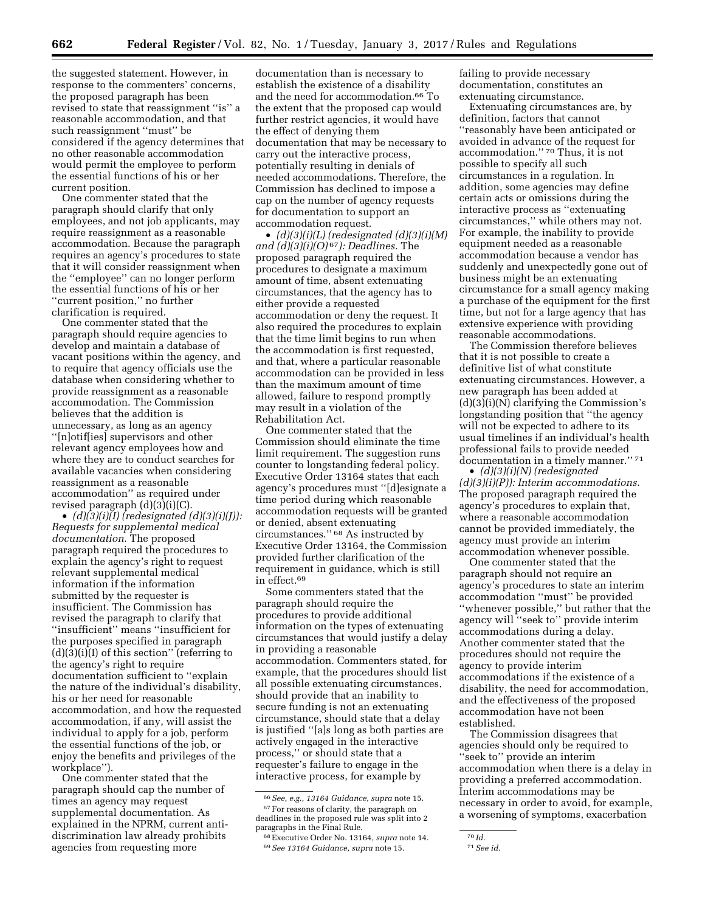the suggested statement. However, in response to the commenters' concerns, the proposed paragraph has been revised to state that reassignment "is" a reasonable accommodation, and that such reassignment "must" be considered if the agency determines that no other reasonable accommodation would permit the employee to perform the essential functions of his or her current position.

One commenter stated that the paragraph should clarify that only employees, and not job applicants, may require reassignment as a reasonable accommodation. Because the paragraph requires an agency's procedures to state that it will consider reassignment when the "employee" can no longer perform the essential functions of his or her "current position," no further clarification is required.

One commenter stated that the paragraph should require agencies to develop and maintain a database of vacant positions within the agency, and to require that agency officials use the database when considering whether to provide reassignment as a reasonable accommodation. The Commission believes that the addition is unnecessary, as long as an agency "[n]otif[ies] supervisors and other relevant agency employees how and where they are to conduct searches for available vacancies when considering reassignment as a reasonable accommodation" as required under revised paragraph (d)(3)(i)(C).

- *(d)(3)(i)(I) (redesignated (d)(3)(i)(J)): Requests for supplemental medical documentation.* The proposed paragraph required the procedures to explain the agency's right to request relevant supplemental medical information if the information submitted by the requester is insufficient. The Commission has revised the paragraph to clarify that "insufficient" means "insufficient for the purposes specified in paragraph (d)(3)(i)(I) of this section" (referring to the agency's right to require documentation sufficient to "explain the nature of the individual's disability, his or her need for reasonable accommodation, and how the requested accommodation, if any, will assist the individual to apply for a job, perform the essential functions of the job, or enjoy the benefits and privileges of the workplace").

One commenter stated that the paragraph should cap the number of times an agency may request supplemental documentation. As explained in the NPRM, current anti-discrimination law already prohibits agencies from requesting more documentation than is necessary to establish the existence of a disability and the need for accommodation.[66] To the extent that the proposed cap would further restrict agencies, it would have the effect of denying them documentation that may be necessary to carry out the interactive process, potentially resulting in denials of needed accommodations. Therefore, the Commission has declined to impose a cap on the number of agency requests for documentation to support an accommodation request.

- *(d)(3)(i)(L) (redesignated (d)(3)(i)(M) and (d)(3)(i)(O)[67]): Deadlines.* The proposed paragraph required the procedures to designate a maximum amount of time, absent extenuating circumstances, that the agency has to either provide a requested accommodation or deny the request. It also required the procedures to explain that the time limit begins to run when the accommodation is first requested, and that, where a particular reasonable accommodation can be provided in less than the maximum amount of time allowed, failure to respond promptly may result in a violation of the Rehabilitation Act.

One commenter stated that the Commission should eliminate the time limit requirement. The suggestion runs counter to longstanding federal policy. Executive Order 13164 states that each agency's procedures must "[d]esignate a time period during which reasonable accommodation requests will be granted or denied, absent extenuating circumstances."[68] As instructed by Executive Order 13164, the Commission provided further clarification of the requirement in guidance, which is still in effect.[69]

Some commenters stated that the paragraph should require the procedures to provide additional information on the types of extenuating circumstances that would justify a delay in providing a reasonable accommodation. Commenters stated, for example, that the procedures should list all possible extenuating circumstances, should provide that an inability to secure funding is not an extenuating circumstance, should state that a delay is justified "[a]s long as both parties are actively engaged in the interactive process," or should state that a requester's failure to engage in the interactive process, for example by failing to provide necessary documentation, constitutes an extenuating circumstance.

Extenuating circumstances are, by definition, factors that cannot "reasonably have been anticipated or avoided in advance of the request for accommodation."[70] Thus, it is not possible to specify all such circumstances in a regulation. In addition, some agencies may define certain acts or omissions during the interactive process as "extenuating circumstances," while others may not. For example, the inability to provide equipment needed as a reasonable accommodation because a vendor has suddenly and unexpectedly gone out of business might be an extenuating circumstance for a small agency making a purchase of the equipment for the first time, but not for a large agency that has extensive experience with providing reasonable accommodations.

The Commission therefore believes that it is not possible to create a definitive list of what constitute extenuating circumstances. However, a new paragraph has been added at (d)(3)(i)(N) clarifying the Commission's longstanding position that "the agency will not be expected to adhere to its usual timelines if an individual's health professional fails to provide needed documentation in a timely manner."[71]

- *(d)(3)(i)(N) (redesignated (d)(3)(i)(P)): Interim accommodations.* The proposed paragraph required the agency's procedures to explain that, where a reasonable accommodation cannot be provided immediately, the agency must provide an interim accommodation whenever possible.

One commenter stated that the paragraph should not require an agency's procedures to state an interim accommodation "must" be provided "whenever possible," but rather that the agency will "seek to" provide interim accommodations during a delay. Another commenter stated that the procedures should not require the agency to provide interim accommodations if the existence of a disability, the need for accommodation, and the effectiveness of the proposed accommodation have not been established.

The Commission disagrees that agencies should only be required to "seek to" provide an interim accommodation when there is a delay in providing a preferred accommodation. Interim accommodations may be necessary in order to avoid, for example, a worsening of symptoms, exacerbation

---

[66] *See, e.g., 13164 Guidance, supra* note 15.

[67] For reasons of clarity, the paragraph on deadlines in the proposed rule was split into 2 paragraphs in the Final Rule.

[68] Executive Order No. 13164, *supra* note 14.

[69] *See 13164 Guidance, supra* note 15.

[70] *Id.*

[71] *See id.*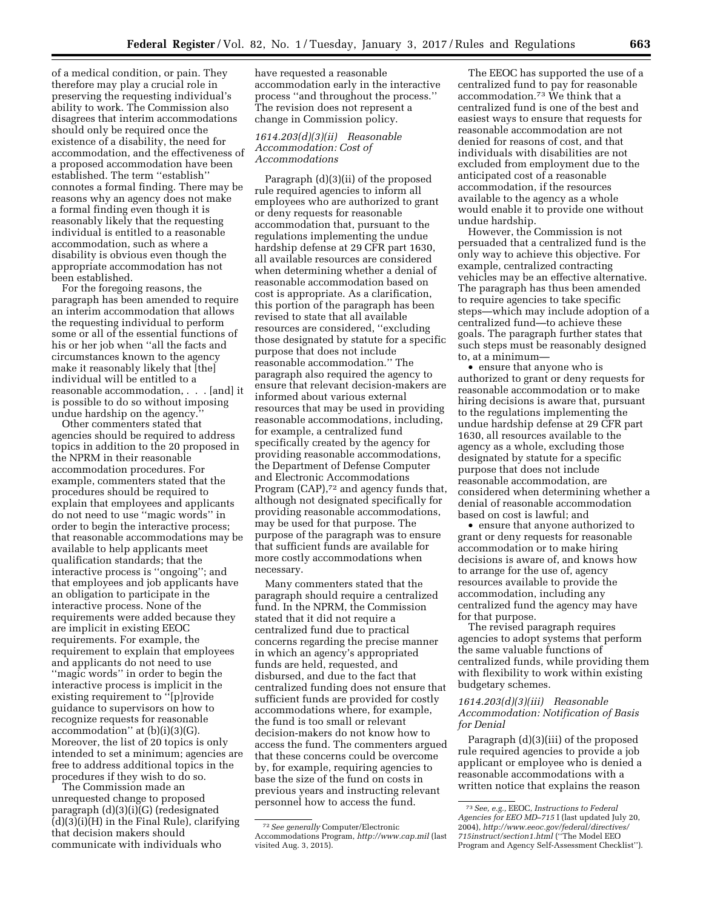of a medical condition, or pain. They therefore may play a crucial role in preserving the requesting individual's ability to work. The Commission also disagrees that interim accommodations should only be required once the existence of a disability, the need for accommodation, and the effectiveness of a proposed accommodation have been established. The term ''establish'' connotes a formal finding. There may be reasons why an agency does not make a formal finding even though it is reasonably likely that the requesting individual is entitled to a reasonable accommodation, such as where a disability is obvious even though the appropriate accommodation has not been established.

For the foregoing reasons, the paragraph has been amended to require an interim accommodation that allows the requesting individual to perform some or all of the essential functions of his or her job when ''all the facts and circumstances known to the agency make it reasonably likely that [the] individual will be entitled to a reasonable accommodation, . . . [and] it is possible to do so without imposing undue hardship on the agency.''

Other commenters stated that agencies should be required to address topics in addition to the 20 proposed in the NPRM in their reasonable accommodation procedures. For example, commenters stated that the procedures should be required to explain that employees and applicants do not need to use ''magic words'' in order to begin the interactive process; that reasonable accommodations may be available to help applicants meet qualification standards; that the interactive process is ''ongoing''; and that employees and job applicants have an obligation to participate in the interactive process. None of the requirements were added because they are implicit in existing EEOC requirements. For example, the requirement to explain that employees and applicants do not need to use ''magic words'' in order to begin the interactive process is implicit in the existing requirement to ''[p]rovide guidance to supervisors on how to recognize requests for reasonable accommodation'' at (b)(i)(3)(G). Moreover, the list of 20 topics is only intended to set a minimum; agencies are free to address additional topics in the procedures if they wish to do so.

The Commission made an unrequested change to proposed paragraph (d)(3)(i)(G) (redesignated (d)(3)(i)(H) in the Final Rule), clarifying that decision makers should communicate with individuals who have requested a reasonable accommodation early in the interactive process ''and throughout the process.'' The revision does not represent a change in Commission policy.

### *1614.203(d)(3)(ii) Reasonable Accommodation: Cost of Accommodations*

Paragraph (d)(3)(ii) of the proposed rule required agencies to inform all employees who are authorized to grant or deny requests for reasonable accommodation that, pursuant to the regulations implementing the undue hardship defense at 29 CFR part 1630, all available resources are considered when determining whether a denial of reasonable accommodation based on cost is appropriate. As a clarification, this portion of the paragraph has been revised to state that all available resources are considered, ''excluding those designated by statute for a specific purpose that does not include reasonable accommodation.'' The paragraph also required the agency to ensure that relevant decision-makers are informed about various external resources that may be used in providing reasonable accommodations, including, for example, a centralized fund specifically created by the agency for providing reasonable accommodations, the Department of Defense Computer and Electronic Accommodations Program (CAP),[72] and agency funds that, although not designated specifically for providing reasonable accommodations, may be used for that purpose. The purpose of the paragraph was to ensure that sufficient funds are available for more costly accommodations when necessary.

Many commenters stated that the paragraph should require a centralized fund. In the NPRM, the Commission stated that it did not require a centralized fund due to practical concerns regarding the precise manner in which an agency's appropriated funds are held, requested, and disbursed, and due to the fact that centralized funding does not ensure that sufficient funds are provided for costly accommodations where, for example, the fund is too small or relevant decision-makers do not know how to access the fund. The commenters argued that these concerns could be overcome by, for example, requiring agencies to base the size of the fund on costs in previous years and instructing relevant personnel how to access the fund.

The EEOC has supported the use of a centralized fund to pay for reasonable accommodation.[73] We think that a centralized fund is one of the best and easiest ways to ensure that requests for reasonable accommodation are not denied for reasons of cost, and that individuals with disabilities are not excluded from employment due to the anticipated cost of a reasonable accommodation, if the resources available to the agency as a whole would enable it to provide one without undue hardship.

However, the Commission is not persuaded that a centralized fund is the only way to achieve this objective. For example, centralized contracting vehicles may be an effective alternative. The paragraph has thus been amended to require agencies to take specific steps—which may include adoption of a centralized fund—to achieve these goals. The paragraph further states that such steps must be reasonably designed to, at a minimum—

- ensure that anyone who is authorized to grant or deny requests for reasonable accommodation or to make hiring decisions is aware that, pursuant to the regulations implementing the undue hardship defense at 29 CFR part 1630, all resources available to the agency as a whole, excluding those designated by statute for a specific purpose that does not include reasonable accommodation, are considered when determining whether a denial of reasonable accommodation based on cost is lawful; and
- ensure that anyone authorized to grant or deny requests for reasonable accommodation or to make hiring decisions is aware of, and knows how to arrange for the use of, agency resources available to provide the accommodation, including any centralized fund the agency may have for that purpose.

The revised paragraph requires agencies to adopt systems that perform the same valuable functions of centralized funds, while providing them with flexibility to work within existing budgetary schemes.

### *1614.203(d)(3)(iii) Reasonable Accommodation: Notification of Basis for Denial*

Paragraph (d)(3)(iii) of the proposed rule required agencies to provide a job applicant or employee who is denied a reasonable accommodations with a written notice that explains the reason

---

[72] *See generally* Computer/Electronic Accommodations Program, *http://www.cap.mil* (last visited Aug. 3, 2015).

[73] *See, e.g.,* EEOC, *Instructions to Federal Agencies for EEO MD–715* I (last updated July 20, 2004), *http://www.eeoc.gov/federal/directives/715instruct/section1.html* (''The Model EEO Program and Agency Self-Assessment Checklist'').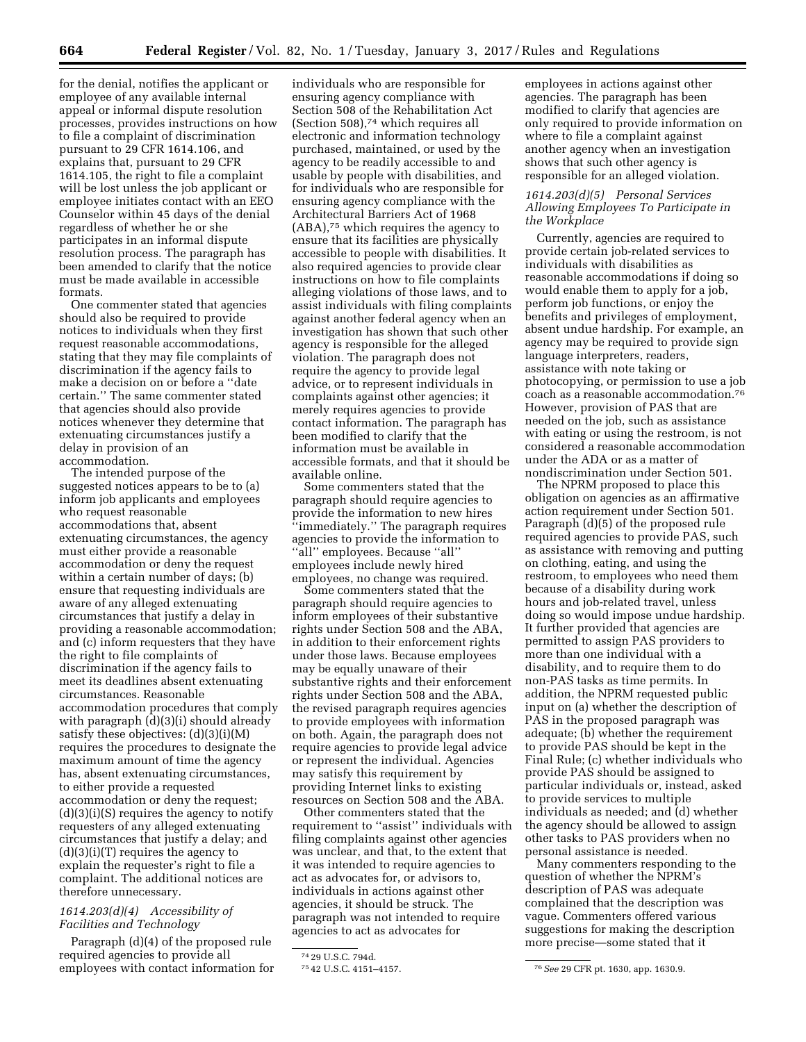for the denial, notifies the applicant or employee of any available internal appeal or informal dispute resolution processes, provides instructions on how to file a complaint of discrimination pursuant to 29 CFR 1614.106, and explains that, pursuant to 29 CFR 1614.105, the right to file a complaint will be lost unless the job applicant or employee initiates contact with an EEO Counselor within 45 days of the denial regardless of whether he or she participates in an informal dispute resolution process. The paragraph has been amended to clarify that the notice must be made available in accessible formats.

One commenter stated that agencies should also be required to provide notices to individuals when they first request reasonable accommodations, stating that they may file complaints of discrimination if the agency fails to make a decision on or before a ''date certain.'' The same commenter stated that agencies should also provide notices whenever they determine that extenuating circumstances justify a delay in provision of an accommodation.

The intended purpose of the suggested notices appears to be to (a) inform job applicants and employees who request reasonable accommodations that, absent extenuating circumstances, the agency must either provide a reasonable accommodation or deny the request within a certain number of days; (b) ensure that requesting individuals are aware of any alleged extenuating circumstances that justify a delay in providing a reasonable accommodation; and (c) inform requesters that they have the right to file complaints of discrimination if the agency fails to meet its deadlines absent extenuating circumstances. Reasonable accommodation procedures that comply with paragraph (d)(3)(i) should already satisfy these objectives: (d)(3)(i)(M) requires the procedures to designate the maximum amount of time the agency has, absent extenuating circumstances, to either provide a requested accommodation or deny the request; (d)(3)(i)(S) requires the agency to notify requesters of any alleged extenuating circumstances that justify a delay; and (d)(3)(i)(T) requires the agency to explain the requester's right to file a complaint. The additional notices are therefore unnecessary.

### *1614.203(d)(4) Accessibility of Facilities and Technology*

Paragraph (d)(4) of the proposed rule required agencies to provide all employees with contact information for individuals who are responsible for ensuring agency compliance with Section 508 of the Rehabilitation Act (Section 508),[74] which requires all electronic and information technology purchased, maintained, or used by the agency to be readily accessible to and usable by people with disabilities, and for individuals who are responsible for ensuring agency compliance with the Architectural Barriers Act of 1968 (ABA),[75] which requires the agency to ensure that its facilities are physically accessible to people with disabilities. It also required agencies to provide clear instructions on how to file complaints alleging violations of those laws, and to assist individuals with filing complaints against another federal agency when an investigation has shown that such other agency is responsible for the alleged violation. The paragraph does not require the agency to provide legal advice, or to represent individuals in complaints against other agencies; it merely requires agencies to provide contact information. The paragraph has been modified to clarify that the information must be available in accessible formats, and that it should be available online.

Some commenters stated that the paragraph should require agencies to provide the information to new hires ''immediately.'' The paragraph requires agencies to provide the information to ''all'' employees. Because ''all'' employees include newly hired employees, no change was required.

Some commenters stated that the paragraph should require agencies to inform employees of their substantive rights under Section 508 and the ABA, in addition to their enforcement rights under those laws. Because employees may be equally unaware of their substantive rights and their enforcement rights under Section 508 and the ABA, the revised paragraph requires agencies to provide employees with information on both. Again, the paragraph does not require agencies to provide legal advice or represent the individual. Agencies may satisfy this requirement by providing Internet links to existing resources on Section 508 and the ABA.

Other commenters stated that the requirement to ''assist'' individuals with filing complaints against other agencies was unclear, and that, to the extent that it was intended to require agencies to act as advocates for, or advisors to, individuals in actions against other agencies, it should be struck. The paragraph was not intended to require agencies to act as advocates for employees in actions against other agencies. The paragraph has been modified to clarify that agencies are only required to provide information on where to file a complaint against another agency when an investigation shows that such other agency is responsible for an alleged violation.

### *1614.203(d)(5) Personal Services Allowing Employees To Participate in the Workplace*

Currently, agencies are required to provide certain job-related services to individuals with disabilities as reasonable accommodations if doing so would enable them to apply for a job, perform job functions, or enjoy the benefits and privileges of employment, absent undue hardship. For example, an agency may be required to provide sign language interpreters, readers, assistance with note taking or photocopying, or permission to use a job coach as a reasonable accommodation.[76] However, provision of PAS that are needed on the job, such as assistance with eating or using the restroom, is not considered a reasonable accommodation under the ADA or as a matter of nondiscrimination under Section 501.

The NPRM proposed to place this obligation on agencies as an affirmative action requirement under Section 501. Paragraph (d)(5) of the proposed rule required agencies to provide PAS, such as assistance with removing and putting on clothing, eating, and using the restroom, to employees who need them because of a disability during work hours and job-related travel, unless doing so would impose undue hardship. It further provided that agencies are permitted to assign PAS providers to more than one individual with a disability, and to require them to do non-PAS tasks as time permits. In addition, the NPRM requested public input on (a) whether the description of PAS in the proposed paragraph was adequate; (b) whether the requirement to provide PAS should be kept in the Final Rule; (c) whether individuals who provide PAS should be assigned to particular individuals or, instead, asked to provide services to multiple individuals as needed; and (d) whether the agency should be allowed to assign other tasks to PAS providers when no personal assistance is needed.

Many commenters responding to the question of whether the NPRM's description of PAS was adequate complained that the description was vague. Commenters offered various suggestions for making the description more precise—some stated that it

---

[74] 29 U.S.C. 794d.

[75] 42 U.S.C. 4151–4157.

[76] *See* 29 CFR pt. 1630, app. 1630.9.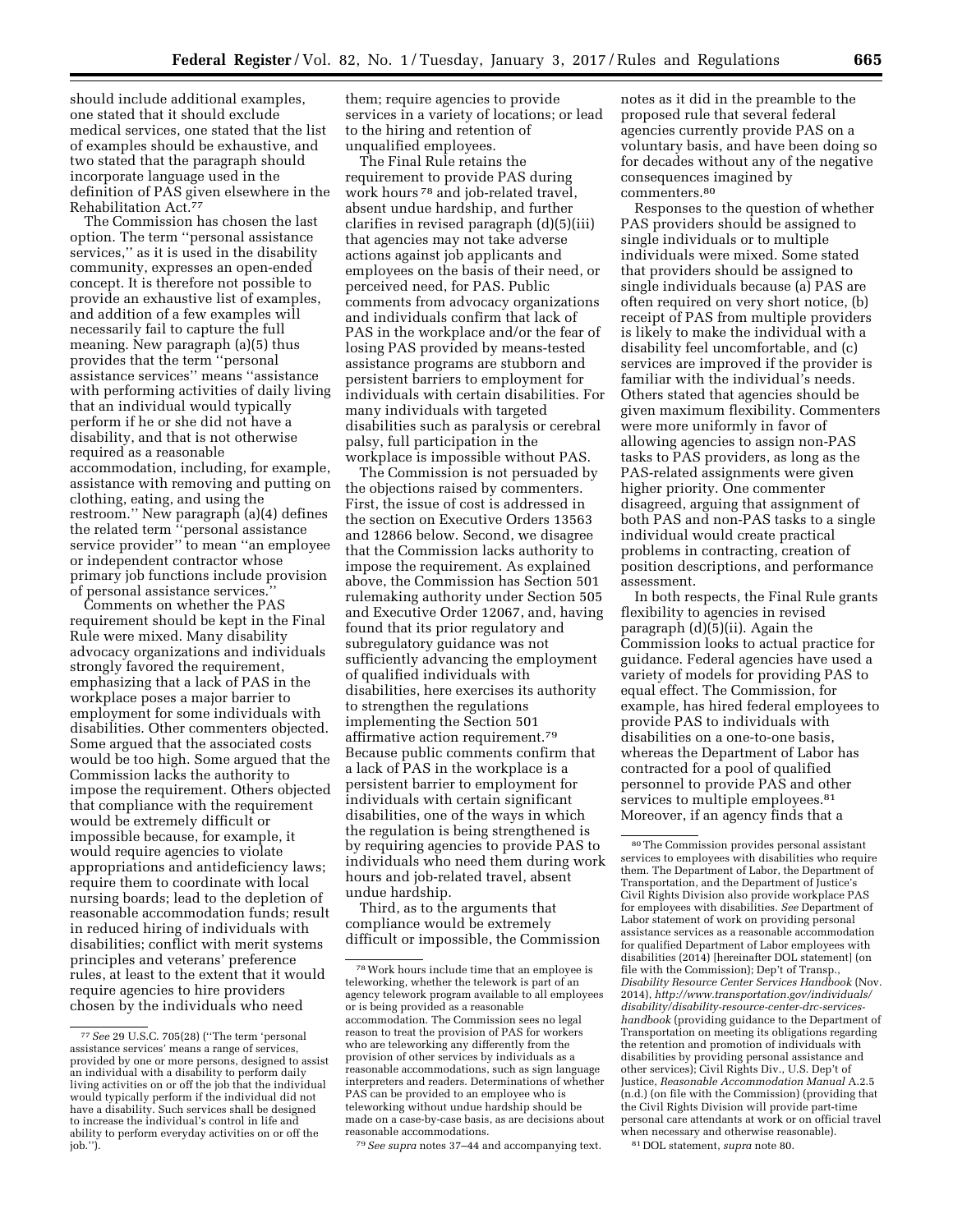should include additional examples, one stated that it should exclude medical services, one stated that the list of examples should be exhaustive, and two stated that the paragraph should incorporate language used in the definition of PAS given elsewhere in the Rehabilitation Act.[77]

The Commission has chosen the last option. The term ''personal assistance services,'' as it is used in the disability community, expresses an open-ended concept. It is therefore not possible to provide an exhaustive list of examples, and addition of a few examples will necessarily fail to capture the full meaning. New paragraph (a)(5) thus provides that the term ''personal assistance services'' means ''assistance with performing activities of daily living that an individual would typically perform if he or she did not have a disability, and that is not otherwise required as a reasonable accommodation, including, for example, assistance with removing and putting on clothing, eating, and using the restroom.'' New paragraph (a)(4) defines the related term ''personal assistance service provider'' to mean ''an employee or independent contractor whose primary job functions include provision of personal assistance services.''

Comments on whether the PAS requirement should be kept in the Final Rule were mixed. Many disability advocacy organizations and individuals strongly favored the requirement, emphasizing that a lack of PAS in the workplace poses a major barrier to employment for some individuals with disabilities. Other commenters objected. Some argued that the associated costs would be too high. Some argued that the Commission lacks the authority to impose the requirement. Others objected that compliance with the requirement would be extremely difficult or impossible because, for example, it would require agencies to violate appropriations and antideficiency laws; require them to coordinate with local nursing boards; lead to the depletion of reasonable accommodation funds; result in reduced hiring of individuals with disabilities; conflict with merit systems principles and veterans' preference rules, at least to the extent that it would require agencies to hire providers chosen by the individuals who need them; require agencies to provide services in a variety of locations; or lead to the hiring and retention of unqualified employees.

The Final Rule retains the requirement to provide PAS during work hours[78] and job-related travel, absent undue hardship, and further clarifies in revised paragraph (d)(5)(iii) that agencies may not take adverse actions against job applicants and employees on the basis of their need, or perceived need, for PAS. Public comments from advocacy organizations and individuals confirm that lack of PAS in the workplace and/or the fear of losing PAS provided by means-tested assistance programs are stubborn and persistent barriers to employment for individuals with certain disabilities. For many individuals with targeted disabilities such as paralysis or cerebral palsy, full participation in the workplace is impossible without PAS.

The Commission is not persuaded by the objections raised by commenters. First, the issue of cost is addressed in the section on Executive Orders 13563 and 12866 below. Second, we disagree that the Commission lacks authority to impose the requirement. As explained above, the Commission has Section 501 rulemaking authority under Section 505 and Executive Order 12067, and, having found that its prior regulatory and subregulatory guidance was not sufficiently advancing the employment of qualified individuals with disabilities, here exercises its authority to strengthen the regulations implementing the Section 501 affirmative action requirement.[79] Because public comments confirm that a lack of PAS in the workplace is a persistent barrier to employment for individuals with certain significant disabilities, one of the ways in which the regulation is being strengthened is by requiring agencies to provide PAS to individuals who need them during work hours and job-related travel, absent undue hardship.

Third, as to the arguments that compliance would be extremely difficult or impossible, the Commission notes as it did in the preamble to the proposed rule that several federal agencies currently provide PAS on a voluntary basis, and have been doing so for decades without any of the negative consequences imagined by commenters.[80]

Responses to the question of whether PAS providers should be assigned to single individuals or to multiple individuals were mixed. Some stated that providers should be assigned to single individuals because (a) PAS are often required on very short notice, (b) receipt of PAS from multiple providers is likely to make the individual with a disability feel uncomfortable, and (c) services are improved if the provider is familiar with the individual's needs. Others stated that agencies should be given maximum flexibility. Commenters were more uniformly in favor of allowing agencies to assign non-PAS tasks to PAS providers, as long as the PAS-related assignments were given higher priority. One commenter disagreed, arguing that assignment of both PAS and non-PAS tasks to a single individual would create practical problems in contracting, creation of position descriptions, and performance assessment.

In both respects, the Final Rule grants flexibility to agencies in revised paragraph (d)(5)(ii). Again the Commission looks to actual practice for guidance. Federal agencies have used a variety of models for providing PAS to equal effect. The Commission, for example, has hired federal employees to provide PAS to individuals with disabilities on a one-to-one basis, whereas the Department of Labor has contracted for a pool of qualified personnel to provide PAS and other services to multiple employees.[81] Moreover, if an agency finds that a

---

[77] *See* 29 U.S.C. 705(28) (''The term 'personal assistance services' means a range of services, provided by one or more persons, designed to assist an individual with a disability to perform daily living activities on or off the job that the individual would typically perform if the individual did not have a disability. Such services shall be designed to increase the individual's control in life and ability to perform everyday activities on or off the job.'').

[78] Work hours include time that an employee is teleworking, whether the telework is part of an agency telework program available to all employees or is being provided as a reasonable accommodation. The Commission sees no legal reason to treat the provision of PAS for workers who are teleworking any differently from the provision of other services by individuals as a reasonable accommodations, such as sign language interpreters and readers. Determinations of whether PAS can be provided to an employee who is teleworking without undue hardship should be made on a case-by-case basis, as are decisions about reasonable accommodations.

[79] *See supra* notes 37–44 and accompanying text.

[80] The Commission provides personal assistant services to employees with disabilities who require them. The Department of Labor, the Department of Transportation, and the Department of Justice's Civil Rights Division also provide workplace PAS for employees with disabilities. *See* Department of Labor statement of work on providing personal assistance services as a reasonable accommodation for qualified Department of Labor employees with disabilities (2014) [hereinafter DOL statement] (on file with the Commission); Dep't of Transp., *Disability Resource Center Services Handbook* (Nov. 2014), *http://www.transportation.gov/individuals/disability/disability-resource-center-drc-services-handbook* (providing guidance to the Department of Transportation on meeting its obligations regarding the retention and promotion of individuals with disabilities by providing personal assistance and other services); Civil Rights Div., U.S. Dep't of Justice, *Reasonable Accommodation Manual* A.2.5 (n.d.) (on file with the Commission) (providing that the Civil Rights Division will provide part-time personal care attendants at work or on official travel when necessary and otherwise reasonable).

[81] DOL statement, *supra* note 80.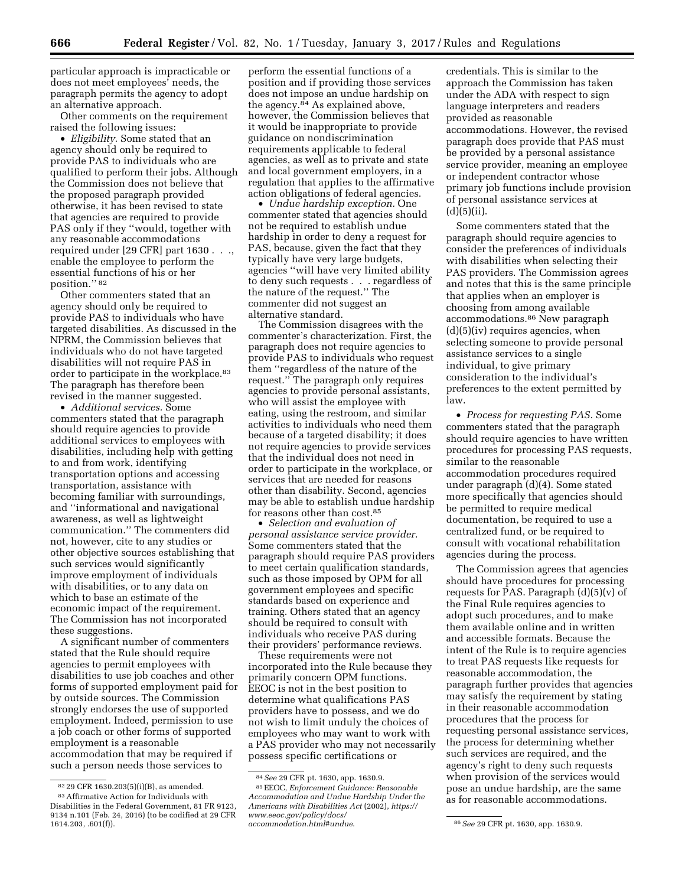particular approach is impracticable or does not meet employees' needs, the paragraph permits the agency to adopt an alternative approach.

Other comments on the requirement raised the following issues:

- *Eligibility.* Some stated that an agency should only be required to provide PAS to individuals who are qualified to perform their jobs. Although the Commission does not believe that the proposed paragraph provided otherwise, it has been revised to state that agencies are required to provide PAS only if they "would, together with any reasonable accommodations required under [29 CFR] part 1630 . . ., enable the employee to perform the essential functions of his or her position." [82]

Other commenters stated that an agency should only be required to provide PAS to individuals who have targeted disabilities. As discussed in the NPRM, the Commission believes that individuals who do not have targeted disabilities will not require PAS in order to participate in the workplace.[83] The paragraph has therefore been revised in the manner suggested.

- *Additional services.* Some commenters stated that the paragraph should require agencies to provide additional services to employees with disabilities, including help with getting to and from work, identifying transportation options and accessing transportation, assistance with becoming familiar with surroundings, and "informational and navigational awareness, as well as lightweight communication." The commenters did not, however, cite to any studies or other objective sources establishing that such services would significantly improve employment of individuals with disabilities, or to any data on which to base an estimate of the economic impact of the requirement. The Commission has not incorporated these suggestions.

A significant number of commenters stated that the Rule should require agencies to permit employees with disabilities to use job coaches and other forms of supported employment paid for by outside sources. The Commission strongly endorses the use of supported employment. Indeed, permission to use a job coach or other forms of supported employment is a reasonable accommodation that may be required if such a person needs those services to perform the essential functions of a position and if providing those services does not impose an undue hardship on the agency.[84] As explained above, however, the Commission believes that it would be inappropriate to provide guidance on nondiscrimination requirements applicable to federal agencies, as well as to private and state and local government employers, in a regulation that applies to the affirmative action obligations of federal agencies.

- *Undue hardship exception.* One commenter stated that agencies should not be required to establish undue hardship in order to deny a request for PAS, because, given the fact that they typically have very large budgets, agencies "will have very limited ability to deny such requests . . . regardless of the nature of the request." The commenter did not suggest an alternative standard.

The Commission disagrees with the commenter's characterization. First, the paragraph does not require agencies to provide PAS to individuals who request them "regardless of the nature of the request." The paragraph only requires agencies to provide personal assistants, who will assist the employee with eating, using the restroom, and similar activities to individuals who need them because of a targeted disability; it does not require agencies to provide services that the individual does not need in order to participate in the workplace, or services that are needed for reasons other than disability. Second, agencies may be able to establish undue hardship for reasons other than cost.[85]

- *Selection and evaluation of personal assistance service provider.* Some commenters stated that the paragraph should require PAS providers to meet certain qualification standards, such as those imposed by OPM for all government employees and specific standards based on experience and training. Others stated that an agency should be required to consult with individuals who receive PAS during their providers' performance reviews.

These requirements were not incorporated into the Rule because they primarily concern OPM functions. EEOC is not in the best position to determine what qualifications PAS providers have to possess, and we do not wish to limit unduly the choices of employees who may want to work with a PAS provider who may not necessarily possess specific certifications or credentials. This is similar to the approach the Commission has taken under the ADA with respect to sign language interpreters and readers provided as reasonable accommodations. However, the revised paragraph does provide that PAS must be provided by a personal assistance service provider, meaning an employee or independent contractor whose primary job functions include provision of personal assistance services at (d)(5)(ii).

Some commenters stated that the paragraph should require agencies to consider the preferences of individuals with disabilities when selecting their PAS providers. The Commission agrees and notes that this is the same principle that applies when an employer is choosing from among available accommodations.[86] New paragraph (d)(5)(iv) requires agencies, when selecting someone to provide personal assistance services to a single individual, to give primary consideration to the individual's preferences to the extent permitted by law.

- *Process for requesting PAS.* Some commenters stated that the paragraph should require agencies to have written procedures for processing PAS requests, similar to the reasonable accommodation procedures required under paragraph (d)(4). Some stated more specifically that agencies should be permitted to require medical documentation, be required to use a centralized fund, or be required to consult with vocational rehabilitation agencies during the process.

The Commission agrees that agencies should have procedures for processing requests for PAS. Paragraph (d)(5)(v) of the Final Rule requires agencies to adopt such procedures, and to make them available online and in written and accessible formats. Because the intent of the Rule is to require agencies to treat PAS requests like requests for reasonable accommodation, the paragraph further provides that agencies may satisfy the requirement by stating in their reasonable accommodation procedures that the process for requesting personal assistance services, the process for determining whether such services are required, and the agency's right to deny such requests when provision of the services would pose an undue hardship, are the same as for reasonable accommodations.

---

[82] 29 CFR 1630.203(5)(i)(B), as amended.

[83] Affirmative Action for Individuals with Disabilities in the Federal Government, 81 FR 9123, 9134 n.101 (Feb. 24, 2016) (to be codified at 29 CFR 1614.203, .601(f)).

[84] *See* 29 CFR pt. 1630, app. 1630.9.

[85] EEOC, *Enforcement Guidance: Reasonable Accommodation and Undue Hardship Under the Americans with Disabilities Act* (2002), *https://www.eeoc.gov/policy/docs/accommodation.html#undue.*

[86] *See* 29 CFR pt. 1630, app. 1630.9.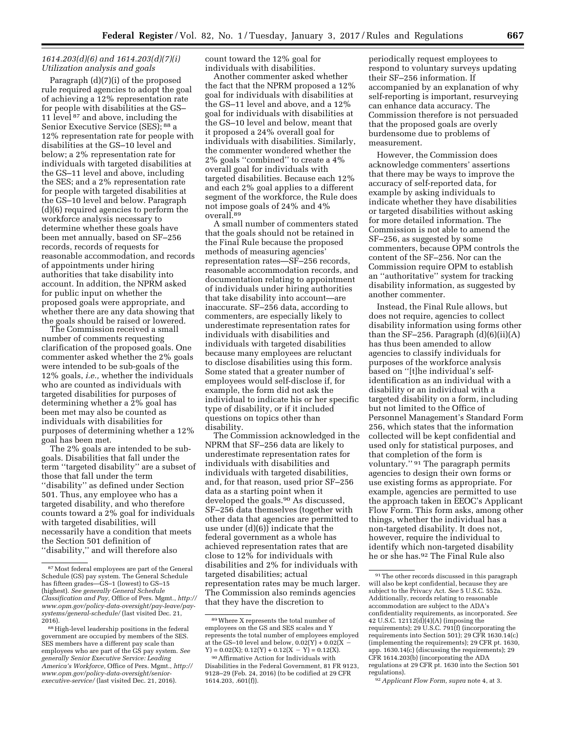### *1614.203(d)(6) and 1614.203(d)(7)(i) Utilization analysis and goals*

Paragraph (d)(7)(i) of the proposed rule required agencies to adopt the goal of achieving a 12% representation rate for people with disabilities at the GS–11 level [87] and above, including the Senior Executive Service (SES); [88] a 12% representation rate for people with disabilities at the GS–10 level and below; a 2% representation rate for individuals with targeted disabilities at the GS–11 level and above, including the SES; and a 2% representation rate for people with targeted disabilities at the GS–10 level and below. Paragraph (d)(6) required agencies to perform the workforce analysis necessary to determine whether these goals have been met annually, based on SF–256 records, records of requests for reasonable accommodation, and records of appointments under hiring authorities that take disability into account. In addition, the NPRM asked for public input on whether the proposed goals were appropriate, and whether there are any data showing that the goals should be raised or lowered.

The Commission received a small number of comments requesting clarification of the proposed goals. One commenter asked whether the 2% goals were intended to be sub-goals of the 12% goals, *i.e.,* whether the individuals who are counted as individuals with targeted disabilities for purposes of determining whether a 2% goal has been met may also be counted as individuals with disabilities for purposes of determining whether a 12% goal has been met.

The 2% goals are intended to be sub-goals. Disabilities that fall under the term ''targeted disability'' are a subset of those that fall under the term ''disability'' as defined under Section 501. Thus, any employee who has a targeted disability, and who therefore counts toward a 2% goal for individuals with targeted disabilities, will necessarily have a condition that meets the Section 501 definition of ''disability,'' and will therefore also count toward the 12% goal for individuals with disabilities.

Another commenter asked whether the fact that the NPRM proposed a 12% goal for individuals with disabilities at the GS–11 level and above, and a 12% goal for individuals with disabilities at the GS–10 level and below, meant that it proposed a 24% overall goal for individuals with disabilities. Similarly, the commenter wondered whether the 2% goals ''combined'' to create a 4% overall goal for individuals with targeted disabilities. Because each 12% and each 2% goal applies to a different segment of the workforce, the Rule does not impose goals of 24% and 4% overall.[89]

A small number of commenters stated that the goals should not be retained in the Final Rule because the proposed methods of measuring agencies' representation rates—SF–256 records, reasonable accommodation records, and documentation relating to appointment of individuals under hiring authorities that take disability into account—are inaccurate. SF–256 data, according to commenters, are especially likely to underestimate representation rates for individuals with disabilities and individuals with targeted disabilities because many employees are reluctant to disclose disabilities using this form. Some stated that a greater number of employees would self-disclose if, for example, the form did not ask the individual to indicate his or her specific type of disability, or if it included questions on topics other than disability.

The Commission acknowledged in the NPRM that SF–256 data are likely to underestimate representation rates for individuals with disabilities and individuals with targeted disabilities, and, for that reason, used prior SF–256 data as a starting point when it developed the goals.[90] As discussed, SF–256 data themselves (together with other data that agencies are permitted to use under (d)(6)) indicate that the federal government as a whole has achieved representation rates that are close to 12% for individuals with disabilities and 2% for individuals with targeted disabilities; actual representation rates may be much larger. The Commission also reminds agencies that they have the discretion to periodically request employees to respond to voluntary surveys updating their SF–256 information. If accompanied by an explanation of why self-reporting is important, resurveying can enhance data accuracy. The Commission therefore is not persuaded that the proposed goals are overly burdensome due to problems of measurement.

However, the Commission does acknowledge commenters' assertions that there may be ways to improve the accuracy of self-reported data, for example by asking individuals to indicate whether they have disabilities or targeted disabilities without asking for more detailed information. The Commission is not able to amend the SF–256, as suggested by some commenters, because OPM controls the content of the SF–256. Nor can the Commission require OPM to establish an ''authoritative'' system for tracking disability information, as suggested by another commenter.

Instead, the Final Rule allows, but does not require, agencies to collect disability information using forms other than the SF–256. Paragraph (d)(6)(ii)(A) has thus been amended to allow agencies to classify individuals for purposes of the workforce analysis based on ''[t]he individual's self-identification as an individual with a disability or an individual with a targeted disability on a form, including but not limited to the Office of Personnel Management's Standard Form 256, which states that the information collected will be kept confidential and used only for statistical purposes, and that completion of the form is voluntary.'' [91] The paragraph permits agencies to design their own forms or use existing forms as appropriate. For example, agencies are permitted to use the approach taken in EEOC's Applicant Flow Form. This form asks, among other things, whether the individual has a non-targeted disability. It does not, however, require the individual to identify which non-targeted disability he or she has.[92] The Final Rule also

---

[87] Most federal employees are part of the General Schedule (GS) pay system. The General Schedule has fifteen grades—GS–1 (lowest) to GS–15 (highest). *See generally General Schedule Classification and Pay,* Office of Pers. Mgmt., *http://www.opm.gov/policy-data-oversight/pay-leave/pay-systems/general-schedule/* (last visited Dec. 21, 2016).

[88] High-level leadership positions in the federal government are occupied by members of the SES. SES members have a different pay scale than employees who are part of the GS pay system. *See generally Senior Executive Service: Leading America's Workforce,* Office of Pers. Mgmt., *http://www.opm.gov/policy-data-oversight/senior-executive-service/* (last visited Dec. 21, 2016).

[89] Where X represents the total number of employees on the GS and SES scales and Y represents the total number of employees employed at the GS–10 level and below, $0.02(Y) + 0.02(X - Y) = 0.02(X)$; $0.12(Y) + 0.12(X - Y) = 0.12(X)$.

[90] Affirmative Action for Individuals with Disabilities in the Federal Government, 81 FR 9123, 9128–29 (Feb. 24, 2016) (to be codified at 29 CFR 1614.203, .601(f)).

[91] The other records discussed in this paragraph will also be kept confidential, because they are subject to the Privacy Act. *See* 5 U.S.C. 552a. Additionally, records relating to reasonable accommodation are subject to the ADA's confidentiality requirements, as incorporated. *See* 42 U.S.C. 12112(d)(4)(A) (imposing the requirements); 29 U.S.C. 791(f) (incorporating the requirements into Section 501); 29 CFR 1630.14(c) (implementing the requirements); 29 CFR pt. 1630, app. 1630.14(c) (discussing the requirements); 29 CFR 1614.203(b) (incorporating the ADA regulations at 29 CFR pt. 1630 into the Section 501 regulations).

[92] *Applicant Flow Form, supra* note 4, at 3.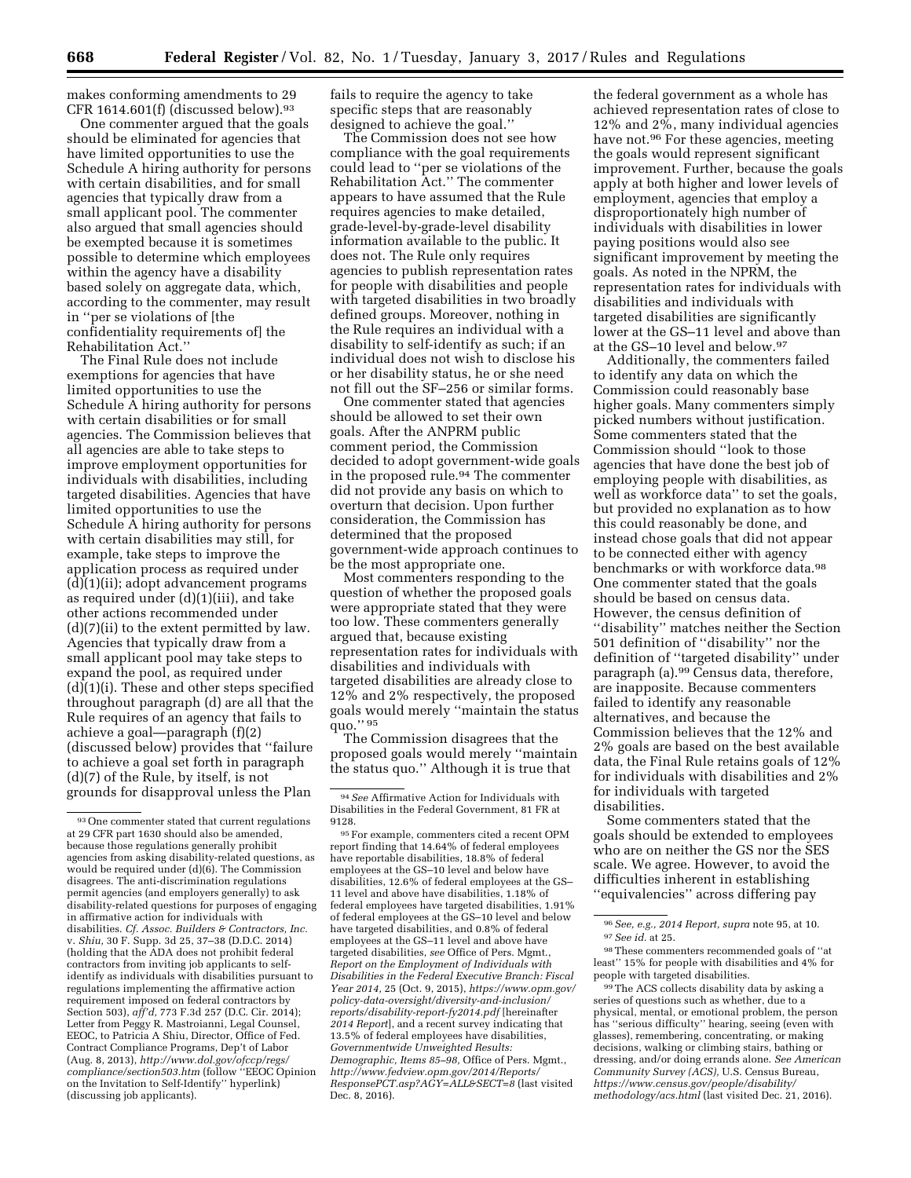makes conforming amendments to 29 CFR 1614.601(f) (discussed below).[93]

One commenter argued that the goals should be eliminated for agencies that have limited opportunities to use the Schedule A hiring authority for persons with certain disabilities, and for small agencies that typically draw from a small applicant pool. The commenter also argued that small agencies should be exempted because it is sometimes possible to determine which employees within the agency have a disability based solely on aggregate data, which, according to the commenter, may result in ''per se violations of [the confidentiality requirements of] the Rehabilitation Act.''

The Final Rule does not include exemptions for agencies that have limited opportunities to use the Schedule A hiring authority for persons with certain disabilities or for small agencies. The Commission believes that all agencies are able to take steps to improve employment opportunities for individuals with disabilities, including targeted disabilities. Agencies that have limited opportunities to use the Schedule A hiring authority for persons with certain disabilities may still, for example, take steps to improve the application process as required under (d)(1)(ii); adopt advancement programs as required under (d)(1)(iii), and take other actions recommended under (d)(7)(ii) to the extent permitted by law. Agencies that typically draw from a small applicant pool may take steps to expand the pool, as required under (d)(1)(i). These and other steps specified throughout paragraph (d) are all that the Rule requires of an agency that fails to achieve a goal—paragraph (f)(2) (discussed below) provides that ''failure to achieve a goal set forth in paragraph (d)(7) of the Rule, by itself, is not grounds for disapproval unless the Plan fails to require the agency to take specific steps that are reasonably designed to achieve the goal.''

The Commission does not see how compliance with the goal requirements could lead to ''per se violations of the Rehabilitation Act.'' The commenter appears to have assumed that the Rule requires agencies to make detailed, grade-level-by-grade-level disability information available to the public. It does not. The Rule only requires agencies to publish representation rates for people with disabilities and people with targeted disabilities in two broadly defined groups. Moreover, nothing in the Rule requires an individual with a disability to self-identify as such; if an individual does not wish to disclose his or her disability status, he or she need not fill out the SF–256 or similar forms.

One commenter stated that agencies should be allowed to set their own goals. After the ANPRM public comment period, the Commission decided to adopt government-wide goals in the proposed rule.[94] The commenter did not provide any basis on which to overturn that decision. Upon further consideration, the Commission has determined that the proposed government-wide approach continues to be the most appropriate one.

Most commenters responding to the question of whether the proposed goals were appropriate stated that they were too low. These commenters generally argued that, because existing representation rates for individuals with disabilities and individuals with targeted disabilities are already close to 12% and 2% respectively, the proposed goals would merely ''maintain the status quo.''[95]

The Commission disagrees that the proposed goals would merely ''maintain the status quo.'' Although it is true that the federal government as a whole has achieved representation rates of close to 12% and 2%, many individual agencies have not.[96] For these agencies, meeting the goals would represent significant improvement. Further, because the goals apply at both higher and lower levels of employment, agencies that employ a disproportionately high number of individuals with disabilities in lower paying positions would also see significant improvement by meeting the goals. As noted in the NPRM, the representation rates for individuals with disabilities and individuals with targeted disabilities are significantly lower at the GS–11 level and above than at the GS–10 level and below.[97]

Additionally, the commenters failed to identify any data on which the Commission could reasonably base higher goals. Many commenters simply picked numbers without justification. Some commenters stated that the Commission should ''look to those agencies that have done the best job of employing people with disabilities, as well as workforce data'' to set the goals, but provided no explanation as to how this could reasonably be done, and instead chose goals that did not appear to be connected either with agency benchmarks or with workforce data.[98] One commenter stated that the goals should be based on census data. However, the census definition of ''disability'' matches neither the Section 501 definition of ''disability'' nor the definition of ''targeted disability'' under paragraph (a).[99] Census data, therefore, are inapposite. Because commenters failed to identify any reasonable alternatives, and because the Commission believes that the 12% and 2% goals are based on the best available data, the Final Rule retains goals of 12% for individuals with disabilities and 2% for individuals with targeted disabilities.

Some commenters stated that the goals should be extended to employees who are on neither the GS nor the SES scale. We agree. However, to avoid the difficulties inherent in establishing ''equivalencies'' across differing pay

---

[93] One commenter stated that current regulations at 29 CFR part 1630 should also be amended, because those regulations generally prohibit agencies from asking disability-related questions, as would be required under (d)(6). The Commission disagrees. The anti-discrimination regulations permit agencies (and employers generally) to ask disability-related questions for purposes of engaging in affirmative action for individuals with disabilities. *Cf. Assoc. Builders & Contractors, Inc.* v. *Shiu,* 30 F. Supp. 3d 25, 37–38 (D.D.C. 2014) (holding that the ADA does not prohibit federal contractors from inviting job applicants to self-identify as individuals with disabilities pursuant to regulations implementing the affirmative action requirement imposed on federal contractors by Section 503), *aff'd,* 773 F.3d 257 (D.C. Cir. 2014); Letter from Peggy R. Mastroianni, Legal Counsel, EEOC, to Patricia A Shiu, Director, Office of Fed. Contract Compliance Programs, Dep't of Labor (Aug. 8, 2013), *http://www.dol.gov/ofccp/regs/compliance/section503.htm* (follow ''EEOC Opinion on the Invitation to Self-Identify'' hyperlink) (discussing job applicants).

[94] *See* Affirmative Action for Individuals with Disabilities in the Federal Government, 81 FR at 9128.

[95] For example, commenters cited a recent OPM report finding that 14.64% of federal employees have reportable disabilities, 18.8% of federal employees at the GS–10 level and below have disabilities, 12.6% of federal employees at the GS–11 level and above have disabilities, 1.18% of federal employees have targeted disabilities, 1.91% of federal employees at the GS–10 level and below have targeted disabilities, and 0.8% of federal employees at the GS–11 level and above have targeted disabilities, *see* Office of Pers. Mgmt., *Report on the Employment of Individuals with Disabilities in the Federal Executive Branch: Fiscal Year 2014,* 25 (Oct. 9, 2015), *https://www.opm.gov/policy-data-oversight/diversity-and-inclusion/reports/disability-report-fy2014.pdf* [hereinafter *2014 Report*], and a recent survey indicating that 13.5% of federal employees have disabilities, *Governmentwide Unweighted Results: Demographic, Items 85–98,* Office of Pers. Mgmt., *http://www.fedview.opm.gov/2014/Reports/ResponsePCT.asp?AGY=ALL&SECT=8* (last visited Dec. 8, 2016).

[96] *See, e.g., 2014 Report, supra* note 95, at 10.

[97] *See id.* at 25.

[98] These commenters recommended goals of ''at least'' 15% for people with disabilities and 4% for people with targeted disabilities.

[99] The ACS collects disability data by asking a series of questions such as whether, due to a physical, mental, or emotional problem, the person has ''serious difficulty'' hearing, seeing (even with glasses), remembering, concentrating, or making decisions, walking or climbing stairs, bathing or dressing, and/or doing errands alone. *See American Community Survey (ACS),* U.S. Census Bureau, *https://www.census.gov/people/disability/methodology/acs.html* (last visited Dec. 21, 2016).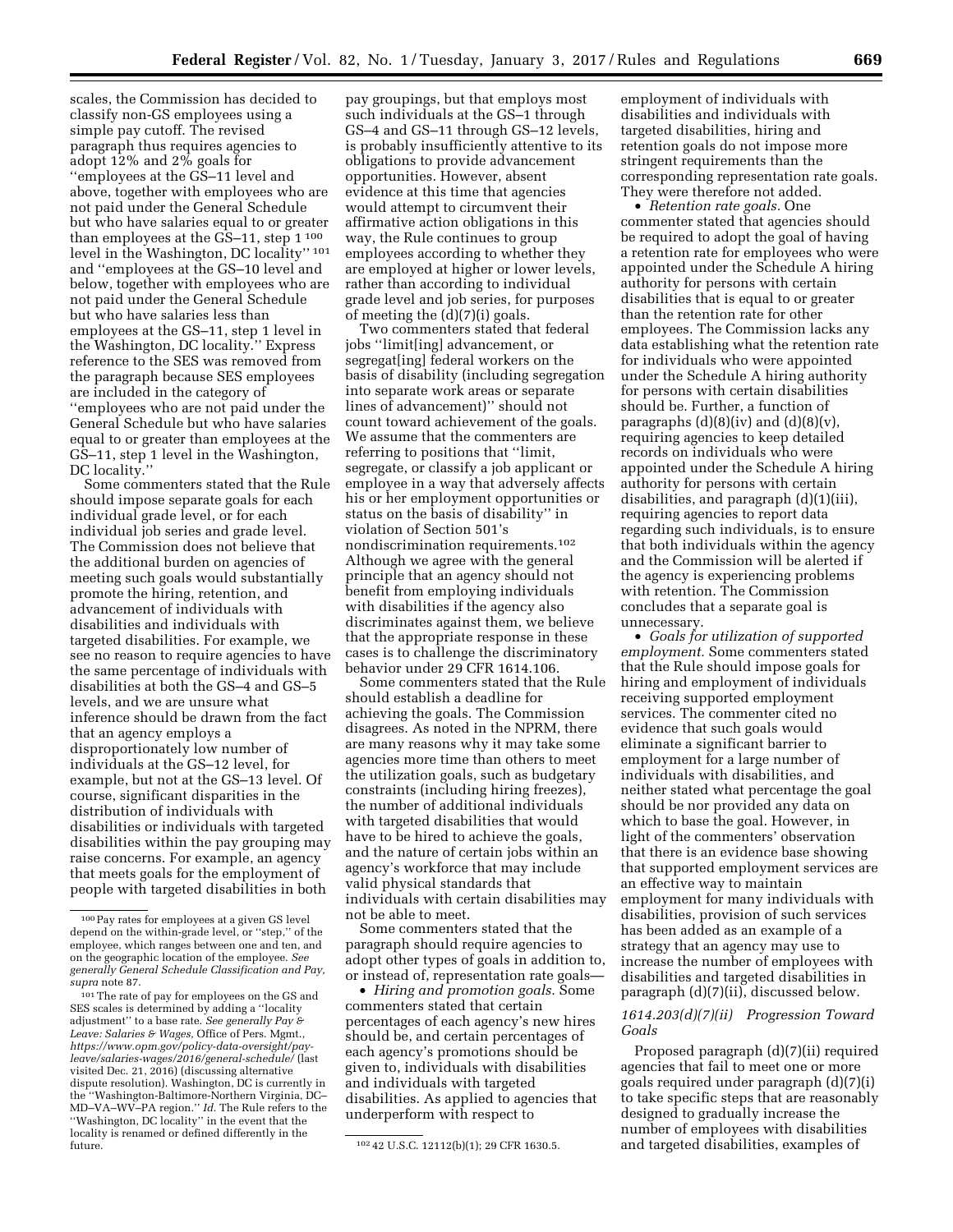scales, the Commission has decided to classify non-GS employees using a simple pay cutoff. The revised paragraph thus requires agencies to adopt 12% and 2% goals for ''employees at the GS–11 level and above, together with employees who are not paid under the General Schedule but who have salaries equal to or greater than employees at the GS–11, step 1 [100] level in the Washington, DC locality'' [101] and ''employees at the GS–10 level and below, together with employees who are not paid under the General Schedule but who have salaries less than employees at the GS–11, step 1 level in the Washington, DC locality.'' Express reference to the SES was removed from the paragraph because SES employees are included in the category of ''employees who are not paid under the General Schedule but who have salaries equal to or greater than employees at the GS–11, step 1 level in the Washington, DC locality.''

Some commenters stated that the Rule should impose separate goals for each individual grade level, or for each individual job series and grade level. The Commission does not believe that the additional burden on agencies of meeting such goals would substantially promote the hiring, retention, and advancement of individuals with disabilities and individuals with targeted disabilities. For example, we see no reason to require agencies to have the same percentage of individuals with disabilities at both the GS–4 and GS–5 levels, and we are unsure what inference should be drawn from the fact that an agency employs a disproportionately low number of individuals at the GS–12 level, for example, but not at the GS–13 level. Of course, significant disparities in the distribution of individuals with disabilities or individuals with targeted disabilities within the pay grouping may raise concerns. For example, an agency that meets goals for the employment of people with targeted disabilities in both pay groupings, but that employs most such individuals at the GS–1 through GS–4 and GS–11 through GS–12 levels, is probably insufficiently attentive to its obligations to provide advancement opportunities. However, absent evidence at this time that agencies would attempt to circumvent their affirmative action obligations in this way, the Rule continues to group employees according to whether they are employed at higher or lower levels, rather than according to individual grade level and job series, for purposes of meeting the (d)(7)(i) goals.

Two commenters stated that federal jobs ''limit[ing] advancement, or segregat[ing] federal workers on the basis of disability (including segregation into separate work areas or separate lines of advancement)'' should not count toward achievement of the goals. We assume that the commenters are referring to positions that ''limit, segregate, or classify a job applicant or employee in a way that adversely affects his or her employment opportunities or status on the basis of disability'' in violation of Section 501's nondiscrimination requirements.[102] Although we agree with the general principle that an agency should not benefit from employing individuals with disabilities if the agency also discriminates against them, we believe that the appropriate response in these cases is to challenge the discriminatory behavior under 29 CFR 1614.106.

Some commenters stated that the Rule should establish a deadline for achieving the goals. The Commission disagrees. As noted in the NPRM, there are many reasons why it may take some agencies more time than others to meet the utilization goals, such as budgetary constraints (including hiring freezes), the number of additional individuals with targeted disabilities that would have to be hired to achieve the goals, and the nature of certain jobs within an agency's workforce that may include valid physical standards that individuals with certain disabilities may not be able to meet.

Some commenters stated that the paragraph should require agencies to adopt other types of goals in addition to, or instead of, representation rate goals—

- *Hiring and promotion goals.* Some commenters stated that certain percentages of each agency's new hires should be, and certain percentages of each agency's promotions should be given to, individuals with disabilities and individuals with targeted disabilities. As applied to agencies that underperform with respect to employment of individuals with disabilities and individuals with targeted disabilities, hiring and retention goals do not impose more stringent requirements than the corresponding representation rate goals. They were therefore not added.
- *Retention rate goals.* One commenter stated that agencies should be required to adopt the goal of having a retention rate for employees who were appointed under the Schedule A hiring authority for persons with certain disabilities that is equal to or greater than the retention rate for other employees. The Commission lacks any data establishing what the retention rate for individuals who were appointed under the Schedule A hiring authority for persons with certain disabilities should be. Further, a function of paragraphs (d)(8)(iv) and (d)(8)(v), requiring agencies to keep detailed records on individuals who were appointed under the Schedule A hiring authority for persons with certain disabilities, and paragraph (d)(1)(iii), requiring agencies to report data regarding such individuals, is to ensure that both individuals within the agency and the Commission will be alerted if the agency is experiencing problems with retention. The Commission concludes that a separate goal is unnecessary.
- *Goals for utilization of supported employment.* Some commenters stated that the Rule should impose goals for hiring and employment of individuals receiving supported employment services. The commenter cited no evidence that such goals would eliminate a significant barrier to employment for a large number of individuals with disabilities, and neither stated what percentage the goal should be nor provided any data on which to base the goal. However, in light of the commenters' observation that there is an evidence base showing that supported employment services are an effective way to maintain employment for many individuals with disabilities, provision of such services has been added as an example of a strategy that an agency may use to increase the number of employees with disabilities and targeted disabilities in paragraph (d)(7)(ii), discussed below.

### *1614.203(d)(7)(ii) Progression Toward Goals*

Proposed paragraph (d)(7)(ii) required agencies that fail to meet one or more goals required under paragraph (d)(7)(i) to take specific steps that are reasonably designed to gradually increase the number of employees with disabilities and targeted disabilities, examples of

---

[100] Pay rates for employees at a given GS level depend on the within-grade level, or ''step,'' of the employee, which ranges between one and ten, and on the geographic location of the employee. *See generally General Schedule Classification and Pay, supra* note 87.

[101] The rate of pay for employees on the GS and SES scales is determined by adding a ''locality adjustment'' to a base rate. *See generally Pay & Leave: Salaries & Wages,* Office of Pers. Mgmt., *https://www.opm.gov/policy-data-oversight/pay-leave/salaries-wages/2016/general-schedule/* (last visited Dec. 21, 2016) (discussing alternative dispute resolution). Washington, DC is currently in the ''Washington-Baltimore-Northern Virginia, DC–MD–VA–WV–PA region.'' *Id.* The Rule refers to the ''Washington, DC locality'' in the event that the locality is renamed or defined differently in the future.

[102] 42 U.S.C. 12112(b)(1); 29 CFR 1630.5.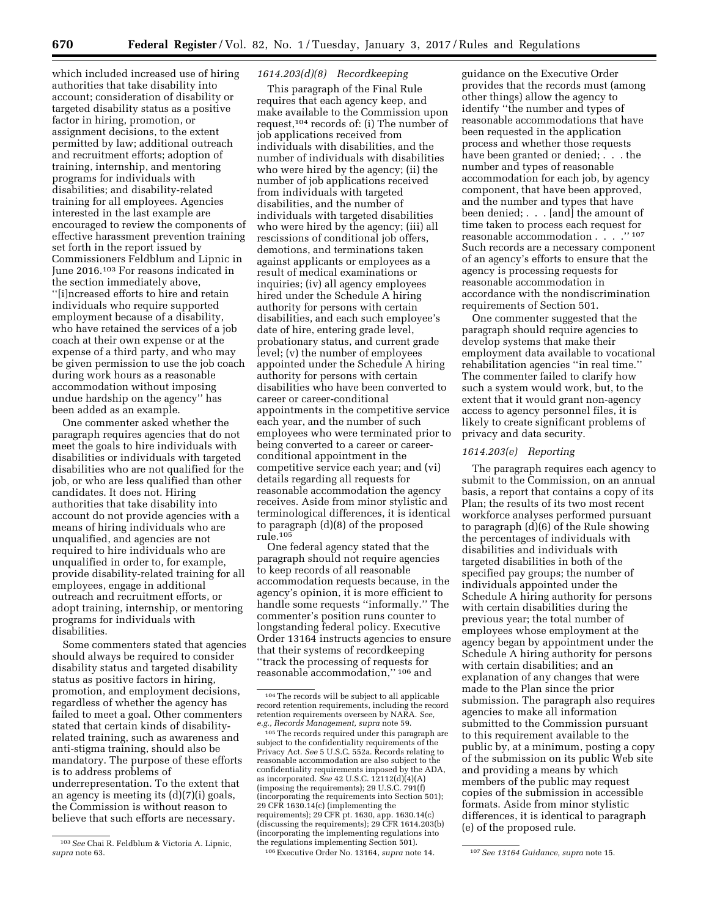which included increased use of hiring authorities that take disability into account; consideration of disability or targeted disability status as a positive factor in hiring, promotion, or assignment decisions, to the extent permitted by law; additional outreach and recruitment efforts; adoption of training, internship, and mentoring programs for individuals with disabilities; and disability-related training for all employees. Agencies interested in the last example are encouraged to review the components of effective harassment prevention training set forth in the report issued by Commissioners Feldblum and Lipnic in June 2016.[103] For reasons indicated in the section immediately above, ''[i]ncreased efforts to hire and retain individuals who require supported employment because of a disability, who have retained the services of a job coach at their own expense or at the expense of a third party, and who may be given permission to use the job coach during work hours as a reasonable accommodation without imposing undue hardship on the agency'' has been added as an example.

One commenter asked whether the paragraph requires agencies that do not meet the goals to hire individuals with disabilities or individuals with targeted disabilities who are not qualified for the job, or who are less qualified than other candidates. It does not. Hiring authorities that take disability into account do not provide agencies with a means of hiring individuals who are unqualified, and agencies are not required to hire individuals who are unqualified in order to, for example, provide disability-related training for all employees, engage in additional outreach and recruitment efforts, or adopt training, internship, or mentoring programs for individuals with disabilities.

Some commenters stated that agencies should always be required to consider disability status and targeted disability status as positive factors in hiring, promotion, and employment decisions, regardless of whether the agency has failed to meet a goal. Other commenters stated that certain kinds of disability-related training, such as awareness and anti-stigma training, should also be mandatory. The purpose of these efforts is to address problems of underrepresentation. To the extent that an agency is meeting its (d)(7)(i) goals, the Commission is without reason to believe that such efforts are necessary.

### *1614.203(d)(8) Recordkeeping*

This paragraph of the Final Rule requires that each agency keep, and make available to the Commission upon request,[104] records of: (i) The number of job applications received from individuals with disabilities, and the number of individuals with disabilities who were hired by the agency; (ii) the number of job applications received from individuals with targeted disabilities, and the number of individuals with targeted disabilities who were hired by the agency; (iii) all rescissions of conditional job offers, demotions, and terminations taken against applicants or employees as a result of medical examinations or inquiries; (iv) all agency employees hired under the Schedule A hiring authority for persons with certain disabilities, and each such employee's date of hire, entering grade level, probationary status, and current grade level; (v) the number of employees appointed under the Schedule A hiring authority for persons with certain disabilities who have been converted to career or career-conditional appointments in the competitive service each year, and the number of such employees who were terminated prior to being converted to a career or career-conditional appointment in the competitive service each year; and (vi) details regarding all requests for reasonable accommodation the agency receives. Aside from minor stylistic and terminological differences, it is identical to paragraph (d)(8) of the proposed rule.[105]

One federal agency stated that the paragraph should not require agencies to keep records of all reasonable accommodation requests because, in the agency's opinion, it is more efficient to handle some requests ''informally.'' The commenter's position runs counter to longstanding federal policy. Executive Order 13164 instructs agencies to ensure that their systems of recordkeeping ''track the processing of requests for reasonable accommodation,'' [106] and guidance on the Executive Order provides that the records must (among other things) allow the agency to identify ''the number and types of reasonable accommodations that have been requested in the application process and whether those requests have been granted or denied; . . . the number and types of reasonable accommodation for each job, by agency component, that have been approved, and the number and types that have been denied; . . . [and] the amount of time taken to process each request for reasonable accommodation . . . .'' [107] Such records are a necessary component of an agency's efforts to ensure that the agency is processing requests for reasonable accommodation in accordance with the nondiscrimination requirements of Section 501.

One commenter suggested that the paragraph should require agencies to develop systems that make their employment data available to vocational rehabilitation agencies ''in real time.'' The commenter failed to clarify how such a system would work, but, to the extent that it would grant non-agency access to agency personnel files, it is likely to create significant problems of privacy and data security.

### *1614.203(e) Reporting*

The paragraph requires each agency to submit to the Commission, on an annual basis, a report that contains a copy of its Plan; the results of its two most recent workforce analyses performed pursuant to paragraph (d)(6) of the Rule showing the percentages of individuals with disabilities and individuals with targeted disabilities in both of the specified pay groups; the number of individuals appointed under the Schedule A hiring authority for persons with certain disabilities during the previous year; the total number of employees whose employment at the agency began by appointment under the Schedule A hiring authority for persons with certain disabilities; and an explanation of any changes that were made to the Plan since the prior submission. The paragraph also requires agencies to make all information submitted to the Commission pursuant to this requirement available to the public by, at a minimum, posting a copy of the submission on its public Web site and providing a means by which members of the public may request copies of the submission in accessible formats. Aside from minor stylistic differences, it is identical to paragraph (e) of the proposed rule.

---

[103] *See* Chai R. Feldblum & Victoria A. Lipnic, *supra* note 63.

[104] The records will be subject to all applicable record retention requirements, including the record retention requirements overseen by NARA. *See, e.g., Records Management, supra* note 59.

[105] The records required under this paragraph are subject to the confidentiality requirements of the Privacy Act. *See* 5 U.S.C. 552a. Records relating to reasonable accommodation are also subject to the confidentiality requirements imposed by the ADA, as incorporated. *See* 42 U.S.C. 12112(d)(4)(A) (imposing the requirements); 29 U.S.C. 791(f) (incorporating the requirements into Section 501); 29 CFR 1630.14(c) (implementing the requirements); 29 CFR pt. 1630, app. 1630.14(c) (discussing the requirements); 29 CFR 1614.203(b) (incorporating the implementing regulations into the regulations implementing Section 501).

[106] Executive Order No. 13164, *supra* note 14.

[107] *See 13164 Guidance, supra* note 15.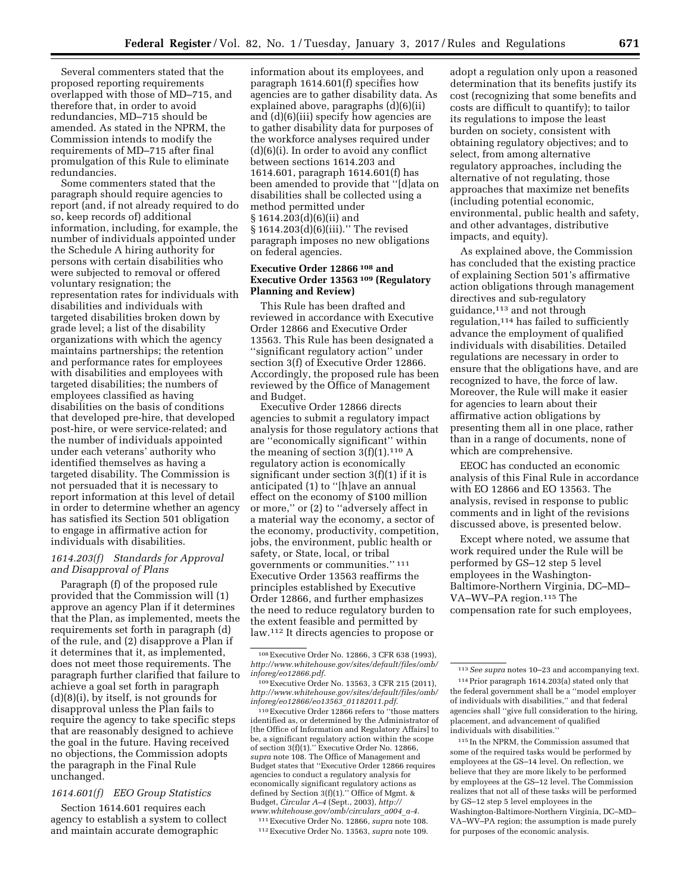Several commenters stated that the proposed reporting requirements overlapped with those of MD–715, and therefore that, in order to avoid redundancies, MD–715 should be amended. As stated in the NPRM, the Commission intends to modify the requirements of MD–715 after final promulgation of this Rule to eliminate redundancies.

Some commenters stated that the paragraph should require agencies to report (and, if not already required to do so, keep records of) additional information, including, for example, the number of individuals appointed under the Schedule A hiring authority for persons with certain disabilities who were subjected to removal or offered voluntary resignation; the representation rates for individuals with disabilities and individuals with targeted disabilities broken down by grade level; a list of the disability organizations with which the agency maintains partnerships; the retention and performance rates for employees with disabilities and employees with targeted disabilities; the numbers of employees classified as having disabilities on the basis of conditions that developed pre-hire, that developed post-hire, or were service-related; and the number of individuals appointed under each veterans' authority who identified themselves as having a targeted disability. The Commission is not persuaded that it is necessary to report information at this level of detail in order to determine whether an agency has satisfied its Section 501 obligation to engage in affirmative action for individuals with disabilities.

### *1614.203(f) Standards for Approval and Disapproval of Plans*

Paragraph (f) of the proposed rule provided that the Commission will (1) approve an agency Plan if it determines that the Plan, as implemented, meets the requirements set forth in paragraph (d) of the rule, and (2) disapprove a Plan if it determines that it, as implemented, does not meet those requirements. The paragraph further clarified that failure to achieve a goal set forth in paragraph (d)(8)(i), by itself, is not grounds for disapproval unless the Plan fails to require the agency to take specific steps that are reasonably designed to achieve the goal in the future. Having received no objections, the Commission adopts the paragraph in the Final Rule unchanged.

### *1614.601(f) EEO Group Statistics*

Section 1614.601 requires each agency to establish a system to collect and maintain accurate demographic information about its employees, and paragraph 1614.601(f) specifies how agencies are to gather disability data. As explained above, paragraphs (d)(6)(ii) and (d)(6)(iii) specify how agencies are to gather disability data for purposes of the workforce analyses required under (d)(6)(i). In order to avoid any conflict between sections 1614.203 and 1614.601, paragraph 1614.601(f) has been amended to provide that "[d]ata on disabilities shall be collected using a method permitted under § 1614.203(d)(6)(ii) and § 1614.203(d)(6)(iii)." The revised paragraph imposes no new obligations on federal agencies.

### Executive Order 12866 [108] and Executive Order 13563 [109] (Regulatory Planning and Review)

This Rule has been drafted and reviewed in accordance with Executive Order 12866 and Executive Order 13563. This Rule has been designated a "significant regulatory action" under section 3(f) of Executive Order 12866. Accordingly, the proposed rule has been reviewed by the Office of Management and Budget.

Executive Order 12866 directs agencies to submit a regulatory impact analysis for those regulatory actions that are "economically significant" within the meaning of section 3(f)(1).[110] A regulatory action is economically significant under section 3(f)(1) if it is anticipated (1) to "[h]ave an annual effect on the economy of $100 million or more," or (2) to "adversely affect in a material way the economy, a sector of the economy, productivity, competition, jobs, the environment, public health or safety, or State, local, or tribal governments or communities." [111] Executive Order 13563 reaffirms the principles established by Executive Order 12866, and further emphasizes the need to reduce regulatory burden to the extent feasible and permitted by law.[112] It directs agencies to propose or adopt a regulation only upon a reasoned determination that its benefits justify its cost (recognizing that some benefits and costs are difficult to quantify); to tailor its regulations to impose the least burden on society, consistent with obtaining regulatory objectives; and to select, from among alternative regulatory approaches, including the alternative of not regulating, those approaches that maximize net benefits (including potential economic, environmental, public health and safety, and other advantages, distributive impacts, and equity).

As explained above, the Commission has concluded that the existing practice of explaining Section 501's affirmative action obligations through management directives and sub-regulatory guidance,[113] and not through regulation,[114] has failed to sufficiently advance the employment of qualified individuals with disabilities. Detailed regulations are necessary in order to ensure that the obligations have, and are recognized to have, the force of law. Moreover, the Rule will make it easier for agencies to learn about their affirmative action obligations by presenting them all in one place, rather than in a range of documents, none of which are comprehensive.

EEOC has conducted an economic analysis of this Final Rule in accordance with EO 12866 and EO 13563. The analysis, revised in response to public comments and in light of the revisions discussed above, is presented below.

Except where noted, we assume that work required under the Rule will be performed by GS–12 step 5 level employees in the Washington-Baltimore-Northern Virginia, DC–MD–VA–WV–PA region.[115] The compensation rate for such employees,

---

[108] Executive Order No. 12866, 3 CFR 638 (1993), *http://www.whitehouse.gov/sites/default/files/omb/inforeg/eo12866.pdf*.

[109] Executive Order No. 13563, 3 CFR 215 (2011), *http://www.whitehouse.gov/sites/default/files/omb/inforeg/eo12866/eo13563_01182011.pdf*.

[110] Executive Order 12866 refers to "those matters identified as, or determined by the Administrator of [the Office of Information and Regulatory Affairs] to be, a significant regulatory action within the scope of section 3(f)(1)." Executive Order No. 12866, *supra* note 108. The Office of Management and Budget states that "Executive Order 12866 requires agencies to conduct a regulatory analysis for economically significant regulatory actions as defined by Section 3(f)(1)." Office of Mgmt. & Budget, *Circular A–4* (Sept., 2003), *http://www.whitehouse.gov/omb/circulars_a004_a-4*.

[111] Executive Order No. 12866, *supra* note 108.

[112] Executive Order No. 13563, *supra* note 109.

[113] *See supra* notes 10–23 and accompanying text.

[114] Prior paragraph 1614.203(a) stated only that the federal government shall be a "model employer of individuals with disabilities," and that federal agencies shall "give full consideration to the hiring, placement, and advancement of qualified individuals with disabilities."

[115] In the NPRM, the Commission assumed that some of the required tasks would be performed by employees at the GS–14 level. On reflection, we believe that they are more likely to be performed by employees at the GS–12 level. The Commission realizes that not all of these tasks will be performed by GS–12 step 5 level employees in the Washington-Baltimore-Northern Virginia, DC–MD–VA–WV–PA region; the assumption is made purely for purposes of the economic analysis.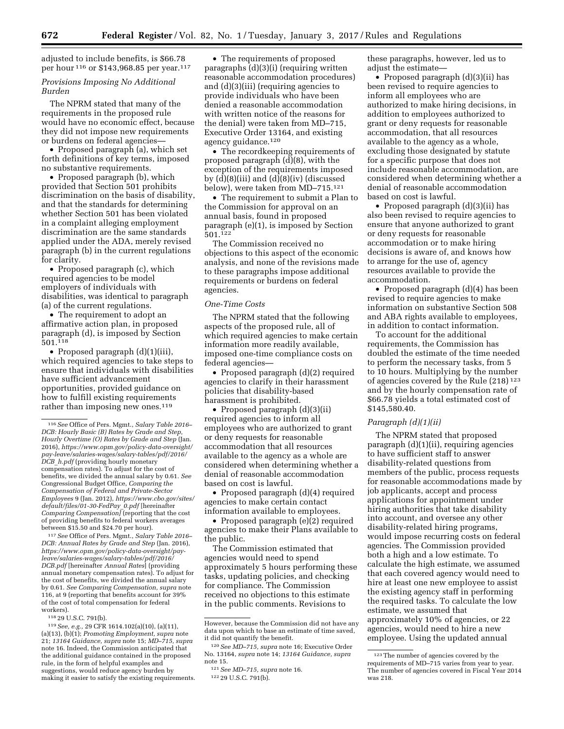adjusted to include benefits, is $66.78 per hour [116] or $143,968.85 per year.[117]

*Provisions Imposing No Additional Burden*

The NPRM stated that many of the requirements in the proposed rule would have no economic effect, because they did not impose new requirements or burdens on federal agencies—

- Proposed paragraph (a), which set forth definitions of key terms, imposed no substantive requirements.
- Proposed paragraph (b), which provided that Section 501 prohibits discrimination on the basis of disability, and that the standards for determining whether Section 501 has been violated in a complaint alleging employment discrimination are the same standards applied under the ADA, merely revised paragraph (b) in the current regulations for clarity.
- Proposed paragraph (c), which required agencies to be model employers of individuals with disabilities, was identical to paragraph (a) of the current regulations.
- The requirement to adopt an affirmative action plan, in proposed paragraph (d), is imposed by Section 501.[118]
- Proposed paragraph (d)(1)(iii), which required agencies to take steps to ensure that individuals with disabilities have sufficient advancement opportunities, provided guidance on how to fulfill existing requirements rather than imposing new ones.[119]
- The requirements of proposed paragraphs (d)(3)(i) (requiring written reasonable accommodation procedures) and (d)(3)(iii) (requiring agencies to provide individuals who have been denied a reasonable accommodation with written notice of the reasons for the denial) were taken from MD–715, Executive Order 13164, and existing agency guidance.[120]
- The recordkeeping requirements of proposed paragraph (d)(8), with the exception of the requirements imposed by (d)(8)(iii) and (d)(8)(iv) (discussed below), were taken from MD–715.[121]
- The requirement to submit a Plan to the Commission for approval on an annual basis, found in proposed paragraph (e)(1), is imposed by Section 501.[122]

The Commission received no objections to this aspect of the economic analysis, and none of the revisions made to these paragraphs impose additional requirements or burdens on federal agencies.

*One-Time Costs*

The NPRM stated that the following aspects of the proposed rule, all of which required agencies to make certain information more readily available, imposed one-time compliance costs on federal agencies—

- Proposed paragraph (d)(2) required agencies to clarify in their harassment policies that disability-based harassment is prohibited.
- Proposed paragraph (d)(3)(ii) required agencies to inform all employees who are authorized to grant or deny requests for reasonable accommodation that all resources available to the agency as a whole are considered when determining whether a denial of reasonable accommodation based on cost is lawful.
- Proposed paragraph (d)(4) required agencies to make certain contact information available to employees.
- Proposed paragraph (e)(2) required agencies to make their Plans available to the public.

The Commission estimated that agencies would need to spend approximately 5 hours performing these tasks, updating policies, and checking for compliance. The Commission received no objections to this estimate in the public comments. Revisions to these paragraphs, however, led us to adjust the estimate—

- Proposed paragraph (d)(3)(ii) has been revised to require agencies to inform all employees who are authorized to make hiring decisions, in addition to employees authorized to grant or deny requests for reasonable accommodation, that all resources available to the agency as a whole, excluding those designated by statute for a specific purpose that does not include reasonable accommodation, are considered when determining whether a denial of reasonable accommodation based on cost is lawful.
- Proposed paragraph (d)(3)(ii) has also been revised to require agencies to ensure that anyone authorized to grant or deny requests for reasonable accommodation or to make hiring decisions is aware of, and knows how to arrange for the use of, agency resources available to provide the accommodation.
- Proposed paragraph (d)(4) has been revised to require agencies to make information on substantive Section 508 and ABA rights available to employees, in addition to contact information.

To account for the additional requirements, the Commission has doubled the estimate of the time needed to perform the necessary tasks, from 5 to 10 hours. Multiplying by the number of agencies covered by the Rule (218) [123] and by the hourly compensation rate of $66.78 yields a total estimated cost of $145,580.40.

*Paragraph (d)(1)(ii)*

The NPRM stated that proposed paragraph (d)(1)(ii), requiring agencies to have sufficient staff to answer disability-related questions from members of the public, process requests for reasonable accommodations made by job applicants, accept and process applications for appointment under hiring authorities that take disability into account, and oversee any other disability-related hiring programs, would impose recurring costs on federal agencies. The Commission provided both a high and a low estimate. To calculate the high estimate, we assumed that each covered agency would need to hire at least one new employee to assist the existing agency staff in performing the required tasks. To calculate the low estimate, we assumed that approximately 10% of agencies, or 22 agencies, would need to hire a new employee. Using the updated annual

---

[116] *See* Office of Pers. Mgmt., *Salary Table 2016–DCB: Hourly Basic (B) Rates by Grade and Step, Hourly Overtime (O) Rates by Grade and Step* (Jan. 2016), *https://www.opm.gov/policy-data-oversight/pay-leave/salaries-wages/salary-tables/pdf/2016/DCB_h.pdf* (providing hourly monetary compensation rates). To adjust for the cost of benefits, we divided the annual salary by 0.61. *See* Congressional Budget Office, *Comparing the Compensation of Federal and Private-Sector Employees* 9 (Jan. 2012), *https://www.cbo.gov/sites/default/files/01-30-FedPay_0.pdf* [hereinafter *Comparing Compensation]* (reporting that the cost of providing benefits to federal workers averages between $15.50 and $24.70 per hour).

[117] *See* Office of Pers. Mgmt., *Salary Table 2016–DCB: Annual Rates by Grade and Step* (Jan. 2016), *https://www.opm.gov/policy-data-oversight/pay-leave/salaries-wages/salary-tables/pdf/2016/DCB.pdf* [hereinafter *Annual Rates*] (providing annual monetary compensation rates). To adjust for the cost of benefits, we divided the annual salary by 0.61. *See Comparing Compensation, supra* note 116, at 9 (reporting that benefits account for 39% of the cost of total compensation for federal workers).

[118] 29 U.S.C. 791(b).

[119] *See, e.g.,* 29 CFR 1614.102(a)(10), (a)(11), (a)(13), (b)(1); *Promoting Employment, supra* note 21; *13164 Guidance, supra* note 15; *MD–715, supra* note 16. Indeed, the Commission anticipated that the additional guidance contained in the proposed rule, in the form of helpful examples and suggestions, would reduce agency burden by making it easier to satisfy the existing requirements. However, because the Commission did not have any data upon which to base an estimate of time saved, it did not quantify the benefit.

[120] *See MD–715, supra* note 16; Executive Order No. 13164, *supra* note 14; *13164 Guidance, supra* note 15.

[121] *See MD–715, supra* note 16.

[122] 29 U.S.C. 791(b).

[123] The number of agencies covered by the requirements of MD–715 varies from year to year. The number of agencies covered in Fiscal Year 2014 was 218.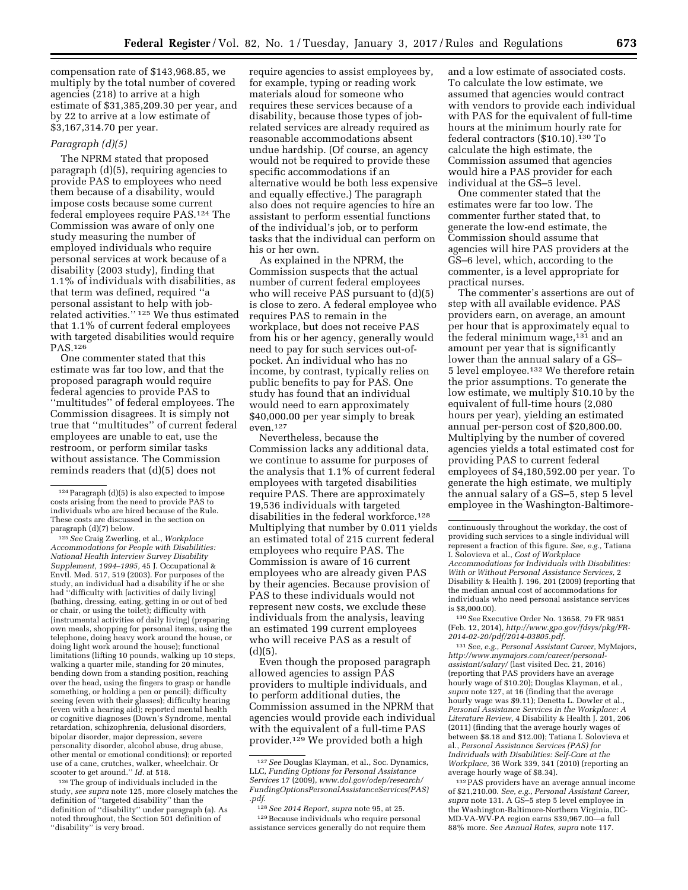compensation rate of $143,968.85, we multiply by the total number of covered agencies (218) to arrive at a high estimate of $31,385,209.30 per year, and by 22 to arrive at a low estimate of $3,167,314.70 per year.

*Paragraph (d)(5)*

The NPRM stated that proposed paragraph (d)(5), requiring agencies to provide PAS to employees who need them because of a disability, would impose costs because some current federal employees require PAS.[124] The Commission was aware of only one study measuring the number of employed individuals who require personal services at work because of a disability (2003 study), finding that 1.1% of individuals with disabilities, as that term was defined, required "a personal assistant to help with job-related activities." [125] We thus estimated that 1.1% of current federal employees with targeted disabilities would require PAS.[126]

One commenter stated that this estimate was far too low, and that the proposed paragraph would require federal agencies to provide PAS to "multitudes" of federal employees. The Commission disagrees. It is simply not true that "multitudes" of current federal employees are unable to eat, use the restroom, or perform similar tasks without assistance. The Commission reminds readers that (d)(5) does not require agencies to assist employees by, for example, typing or reading work materials aloud for someone who requires these services because of a disability, because those types of job-related services are already required as reasonable accommodations absent undue hardship. (Of course, an agency would not be required to provide these specific accommodations if an alternative would be both less expensive and equally effective.) The paragraph also does not require agencies to hire an assistant to perform essential functions of the individual's job, or to perform tasks that the individual can perform on his or her own.

As explained in the NPRM, the Commission suspects that the actual number of current federal employees who will receive PAS pursuant to (d)(5) is close to zero. A federal employee who requires PAS to remain in the workplace, but does not receive PAS from his or her agency, generally would need to pay for such services out-of-pocket. An individual who has no income, by contrast, typically relies on public benefits to pay for PAS. One study has found that an individual would need to earn approximately $40,000.00 per year simply to break even.[127]

Nevertheless, because the Commission lacks any additional data, we continue to assume for purposes of the analysis that 1.1% of current federal employees with targeted disabilities require PAS. There are approximately 19,536 individuals with targeted disabilities in the federal workforce.[128] Multiplying that number by 0.011 yields an estimated total of 215 current federal employees who require PAS. The Commission is aware of 16 current employees who are already given PAS by their agencies. Because provision of PAS to these individuals would not represent new costs, we exclude these individuals from the analysis, leaving an estimated 199 current employees who will receive PAS as a result of (d)(5).

Even though the proposed paragraph allowed agencies to assign PAS providers to multiple individuals, and to perform additional duties, the Commission assumed in the NPRM that agencies would provide each individual with the equivalent of a full-time PAS provider.[129] We provided both a high and a low estimate of associated costs. To calculate the low estimate, we assumed that agencies would contract with vendors to provide each individual with PAS for the equivalent of full-time hours at the minimum hourly rate for federal contractors ($10.10).[130] To calculate the high estimate, the Commission assumed that agencies would hire a PAS provider for each individual at the GS–5 level.

One commenter stated that the estimates were far too low. The commenter further stated that, to generate the low-end estimate, the Commission should assume that agencies will hire PAS providers at the GS–6 level, which, according to the commenter, is a level appropriate for practical nurses.

The commenter's assertions are out of step with all available evidence. PAS providers earn, on average, an amount per hour that is approximately equal to the federal minimum wage,[131] and an amount per year that is significantly lower than the annual salary of a GS–5 level employee.[132] We therefore retain the prior assumptions. To generate the low estimate, we multiply $10.10 by the equivalent of full-time hours (2,080 hours per year), yielding an estimated annual per-person cost of $20,800.00. Multiplying by the number of covered agencies yields a total estimated cost for providing PAS to current federal employees of $4,180,592.00 per year. To generate the high estimate, we multiply the annual salary of a GS–5, step 5 level employee in the Washington-Baltimore-

---

[124] Paragraph (d)(5) is also expected to impose costs arising from the need to provide PAS to individuals who are hired because of the Rule. These costs are discussed in the section on paragraph (d)(7) below.

[125] *See* Craig Zwerling, et al., *Workplace Accommodations for People with Disabilities: National Health Interview Survey Disability Supplement, 1994–1995,* 45 J. Occupational & Envtl. Med. 517, 519 (2003). For purposes of the study, an individual had a disability if he or she had "difficulty with [activities of daily living] (bathing, dressing, eating, getting in or out of bed or chair, or using the toilet); difficulty with [instrumental activities of daily living] (preparing own meals, shopping for personal items, using the telephone, doing heavy work around the house, or doing light work around the house); functional limitations (lifting 10 pounds, walking up 10 steps, walking a quarter mile, standing for 20 minutes, bending down from a standing position, reaching over the head, using the fingers to grasp or handle something, or holding a pen or pencil); difficulty seeing (even with their glasses); difficulty hearing (even with a hearing aid); reported mental health or cognitive diagnoses (Down's Syndrome, mental retardation, schizophrenia, delusional disorders, bipolar disorder, major depression, severe personality disorder, alcohol abuse, drug abuse, other mental or emotional conditions); or reported use of a cane, crutches, walker, wheelchair. Or scooter to get around." *Id.* at 518.

[126] The group of individuals included in the study, *see supra* note 125, more closely matches the definition of "targeted disability" than the definition of "disability" under paragraph (a). As noted throughout, the Section 501 definition of "disability" is very broad.

[127] *See* Douglas Klayman, et al., Soc. Dynamics, LLC, *Funding Options for Personal Assistance Services* 17 (2009), *www.dol.gov/odep/research/FundingOptionsPersonalAssistanceServices(PAS).pdf.*

[128] *See 2014 Report, supra* note 95, at 25.

[129] Because individuals who require personal assistance services generally do not require them continuously throughout the workday, the cost of providing such services to a single individual will represent a fraction of this figure. *See, e.g.,* Tatiana I. Solovieva et al., *Cost of Workplace Accommodations for Individuals with Disabilities: With or Without Personal Assistance Services,* 2 Disability & Health J. 196, 201 (2009) (reporting that the median annual cost of accommodations for individuals who need personal assistance services is $8,000.00).

[130] *See* Executive Order No. 13658, 79 FR 9851 (Feb. 12, 2014), *http://www.gpo.gov/fdsys/pkg/FR-2014-02-20/pdf/2014-03805.pdf.*

[131] *See, e.g., Personal Assistant Career,* MyMajors, *http://www.mymajors.com/career/personal-assistant/salary/* (last visited Dec. 21, 2016) (reporting that PAS providers have an average hourly wage of $10.20); Douglas Klayman, et al., *supra* note 127, at 16 (finding that the average hourly wage was $9.11); Denetta L. Dowler et al., *Personal Assistance Services in the Workplace: A Literature Review,* 4 Disability & Health J. 201, 206 (2011) (finding that the average hourly wages of between $8.18 and $12.00); Tatiana I. Solovieva et al., *Personal Assistance Services (PAS) for Individuals with Disabilities: Self-Care at the Workplace,* 36 Work 339, 341 (2010) (reporting an average hourly wage of $8.34).

[132] PAS providers have an average annual income of $21,210.00. *See, e.g., Personal Assistant Career, supra* note 131. A GS–5 step 5 level employee in the Washington-Baltimore-Northern Virginia, DC-MD-VA-WV-PA region earns $39,967.00—a full 88% more. *See Annual Rates, supra* note 117.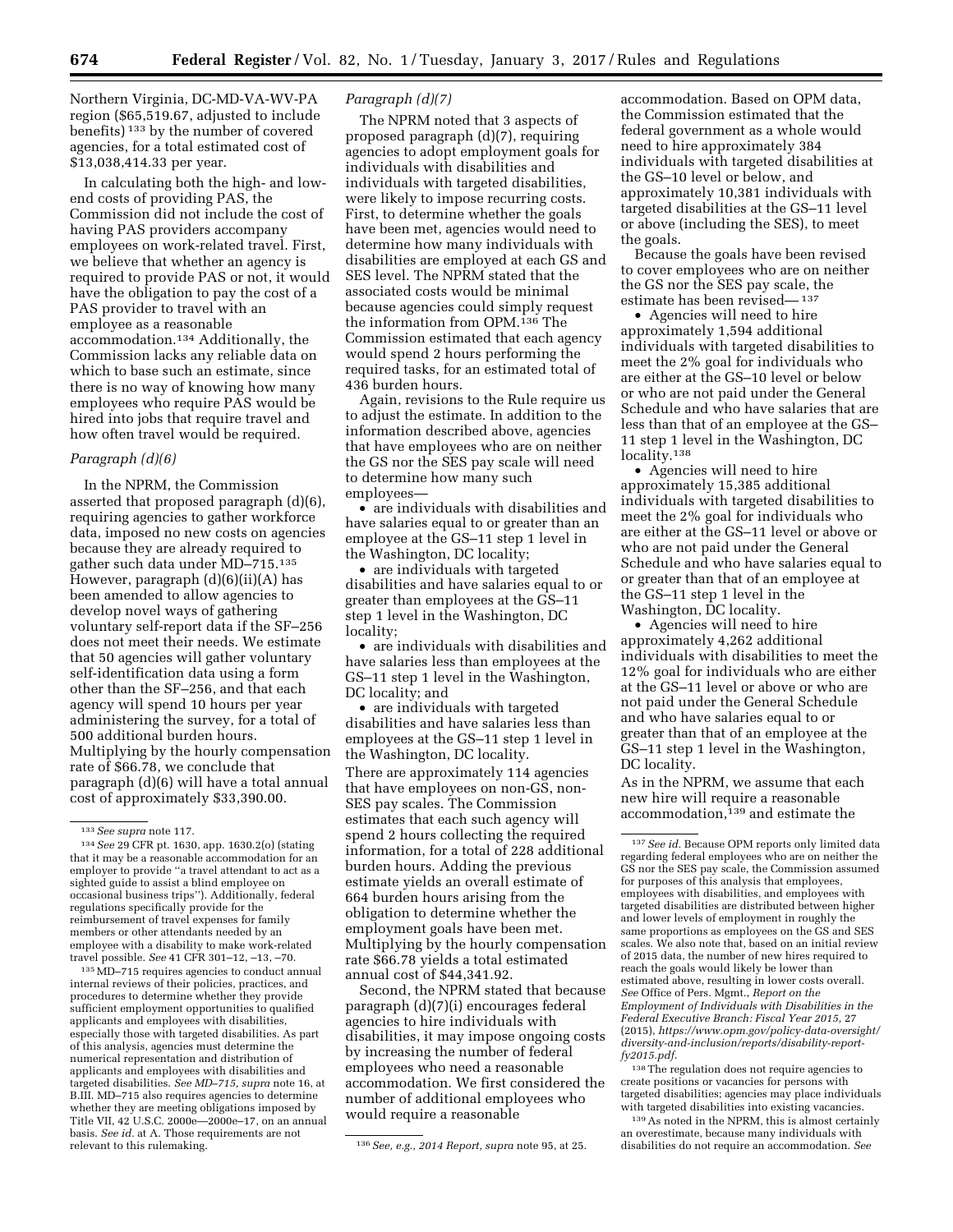Northern Virginia, DC-MD-VA-WV-PA region ($65,519.67, adjusted to include benefits) [133] by the number of covered agencies, for a total estimated cost of $13,038,414.33 per year.

In calculating both the high- and low-end costs of providing PAS, the Commission did not include the cost of having PAS providers accompany employees on work-related travel. First, we believe that whether an agency is required to provide PAS or not, it would have the obligation to pay the cost of a PAS provider to travel with an employee as a reasonable accommodation.[134] Additionally, the Commission lacks any reliable data on which to base such an estimate, since there is no way of knowing how many employees who require PAS would be hired into jobs that require travel and how often travel would be required.

### *Paragraph (d)(6)*

In the NPRM, the Commission asserted that proposed paragraph (d)(6), requiring agencies to gather workforce data, imposed no new costs on agencies because they are already required to gather such data under MD–715.[135] However, paragraph (d)(6)(ii)(A) has been amended to allow agencies to develop novel ways of gathering voluntary self-report data if the SF–256 does not meet their needs. We estimate that 50 agencies will gather voluntary self-identification data using a form other than the SF–256, and that each agency will spend 10 hours per year administering the survey, for a total of 500 additional burden hours. Multiplying by the hourly compensation rate of $66.78, we conclude that paragraph (d)(6) will have a total annual cost of approximately $33,390.00.

### *Paragraph (d)(7)*

The NPRM noted that 3 aspects of proposed paragraph (d)(7), requiring agencies to adopt employment goals for individuals with disabilities and individuals with targeted disabilities, were likely to impose recurring costs. First, to determine whether the goals have been met, agencies would need to determine how many individuals with disabilities are employed at each GS and SES level. The NPRM stated that the associated costs would be minimal because agencies could simply request the information from OPM.[136] The Commission estimated that each agency would spend 2 hours performing the required tasks, for an estimated total of 436 burden hours.

Again, revisions to the Rule require us to adjust the estimate. In addition to the information described above, agencies that have employees who are on neither the GS nor the SES pay scale will need to determine how many such employees—

- are individuals with disabilities and have salaries equal to or greater than an employee at the GS–11 step 1 level in the Washington, DC locality;
- are individuals with targeted disabilities and have salaries equal to or greater than employees at the GS–11 step 1 level in the Washington, DC locality;
- are individuals with disabilities and have salaries less than employees at the GS–11 step 1 level in the Washington, DC locality; and
- are individuals with targeted disabilities and have salaries less than employees at the GS–11 step 1 level in the Washington, DC locality.

There are approximately 114 agencies that have employees on non-GS, non-SES pay scales. The Commission estimates that each such agency will spend 2 hours collecting the required information, for a total of 228 additional burden hours. Adding the previous estimate yields an overall estimate of 664 burden hours arising from the obligation to determine whether the employment goals have been met. Multiplying by the hourly compensation rate $66.78 yields a total estimated annual cost of $44,341.92.

Second, the NPRM stated that because paragraph (d)(7)(i) encourages federal agencies to hire individuals with disabilities, it may impose ongoing costs by increasing the number of federal employees who need a reasonable accommodation. We first considered the number of additional employees who would require a reasonable accommodation. Based on OPM data, the Commission estimated that the federal government as a whole would need to hire approximately 384 individuals with targeted disabilities at the GS–10 level or below, and approximately 10,381 individuals with targeted disabilities at the GS–11 level or above (including the SES), to meet the goals.

Because the goals have been revised to cover employees who are on neither the GS nor the SES pay scale, the estimate has been revised— [137]

- Agencies will need to hire approximately 1,594 additional individuals with targeted disabilities to meet the 2% goal for individuals who are either at the GS–10 level or below or who are not paid under the General Schedule and who have salaries that are less than that of an employee at the GS–11 step 1 level in the Washington, DC locality.[138]
- Agencies will need to hire approximately 15,385 additional individuals with targeted disabilities to meet the 2% goal for individuals who are either at the GS–11 level or above or who are not paid under the General Schedule and who have salaries equal to or greater than that of an employee at the GS–11 step 1 level in the Washington, DC locality.
- Agencies will need to hire approximately 4,262 additional individuals with disabilities to meet the 12% goal for individuals who are either at the GS–11 level or above or who are not paid under the General Schedule and who have salaries equal to or greater than that of an employee at the GS–11 step 1 level in the Washington, DC locality.

As in the NPRM, we assume that each new hire will require a reasonable accommodation,[139] and estimate the

---

[133] *See supra* note 117.

[134] *See* 29 CFR pt. 1630, app. 1630.2(o) (stating that it may be a reasonable accommodation for an employer to provide "a travel attendant to act as a sighted guide to assist a blind employee on occasional business trips"). Additionally, federal regulations specifically provide for the reimbursement of travel expenses for family members or other attendants needed by an employee with a disability to make work-related travel possible. *See* 41 CFR 301–12, –13, –70.

[135] MD–715 requires agencies to conduct annual internal reviews of their policies, practices, and procedures to determine whether they provide sufficient employment opportunities to qualified applicants and employees with disabilities, especially those with targeted disabilities. As part of this analysis, agencies must determine the numerical representation and distribution of applicants and employees with disabilities and targeted disabilities. *See MD–715, supra* note 16, at B.III. MD–715 also requires agencies to determine whether they are meeting obligations imposed by Title VII, 42 U.S.C. 2000e—2000e–17, on an annual basis. *See id.* at A. Those requirements are not relevant to this rulemaking.

[136] *See, e.g., 2014 Report, supra* note 95, at 25.

[137] *See id.* Because OPM reports only limited data regarding federal employees who are on neither the GS nor the SES pay scale, the Commission assumed for purposes of this analysis that employees, employees with disabilities, and employees with targeted disabilities are distributed between higher and lower levels of employment in roughly the same proportions as employees on the GS and SES scales. We also note that, based on an initial review of 2015 data, the number of new hires required to reach the goals would likely be lower than estimated above, resulting in lower costs overall. *See* Office of Pers. Mgmt., *Report on the Employment of Individuals with Disabilities in the Federal Executive Branch: Fiscal Year 2015,* 27 (2015), *https://www.opm.gov/policy-data-oversight/diversity-and-inclusion/reports/disability-report-fy2015.pdf.*

[138] The regulation does not require agencies to create positions or vacancies for persons with targeted disabilities; agencies may place individuals with targeted disabilities into existing vacancies.

[139] As noted in the NPRM, this is almost certainly an overestimate, because many individuals with disabilities do not require an accommodation. *See*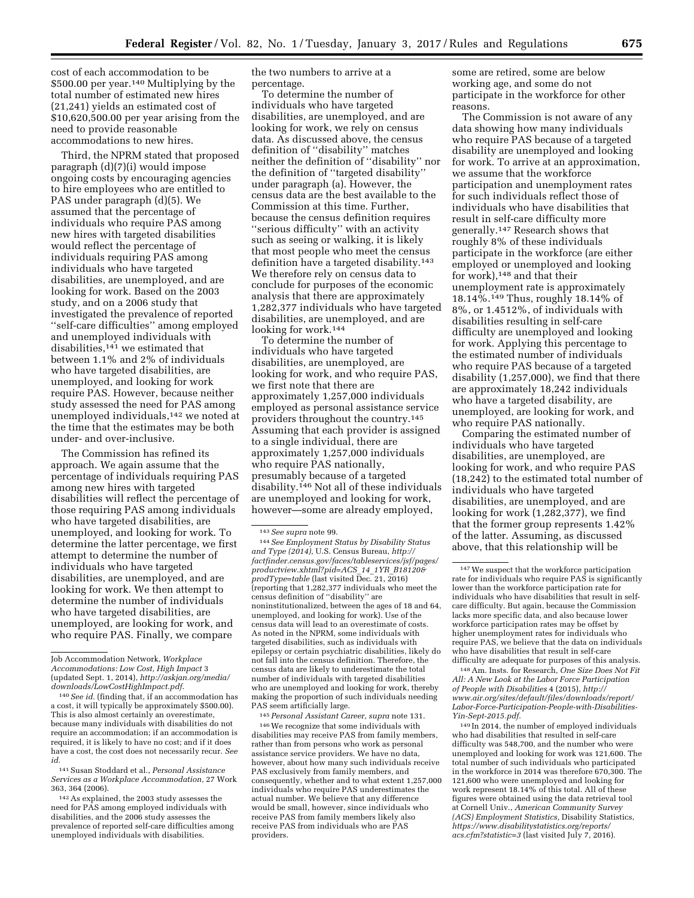cost of each accommodation to be $500.00 per year.[140] Multiplying by the total number of estimated new hires (21,241) yields an estimated cost of $10,620,500.00 per year arising from the need to provide reasonable accommodations to new hires.

Third, the NPRM stated that proposed paragraph (d)(7)(i) would impose ongoing costs by encouraging agencies to hire employees who are entitled to PAS under paragraph (d)(5). We assumed that the percentage of individuals who require PAS among new hires with targeted disabilities would reflect the percentage of individuals requiring PAS among individuals who have targeted disabilities, are unemployed, and are looking for work. Based on the 2003 study, and on a 2006 study that investigated the prevalence of reported "self-care difficulties" among employed and unemployed individuals with disabilities,[141] we estimated that between 1.1% and 2% of individuals who have targeted disabilities, are unemployed, and looking for work require PAS. However, because neither study assessed the need for PAS among unemployed individuals,[142] we noted at the time that the estimates may be both under- and over-inclusive.

The Commission has refined its approach. We again assume that the percentage of individuals requiring PAS among new hires with targeted disabilities will reflect the percentage of those requiring PAS among individuals who have targeted disabilities, are unemployed, and looking for work. To determine the latter percentage, we first attempt to determine the number of individuals who have targeted disabilities, are unemployed, and are looking for work. We then attempt to determine the number of individuals who have targeted disabilities, are unemployed, are looking for work, and who require PAS. Finally, we compare the two numbers to arrive at a percentage.

To determine the number of individuals who have targeted disabilities, are unemployed, and are looking for work, we rely on census data. As discussed above, the census definition of "disability" matches neither the definition of "disability" nor the definition of "targeted disability" under paragraph (a). However, the census data are the best available to the Commission at this time. Further, because the census definition requires "serious difficulty" with an activity such as seeing or walking, it is likely that most people who meet the census definition have a targeted disability.[143] We therefore rely on census data to conclude for purposes of the economic analysis that there are approximately 1,282,377 individuals who have targeted disabilities, are unemployed, and are looking for work.[144]

To determine the number of individuals who have targeted disabilities, are unemployed, are looking for work, and who require PAS, we first note that there are approximately 1,257,000 individuals employed as personal assistance service providers throughout the country.[145] Assuming that each provider is assigned to a single individual, there are approximately 1,257,000 individuals who require PAS nationally, presumably because of a targeted disability.[146] Not all of these individuals are unemployed and looking for work, however—some are already employed, some are retired, some are below working age, and some do not participate in the workforce for other reasons.

The Commission is not aware of any data showing how many individuals who require PAS because of a targeted disability are unemployed and looking for work. To arrive at an approximation, we assume that the workforce participation and unemployment rates for such individuals reflect those of individuals who have disabilities that result in self-care difficulty more generally.[147] Research shows that roughly 8% of these individuals participate in the workforce (are either employed or unemployed and looking for work),[148] and that their unemployment rate is approximately 18.14%.[149] Thus, roughly 18.14% of 8%, or 1.4512%, of individuals with disabilities resulting in self-care difficulty are unemployed and looking for work. Applying this percentage to the estimated number of individuals who require PAS because of a targeted disability (1,257,000), we find that there are approximately 18,242 individuals who have a targeted disability, are unemployed, are looking for work, and who require PAS nationally.

Comparing the estimated number of individuals who have targeted disabilities, are unemployed, are looking for work, and who require PAS (18,242) to the estimated total number of individuals who have targeted disabilities, are unemployed, and are looking for work (1,282,377), we find that the former group represents 1.42% of the latter. Assuming, as discussed above, that this relationship will be

---

Job Accommodation Network, *Workplace Accommodations: Low Cost, High Impact* 3 (updated Sept. 1, 2014), *http://askjan.org/media/downloads/LowCostHighImpact.pdf*.

[140] *See id.* (finding that, if an accommodation has a cost, it will typically be approximately $500.00). This is also almost certainly an overestimate, because many individuals with disabilities do not require an accommodation; if an accommodation is required, it is likely to have no cost; and if it does have a cost, the cost does not necessarily recur. *See id.*

[141] Susan Stoddard et al., *Personal Assistance Services as a Workplace Accommodation,* 27 Work 363, 364 (2006).

[142] As explained, the 2003 study assesses the need for PAS among employed individuals with disabilities, and the 2006 study assesses the prevalence of reported self-care difficulties among unemployed individuals with disabilities.

[143] *See supra* note 99.

[144] *See Employment Status by Disability Status and Type (2014),* U.S. Census Bureau, *http://factfinder.census.gov/faces/tableservices/jsf/pages/productview.xhtml?pid=ACS_14_1YR_B18120&prodType=table* (last visited Dec. 21, 2016) (reporting that 1,282,377 individuals who meet the census definition of "disability" are noninstitutionalized, between the ages of 18 and 64, unemployed, and looking for work). Use of the census data will lead to an overestimate of costs. As noted in the NPRM, some individuals with targeted disabilities, such as individuals with epilepsy or certain psychiatric disabilities, likely do not fall into the census definition. Therefore, the census data are likely to underestimate the total number of individuals with targeted disabilities who are unemployed and looking for work, thereby making the proportion of such individuals needing PAS seem artificially large.

[145] *Personal Assistant Career, supra* note 131.

[146] We recognize that some individuals with disabilities may receive PAS from family members, rather than from persons who work as personal assistance service providers. We have no data, however, about how many such individuals receive PAS exclusively from family members, and consequently, whether and to what extent 1,257,000 individuals who require PAS underestimates the actual number. We believe that any difference would be small, however, since individuals who receive PAS from family members likely also receive PAS from individuals who are PAS providers.

[147] We suspect that the workforce participation rate for individuals who require PAS is significantly lower than the workforce participation rate for individuals who have disabilities that result in self-care difficulty. But again, because the Commission lacks more specific data, and also because lower workforce participation rates may be offset by higher unemployment rates for individuals who require PAS, we believe that the data on individuals who have disabilities that result in self-care difficulty are adequate for purposes of this analysis.

[148] Am. Insts. for Research, *One Size Does Not Fit All: A New Look at the Labor Force Participation of People with Disabilities* 4 (2015), *http://www.air.org/sites/default/files/downloads/report/Labor-Force-Participation-People-with-Disabilities-Yin-Sept-2015.pdf*.

[149] In 2014, the number of employed individuals who had disabilities that resulted in self-care difficulty was 548,700, and the number who were unemployed and looking for work was 121,600. The total number of such individuals who participated in the workforce in 2014 was therefore 670,300. The 121,600 who were unemployed and looking for work represent 18.14% of this total. All of these figures were obtained using the data retrieval tool at Cornell Univ., *American Community Survey (ACS) Employment Statistics,* Disability Statistics, *https://www.disabilitystatistics.org/reports/acs.cfm?statistic=3* (last visited July 7, 2016).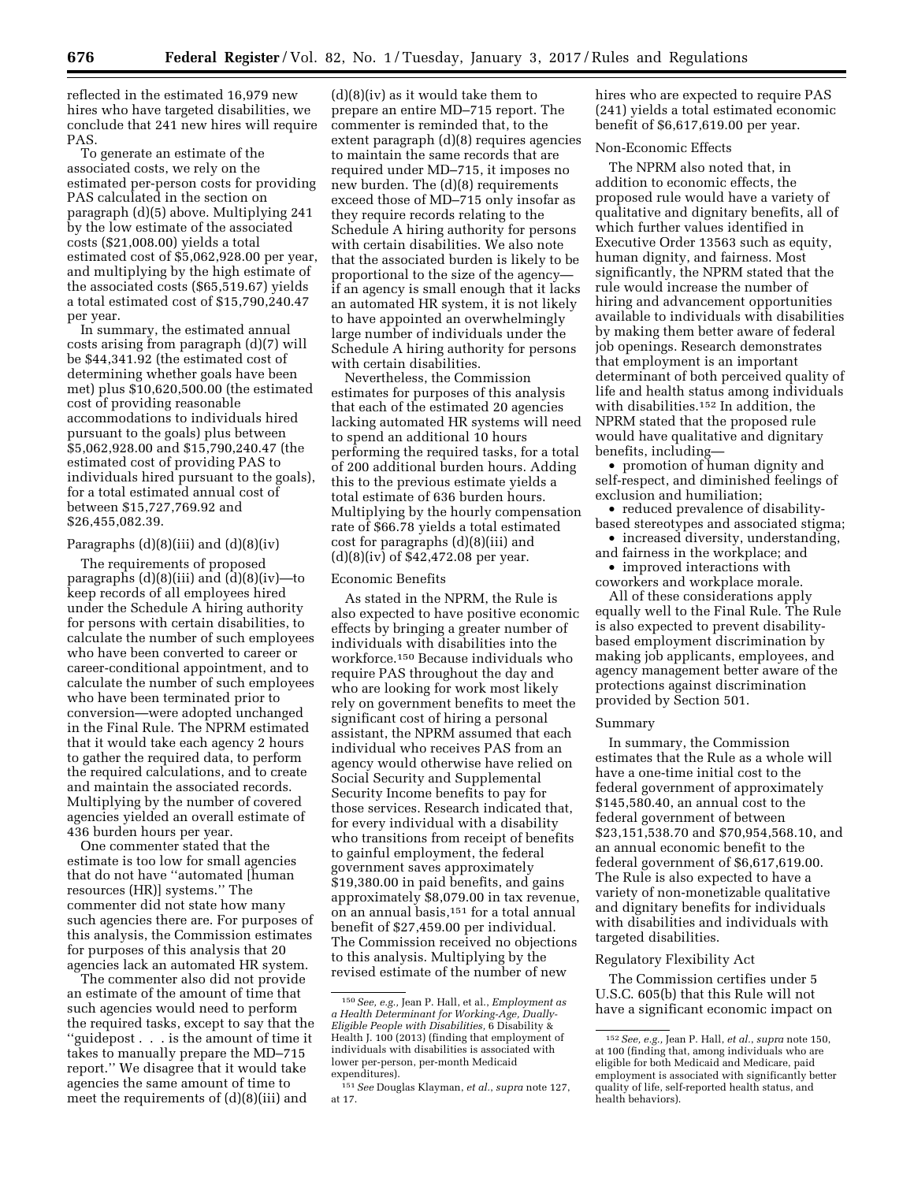reflected in the estimated 16,979 new hires who have targeted disabilities, we conclude that 241 new hires will require PAS.

To generate an estimate of the associated costs, we rely on the estimated per-person costs for providing PAS calculated in the section on paragraph (d)(5) above. Multiplying 241 by the low estimate of the associated costs ($21,008.00) yields a total estimated cost of $5,062,928.00 per year, and multiplying by the high estimate of the associated costs ($65,519.67) yields a total estimated cost of $15,790,240.47 per year.

In summary, the estimated annual costs arising from paragraph (d)(7) will be $44,341.92 (the estimated cost of determining whether goals have been met) plus $10,620,500.00 (the estimated cost of providing reasonable accommodations to individuals hired pursuant to the goals) plus between $5,062,928.00 and $15,790,240.47 (the estimated cost of providing PAS to individuals hired pursuant to the goals), for a total estimated annual cost of between $15,727,769.92 and $26,455,082.39.

Paragraphs (d)(8)(iii) and (d)(8)(iv)

The requirements of proposed paragraphs (d)(8)(iii) and (d)(8)(iv)—to keep records of all employees hired under the Schedule A hiring authority for persons with certain disabilities, to calculate the number of such employees who have been converted to career or career-conditional appointment, and to calculate the number of such employees who have been terminated prior to conversion—were adopted unchanged in the Final Rule. The NPRM estimated that it would take each agency 2 hours to gather the required data, to perform the required calculations, and to create and maintain the associated records. Multiplying by the number of covered agencies yielded an overall estimate of 436 burden hours per year.

One commenter stated that the estimate is too low for small agencies that do not have ''automated [human resources (HR)] systems.'' The commenter did not state how many such agencies there are. For purposes of this analysis, the Commission estimates for purposes of this analysis that 20 agencies lack an automated HR system.

The commenter also did not provide an estimate of the amount of time that such agencies would need to perform the required tasks, except to say that the ''guidepost . . . is the amount of time it takes to manually prepare the MD–715 report.'' We disagree that it would take agencies the same amount of time to meet the requirements of (d)(8)(iii) and (d)(8)(iv) as it would take them to prepare an entire MD–715 report. The commenter is reminded that, to the extent paragraph (d)(8) requires agencies to maintain the same records that are required under MD–715, it imposes no new burden. The (d)(8) requirements exceed those of MD–715 only insofar as they require records relating to the Schedule A hiring authority for persons with certain disabilities. We also note that the associated burden is likely to be proportional to the size of the agency—if an agency is small enough that it lacks an automated HR system, it is not likely to have appointed an overwhelmingly large number of individuals under the Schedule A hiring authority for persons with certain disabilities.

Nevertheless, the Commission estimates for purposes of this analysis that each of the estimated 20 agencies lacking automated HR systems will need to spend an additional 10 hours performing the required tasks, for a total of 200 additional burden hours. Adding this to the previous estimate yields a total estimate of 636 burden hours. Multiplying by the hourly compensation rate of $66.78 yields a total estimated cost for paragraphs (d)(8)(iii) and (d)(8)(iv) of $42,472.08 per year.

Economic Benefits

As stated in the NPRM, the Rule is also expected to have positive economic effects by bringing a greater number of individuals with disabilities into the workforce.[150] Because individuals who require PAS throughout the day and who are looking for work most likely rely on government benefits to meet the significant cost of hiring a personal assistant, the NPRM assumed that each individual who receives PAS from an agency would otherwise have relied on Social Security and Supplemental Security Income benefits to pay for those services. Research indicated that, for every individual with a disability who transitions from receipt of benefits to gainful employment, the federal government saves approximately $19,380.00 in paid benefits, and gains approximately $8,079.00 in tax revenue, on an annual basis,[151] for a total annual benefit of $27,459.00 per individual. The Commission received no objections to this analysis. Multiplying by the revised estimate of the number of new hires who are expected to require PAS (241) yields a total estimated economic benefit of $6,617,619.00 per year.

Non-Economic Effects

The NPRM also noted that, in addition to economic effects, the proposed rule would have a variety of qualitative and dignitary benefits, all of which further values identified in Executive Order 13563 such as equity, human dignity, and fairness. Most significantly, the NPRM stated that the rule would increase the number of hiring and advancement opportunities available to individuals with disabilities by making them better aware of federal job openings. Research demonstrates that employment is an important determinant of both perceived quality of life and health status among individuals with disabilities.[152] In addition, the NPRM stated that the proposed rule would have qualitative and dignitary benefits, including—

- promotion of human dignity and self-respect, and diminished feelings of exclusion and humiliation;
- reduced prevalence of disability-based stereotypes and associated stigma;
- increased diversity, understanding, and fairness in the workplace; and
- improved interactions with coworkers and workplace morale.

All of these considerations apply equally well to the Final Rule. The Rule is also expected to prevent disability-based employment discrimination by making job applicants, employees, and agency management better aware of the protections against discrimination provided by Section 501.

Summary

In summary, the Commission estimates that the Rule as a whole will have a one-time initial cost to the federal government of approximately $145,580.40, an annual cost to the federal government of between $23,151,538.70 and $70,954,568.10, and an annual economic benefit to the federal government of $6,617,619.00. The Rule is also expected to have a variety of non-monetizable qualitative and dignitary benefits for individuals with disabilities and individuals with targeted disabilities.

Regulatory Flexibility Act

The Commission certifies under 5 U.S.C. 605(b) that this Rule will not have a significant economic impact on

---

[150] *See, e.g.,* Jean P. Hall, et al., *Employment as a Health Determinant for Working-Age, Dually-Eligible People with Disabilities,* 6 Disability & Health J. 100 (2013) (finding that employment of individuals with disabilities is associated with lower per-person, per-month Medicaid expenditures).

[151] *See* Douglas Klayman, *et al.*, *supra* note 127, at 17.

[152] *See, e.g.,* Jean P. Hall, *et al.*, *supra* note 150, at 100 (finding that, among individuals who are eligible for both Medicaid and Medicare, paid employment is associated with significantly better quality of life, self-reported health status, and health behaviors).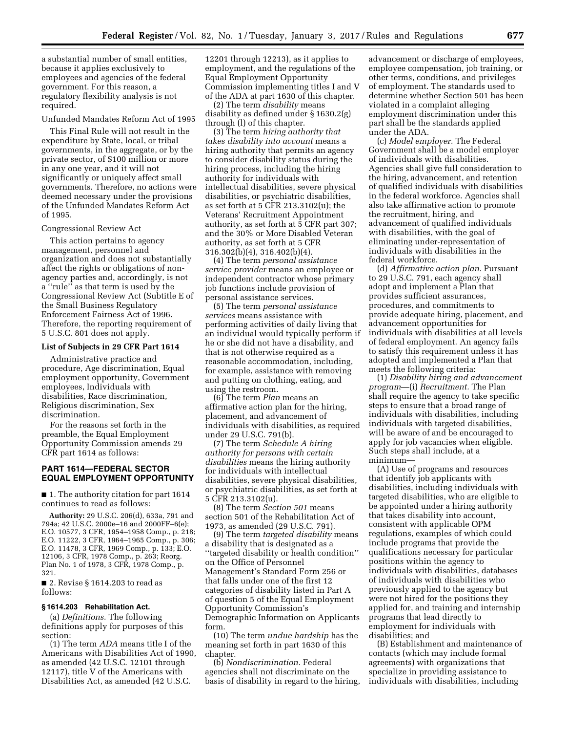a substantial number of small entities, because it applies exclusively to employees and agencies of the federal government. For this reason, a regulatory flexibility analysis is not required.

Unfunded Mandates Reform Act of 1995

This Final Rule will not result in the expenditure by State, local, or tribal governments, in the aggregate, or by the private sector, of $100 million or more in any one year, and it will not significantly or uniquely affect small governments. Therefore, no actions were deemed necessary under the provisions of the Unfunded Mandates Reform Act of 1995.

Congressional Review Act

This action pertains to agency management, personnel and organization and does not substantially affect the rights or obligations of non-agency parties and, accordingly, is not a "rule" as that term is used by the Congressional Review Act (Subtitle E of the Small Business Regulatory Enforcement Fairness Act of 1996. Therefore, the reporting requirement of 5 U.S.C. 801 does not apply.

**List of Subjects in 29 CFR Part 1614**

Administrative practice and procedure, Age discrimination, Equal employment opportunity, Government employees, Individuals with disabilities, Race discrimination, Religious discrimination, Sex discrimination.

For the reasons set forth in the preamble, the Equal Employment Opportunity Commission amends 29 CFR part 1614 as follows:

## PART 1614—FEDERAL SECTOR EQUAL EMPLOYMENT OPPORTUNITY

■ 1. The authority citation for part 1614 continues to read as follows:

**Authority:** 29 U.S.C. 206(d), 633a, 791 and 794a; 42 U.S.C. 2000e–16 and 2000FF–6(e); E.O. 10577, 3 CFR, 1954–1958 Comp., p. 218; E.O. 11222, 3 CFR, 1964–1965 Comp., p. 306; E.O. 11478, 3 CFR, 1969 Comp., p. 133; E.O. 12106, 3 CFR, 1978 Comp., p. 263; Reorg. Plan No. 1 of 1978, 3 CFR, 1978 Comp., p. 321.

■ 2. Revise § 1614.203 to read as follows:

### § 1614.203 Rehabilitation Act.

(a) *Definitions.* The following definitions apply for purposes of this section:

(1) The term *ADA* means title I of the Americans with Disabilities Act of 1990, as amended (42 U.S.C. 12101 through 12117), title V of the Americans with Disabilities Act, as amended (42 U.S.C. 12201 through 12213), as it applies to employment, and the regulations of the Equal Employment Opportunity Commission implementing titles I and V of the ADA at part 1630 of this chapter.

(2) The term *disability* means disability as defined under § 1630.2(g) through (l) of this chapter.

(3) The term *hiring authority that takes disability into account* means a hiring authority that permits an agency to consider disability status during the hiring process, including the hiring authority for individuals with intellectual disabilities, severe physical disabilities, or psychiatric disabilities, as set forth at 5 CFR 213.3102(u); the Veterans' Recruitment Appointment authority, as set forth at 5 CFR part 307; and the 30% or More Disabled Veteran authority, as set forth at 5 CFR 316.302(b)(4), 316.402(b)(4).

(4) The term *personal assistance service provider* means an employee or independent contractor whose primary job functions include provision of personal assistance services.

(5) The term *personal assistance services* means assistance with performing activities of daily living that an individual would typically perform if he or she did not have a disability, and that is not otherwise required as a reasonable accommodation, including, for example, assistance with removing and putting on clothing, eating, and using the restroom.

(6) The term *Plan* means an affirmative action plan for the hiring, placement, and advancement of individuals with disabilities, as required under 29 U.S.C. 791(b).

(7) The term *Schedule A hiring authority for persons with certain disabilities* means the hiring authority for individuals with intellectual disabilities, severe physical disabilities, or psychiatric disabilities, as set forth at 5 CFR 213.3102(u).

(8) The term *Section 501* means section 501 of the Rehabilitation Act of 1973, as amended (29 U.S.C. 791).

(9) The term *targeted disability* means a disability that is designated as a "targeted disability or health condition" on the Office of Personnel Management's Standard Form 256 or that falls under one of the first 12 categories of disability listed in Part A of question 5 of the Equal Employment Opportunity Commission's Demographic Information on Applicants form.

(10) The term *undue hardship* has the meaning set forth in part 1630 of this chapter.

(b) *Nondiscrimination.* Federal agencies shall not discriminate on the basis of disability in regard to the hiring, advancement or discharge of employees, employee compensation, job training, or other terms, conditions, and privileges of employment. The standards used to determine whether Section 501 has been violated in a complaint alleging employment discrimination under this part shall be the standards applied under the ADA.

(c) *Model employer.* The Federal Government shall be a model employer of individuals with disabilities. Agencies shall give full consideration to the hiring, advancement, and retention of qualified individuals with disabilities in the federal workforce. Agencies shall also take affirmative action to promote the recruitment, hiring, and advancement of qualified individuals with disabilities, with the goal of eliminating under-representation of individuals with disabilities in the federal workforce.

(d) *Affirmative action plan.* Pursuant to 29 U.S.C. 791, each agency shall adopt and implement a Plan that provides sufficient assurances, procedures, and commitments to provide adequate hiring, placement, and advancement opportunities for individuals with disabilities at all levels of federal employment. An agency fails to satisfy this requirement unless it has adopted and implemented a Plan that meets the following criteria:

(1) *Disability hiring and advancement program*—(i) *Recruitment.* The Plan shall require the agency to take specific steps to ensure that a broad range of individuals with disabilities, including individuals with targeted disabilities, will be aware of and be encouraged to apply for job vacancies when eligible. Such steps shall include, at a minimum—

(A) Use of programs and resources that identify job applicants with disabilities, including individuals with targeted disabilities, who are eligible to be appointed under a hiring authority that takes disability into account, consistent with applicable OPM regulations, examples of which could include programs that provide the qualifications necessary for particular positions within the agency to individuals with disabilities, databases of individuals with disabilities who previously applied to the agency but were not hired for the positions they applied for, and training and internship programs that lead directly to employment for individuals with disabilities; and

(B) Establishment and maintenance of contacts (which may include formal agreements) with organizations that specialize in providing assistance to individuals with disabilities, including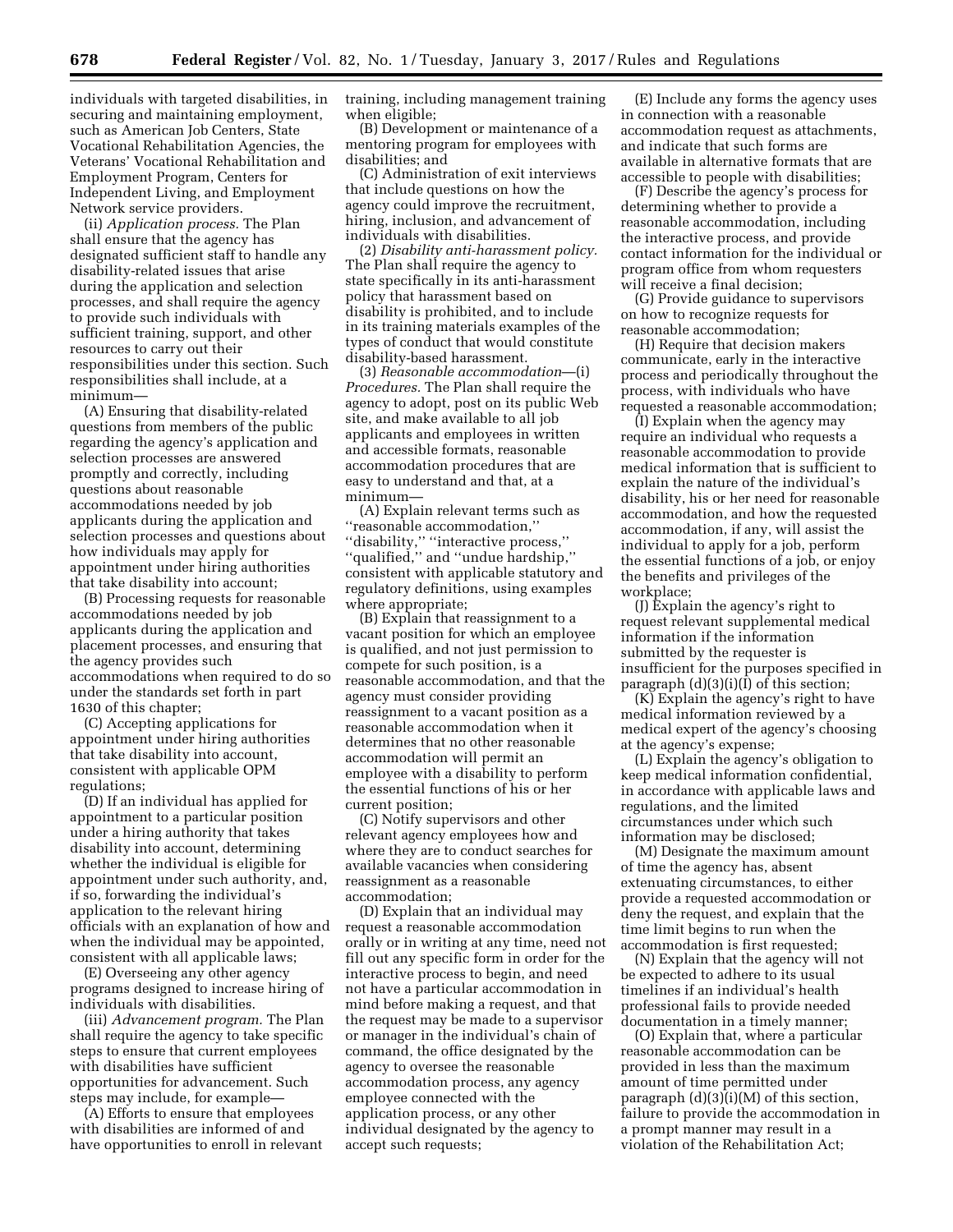individuals with targeted disabilities, in securing and maintaining employment, such as American Job Centers, State Vocational Rehabilitation Agencies, the Veterans' Vocational Rehabilitation and Employment Program, Centers for Independent Living, and Employment Network service providers.

(ii) *Application process.* The Plan shall ensure that the agency has designated sufficient staff to handle any disability-related issues that arise during the application and selection processes, and shall require the agency to provide such individuals with sufficient training, support, and other resources to carry out their responsibilities under this section. Such responsibilities shall include, at a minimum—

(A) Ensuring that disability-related questions from members of the public regarding the agency's application and selection processes are answered promptly and correctly, including questions about reasonable accommodations needed by job applicants during the application and selection processes and questions about how individuals may apply for appointment under hiring authorities that take disability into account;

(B) Processing requests for reasonable accommodations needed by job applicants during the application and placement processes, and ensuring that the agency provides such accommodations when required to do so under the standards set forth in part 1630 of this chapter;

(C) Accepting applications for appointment under hiring authorities that take disability into account, consistent with applicable OPM regulations;

(D) If an individual has applied for appointment to a particular position under a hiring authority that takes disability into account, determining whether the individual is eligible for appointment under such authority, and, if so, forwarding the individual's application to the relevant hiring officials with an explanation of how and when the individual may be appointed, consistent with all applicable laws;

(E) Overseeing any other agency programs designed to increase hiring of individuals with disabilities.

(iii) *Advancement program.* The Plan shall require the agency to take specific steps to ensure that current employees with disabilities have sufficient opportunities for advancement. Such steps may include, for example—

(A) Efforts to ensure that employees with disabilities are informed of and have opportunities to enroll in relevant training, including management training when eligible;

(B) Development or maintenance of a mentoring program for employees with disabilities; and

(C) Administration of exit interviews that include questions on how the agency could improve the recruitment, hiring, inclusion, and advancement of individuals with disabilities.

(2) *Disability anti-harassment policy.* The Plan shall require the agency to state specifically in its anti-harassment policy that harassment based on disability is prohibited, and to include in its training materials examples of the types of conduct that would constitute disability-based harassment.

(3) *Reasonable accommodation*—(i) *Procedures.* The Plan shall require the agency to adopt, post on its public Web site, and make available to all job applicants and employees in written and accessible formats, reasonable accommodation procedures that are easy to understand and that, at a minimum—

(A) Explain relevant terms such as "reasonable accommodation," "disability," "interactive process," "qualified," and "undue hardship," consistent with applicable statutory and regulatory definitions, using examples where appropriate;

(B) Explain that reassignment to a vacant position for which an employee is qualified, and not just permission to compete for such position, is a reasonable accommodation, and that the agency must consider providing reassignment to a vacant position as a reasonable accommodation when it determines that no other reasonable accommodation will permit an employee with a disability to perform the essential functions of his or her current position;

(C) Notify supervisors and other relevant agency employees how and where they are to conduct searches for available vacancies when considering reassignment as a reasonable accommodation;

(D) Explain that an individual may request a reasonable accommodation orally or in writing at any time, need not fill out any specific form in order for the interactive process to begin, and need not have a particular accommodation in mind before making a request, and that the request may be made to a supervisor or manager in the individual's chain of command, the office designated by the agency to oversee the reasonable accommodation process, any agency employee connected with the application process, or any other individual designated by the agency to accept such requests;

(E) Include any forms the agency uses in connection with a reasonable accommodation request as attachments, and indicate that such forms are available in alternative formats that are accessible to people with disabilities;

(F) Describe the agency's process for determining whether to provide a reasonable accommodation, including the interactive process, and provide contact information for the individual or program office from whom requesters will receive a final decision;

(G) Provide guidance to supervisors on how to recognize requests for reasonable accommodation;

(H) Require that decision makers communicate, early in the interactive process and periodically throughout the process, with individuals who have requested a reasonable accommodation;

(I) Explain when the agency may require an individual who requests a reasonable accommodation to provide medical information that is sufficient to explain the nature of the individual's disability, his or her need for reasonable accommodation, and how the requested accommodation, if any, will assist the individual to apply for a job, perform the essential functions of a job, or enjoy the benefits and privileges of the workplace;

(J) Explain the agency's right to request relevant supplemental medical information if the information submitted by the requester is insufficient for the purposes specified in paragraph (d)(3)(i)(I) of this section;

(K) Explain the agency's right to have medical information reviewed by a medical expert of the agency's choosing at the agency's expense;

(L) Explain the agency's obligation to keep medical information confidential, in accordance with applicable laws and regulations, and the limited circumstances under which such information may be disclosed;

(M) Designate the maximum amount of time the agency has, absent extenuating circumstances, to either provide a requested accommodation or deny the request, and explain that the time limit begins to run when the accommodation is first requested;

(N) Explain that the agency will not be expected to adhere to its usual timelines if an individual's health professional fails to provide needed documentation in a timely manner;

(O) Explain that, where a particular reasonable accommodation can be provided in less than the maximum amount of time permitted under paragraph (d)(3)(i)(M) of this section, failure to provide the accommodation in a prompt manner may result in a violation of the Rehabilitation Act;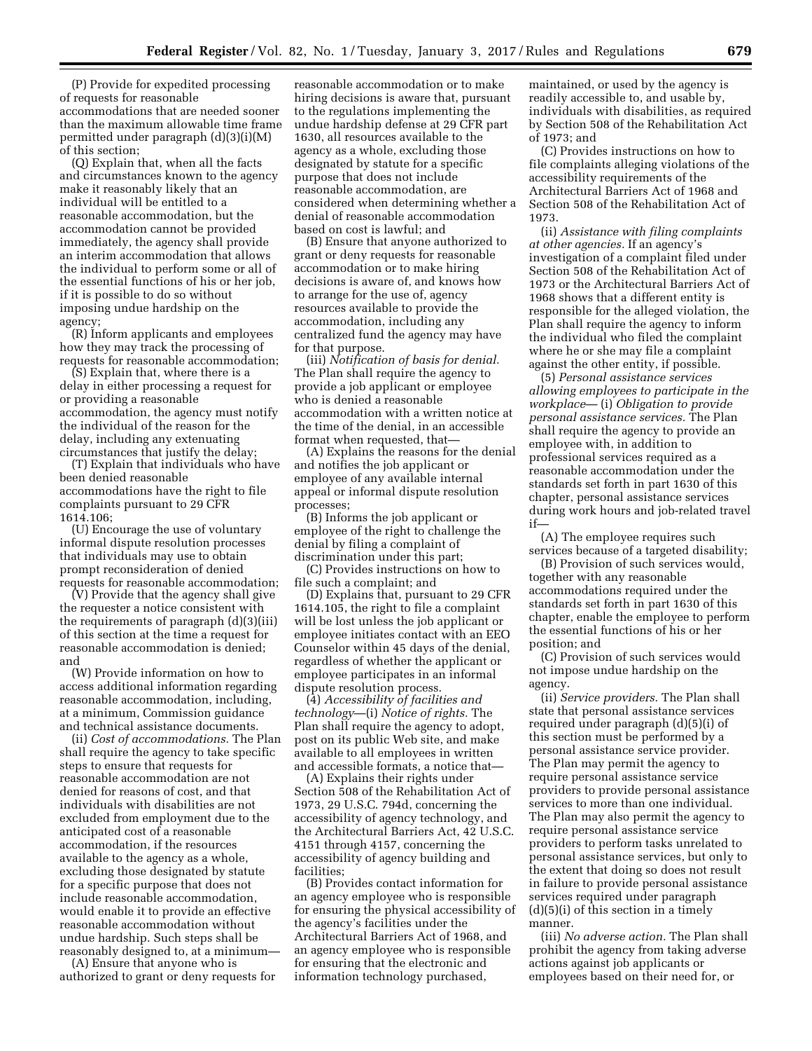(P) Provide for expedited processing of requests for reasonable accommodations that are needed sooner than the maximum allowable time frame permitted under paragraph (d)(3)(i)(M) of this section;

(Q) Explain that, when all the facts and circumstances known to the agency make it reasonably likely that an individual will be entitled to a reasonable accommodation, but the accommodation cannot be provided immediately, the agency shall provide an interim accommodation that allows the individual to perform some or all of the essential functions of his or her job, if it is possible to do so without imposing undue hardship on the agency;

(R) Inform applicants and employees how they may track the processing of requests for reasonable accommodation;

(S) Explain that, where there is a delay in either processing a request for or providing a reasonable accommodation, the agency must notify the individual of the reason for the delay, including any extenuating circumstances that justify the delay;

(T) Explain that individuals who have been denied reasonable accommodations have the right to file complaints pursuant to 29 CFR 1614.106;

(U) Encourage the use of voluntary informal dispute resolution processes that individuals may use to obtain prompt reconsideration of denied requests for reasonable accommodation;

(V) Provide that the agency shall give the requester a notice consistent with the requirements of paragraph (d)(3)(iii) of this section at the time a request for reasonable accommodation is denied; and

(W) Provide information on how to access additional information regarding reasonable accommodation, including, at a minimum, Commission guidance and technical assistance documents.

(ii) *Cost of accommodations.* The Plan shall require the agency to take specific steps to ensure that requests for reasonable accommodation are not denied for reasons of cost, and that individuals with disabilities are not excluded from employment due to the anticipated cost of a reasonable accommodation, if the resources available to the agency as a whole, excluding those designated by statute for a specific purpose that does not include reasonable accommodation, would enable it to provide an effective reasonable accommodation without undue hardship. Such steps shall be reasonably designed to, at a minimum—

(A) Ensure that anyone who is authorized to grant or deny requests for reasonable accommodation or to make hiring decisions is aware that, pursuant to the regulations implementing the undue hardship defense at 29 CFR part 1630, all resources available to the agency as a whole, excluding those designated by statute for a specific purpose that does not include reasonable accommodation, are considered when determining whether a denial of reasonable accommodation based on cost is lawful; and

(B) Ensure that anyone authorized to grant or deny requests for reasonable accommodation or to make hiring decisions is aware of, and knows how to arrange for the use of, agency resources available to provide the accommodation, including any centralized fund the agency may have for that purpose.

(iii) *Notification of basis for denial.* The Plan shall require the agency to provide a job applicant or employee who is denied a reasonable accommodation with a written notice at the time of the denial, in an accessible format when requested, that—

(A) Explains the reasons for the denial and notifies the job applicant or employee of any available internal appeal or informal dispute resolution processes;

(B) Informs the job applicant or employee of the right to challenge the denial by filing a complaint of discrimination under this part;

(C) Provides instructions on how to file such a complaint; and

(D) Explains that, pursuant to 29 CFR 1614.105, the right to file a complaint will be lost unless the job applicant or employee initiates contact with an EEO Counselor within 45 days of the denial, regardless of whether the applicant or employee participates in an informal dispute resolution process.

(4) *Accessibility of facilities and technology*—(i) *Notice of rights.* The Plan shall require the agency to adopt, post on its public Web site, and make available to all employees in written and accessible formats, a notice that—

(A) Explains their rights under Section 508 of the Rehabilitation Act of 1973, 29 U.S.C. 794d, concerning the accessibility of agency technology, and the Architectural Barriers Act, 42 U.S.C. 4151 through 4157, concerning the accessibility of agency building and facilities;

(B) Provides contact information for an agency employee who is responsible for ensuring the physical accessibility of the agency's facilities under the Architectural Barriers Act of 1968, and an agency employee who is responsible for ensuring that the electronic and information technology purchased, maintained, or used by the agency is readily accessible to, and usable by, individuals with disabilities, as required by Section 508 of the Rehabilitation Act of 1973; and

(C) Provides instructions on how to file complaints alleging violations of the accessibility requirements of the Architectural Barriers Act of 1968 and Section 508 of the Rehabilitation Act of 1973.

(ii) *Assistance with filing complaints at other agencies.* If an agency's investigation of a complaint filed under Section 508 of the Rehabilitation Act of 1973 or the Architectural Barriers Act of 1968 shows that a different entity is responsible for the alleged violation, the Plan shall require the agency to inform the individual who filed the complaint where he or she may file a complaint against the other entity, if possible.

(5) *Personal assistance services allowing employees to participate in the workplace*— (i) *Obligation to provide personal assistance services.* The Plan shall require the agency to provide an employee with, in addition to professional services required as a reasonable accommodation under the standards set forth in part 1630 of this chapter, personal assistance services during work hours and job-related travel if—

(A) The employee requires such services because of a targeted disability;

(B) Provision of such services would, together with any reasonable accommodations required under the standards set forth in part 1630 of this chapter, enable the employee to perform the essential functions of his or her position; and

(C) Provision of such services would not impose undue hardship on the agency.

(ii) *Service providers.* The Plan shall state that personal assistance services required under paragraph (d)(5)(i) of this section must be performed by a personal assistance service provider. The Plan may permit the agency to require personal assistance service providers to provide personal assistance services to more than one individual. The Plan may also permit the agency to require personal assistance service providers to perform tasks unrelated to personal assistance services, but only to the extent that doing so does not result in failure to provide personal assistance services required under paragraph (d)(5)(i) of this section in a timely manner.

(iii) *No adverse action.* The Plan shall prohibit the agency from taking adverse actions against job applicants or employees based on their need for, or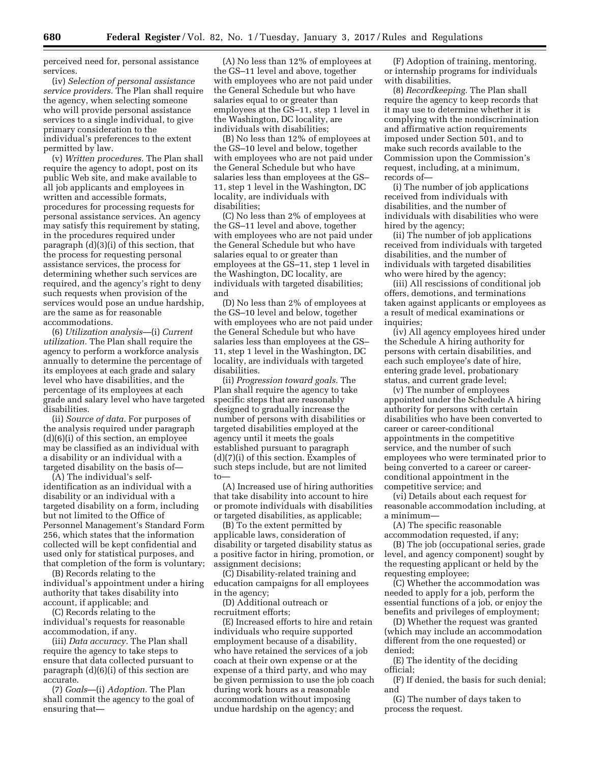perceived need for, personal assistance services.

(iv) *Selection of personal assistance service providers.* The Plan shall require the agency, when selecting someone who will provide personal assistance services to a single individual, to give primary consideration to the individual's preferences to the extent permitted by law.

(v) *Written procedures.* The Plan shall require the agency to adopt, post on its public Web site, and make available to all job applicants and employees in written and accessible formats, procedures for processing requests for personal assistance services. An agency may satisfy this requirement by stating, in the procedures required under paragraph (d)(3)(i) of this section, that the process for requesting personal assistance services, the process for determining whether such services are required, and the agency's right to deny such requests when provision of the services would pose an undue hardship, are the same as for reasonable accommodations.

(6) *Utilization analysis*—(i) *Current utilization.* The Plan shall require the agency to perform a workforce analysis annually to determine the percentage of its employees at each grade and salary level who have disabilities, and the percentage of its employees at each grade and salary level who have targeted disabilities.

(ii) *Source of data.* For purposes of the analysis required under paragraph (d)(6)(i) of this section, an employee may be classified as an individual with a disability or an individual with a targeted disability on the basis of—

(A) The individual's self-identification as an individual with a disability or an individual with a targeted disability on a form, including but not limited to the Office of Personnel Management's Standard Form 256, which states that the information collected will be kept confidential and used only for statistical purposes, and that completion of the form is voluntary;

(B) Records relating to the individual's appointment under a hiring authority that takes disability into account, if applicable; and

(C) Records relating to the individual's requests for reasonable accommodation, if any.

(iii) *Data accuracy.* The Plan shall require the agency to take steps to ensure that data collected pursuant to paragraph (d)(6)(i) of this section are accurate.

(7) *Goals*—(i) *Adoption.* The Plan shall commit the agency to the goal of ensuring that—

(A) No less than 12% of employees at the GS–11 level and above, together with employees who are not paid under the General Schedule but who have salaries equal to or greater than employees at the GS–11, step 1 level in the Washington, DC locality, are individuals with disabilities;

(B) No less than 12% of employees at the GS–10 level and below, together with employees who are not paid under the General Schedule but who have salaries less than employees at the GS–11, step 1 level in the Washington, DC locality, are individuals with disabilities;

(C) No less than 2% of employees at the GS–11 level and above, together with employees who are not paid under the General Schedule but who have salaries equal to or greater than employees at the GS–11, step 1 level in the Washington, DC locality, are individuals with targeted disabilities; and

(D) No less than 2% of employees at the GS–10 level and below, together with employees who are not paid under the General Schedule but who have salaries less than employees at the GS–11, step 1 level in the Washington, DC locality, are individuals with targeted disabilities.

(ii) *Progression toward goals.* The Plan shall require the agency to take specific steps that are reasonably designed to gradually increase the number of persons with disabilities or targeted disabilities employed at the agency until it meets the goals established pursuant to paragraph (d)(7)(i) of this section. Examples of such steps include, but are not limited to—

(A) Increased use of hiring authorities that take disability into account to hire or promote individuals with disabilities or targeted disabilities, as applicable;

(B) To the extent permitted by applicable laws, consideration of disability or targeted disability status as a positive factor in hiring, promotion, or assignment decisions;

(C) Disability-related training and education campaigns for all employees in the agency;

(D) Additional outreach or recruitment efforts;

(E) Increased efforts to hire and retain individuals who require supported employment because of a disability, who have retained the services of a job coach at their own expense or at the expense of a third party, and who may be given permission to use the job coach during work hours as a reasonable accommodation without imposing undue hardship on the agency; and

(F) Adoption of training, mentoring, or internship programs for individuals with disabilities.

(8) *Recordkeeping.* The Plan shall require the agency to keep records that it may use to determine whether it is complying with the nondiscrimination and affirmative action requirements imposed under Section 501, and to make such records available to the Commission upon the Commission's request, including, at a minimum, records of—

(i) The number of job applications received from individuals with disabilities, and the number of individuals with disabilities who were hired by the agency;

(ii) The number of job applications received from individuals with targeted disabilities, and the number of individuals with targeted disabilities who were hired by the agency;

(iii) All rescissions of conditional job offers, demotions, and terminations taken against applicants or employees as a result of medical examinations or inquiries;

(iv) All agency employees hired under the Schedule A hiring authority for persons with certain disabilities, and each such employee's date of hire, entering grade level, probationary status, and current grade level;

(v) The number of employees appointed under the Schedule A hiring authority for persons with certain disabilities who have been converted to career or career-conditional appointments in the competitive service, and the number of such employees who were terminated prior to being converted to a career or career-conditional appointment in the competitive service; and

(vi) Details about each request for reasonable accommodation including, at a minimum—

(A) The specific reasonable accommodation requested, if any;

(B) The job (occupational series, grade level, and agency component) sought by the requesting applicant or held by the requesting employee;

(C) Whether the accommodation was needed to apply for a job, perform the essential functions of a job, or enjoy the benefits and privileges of employment;

(D) Whether the request was granted (which may include an accommodation different from the one requested) or denied;

(E) The identity of the deciding official;

(F) If denied, the basis for such denial; and

(G) The number of days taken to process the request.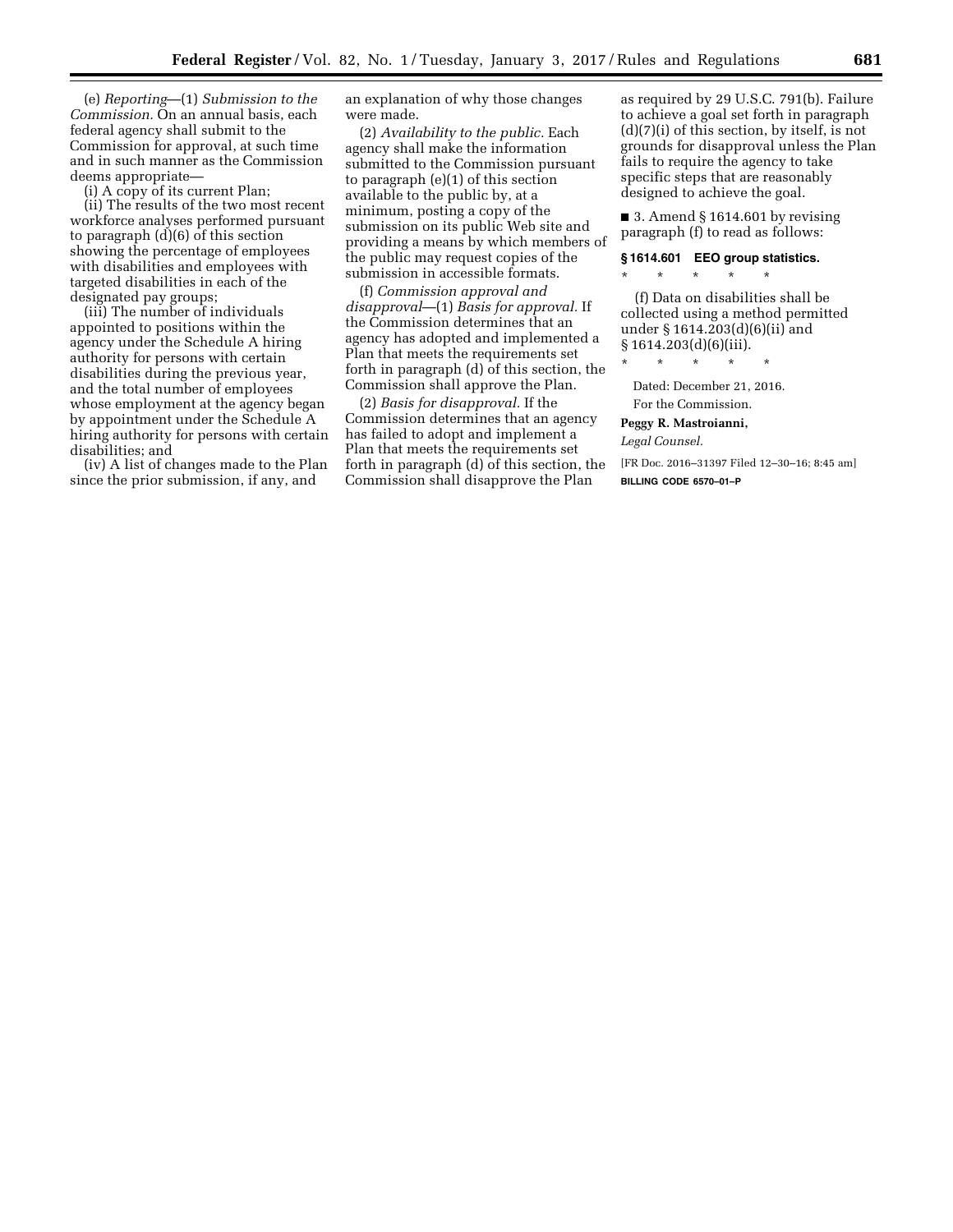(e) *Reporting*—(1) *Submission to the Commission.* On an annual basis, each federal agency shall submit to the Commission for approval, at such time and in such manner as the Commission deems appropriate—

(i) A copy of its current Plan;

(ii) The results of the two most recent workforce analyses performed pursuant to paragraph (d)(6) of this section showing the percentage of employees with disabilities and employees with targeted disabilities in each of the designated pay groups;

(iii) The number of individuals appointed to positions within the agency under the Schedule A hiring authority for persons with certain disabilities during the previous year, and the total number of employees whose employment at the agency began by appointment under the Schedule A hiring authority for persons with certain disabilities; and

(iv) A list of changes made to the Plan since the prior submission, if any, and an explanation of why those changes were made.

(2) *Availability to the public.* Each agency shall make the information submitted to the Commission pursuant to paragraph (e)(1) of this section available to the public by, at a minimum, posting a copy of the submission on its public Web site and providing a means by which members of the public may request copies of the submission in accessible formats.

(f) *Commission approval and disapproval*—(1) *Basis for approval.* If the Commission determines that an agency has adopted and implemented a Plan that meets the requirements set forth in paragraph (d) of this section, the Commission shall approve the Plan.

(2) *Basis for disapproval.* If the Commission determines that an agency has failed to adopt and implement a Plan that meets the requirements set forth in paragraph (d) of this section, the Commission shall disapprove the Plan as required by 29 U.S.C. 791(b). Failure to achieve a goal set forth in paragraph (d)(7)(i) of this section, by itself, is not grounds for disapproval unless the Plan fails to require the agency to take specific steps that are reasonably designed to achieve the goal.

■ 3. Amend § 1614.601 by revising paragraph (f) to read as follows:

### § 1614.601 EEO group statistics.

\* \* \* \* \*

(f) Data on disabilities shall be collected using a method permitted under § 1614.203(d)(6)(ii) and § 1614.203(d)(6)(iii).

\* \* \* \* \*

Dated: December 21, 2016.

For the Commission.

**Peggy R. Mastroianni,**

*Legal Counsel.*

[FR Doc. 2016–31397 Filed 12–30–16; 8:45 am]

**BILLING CODE 6570–01–P**